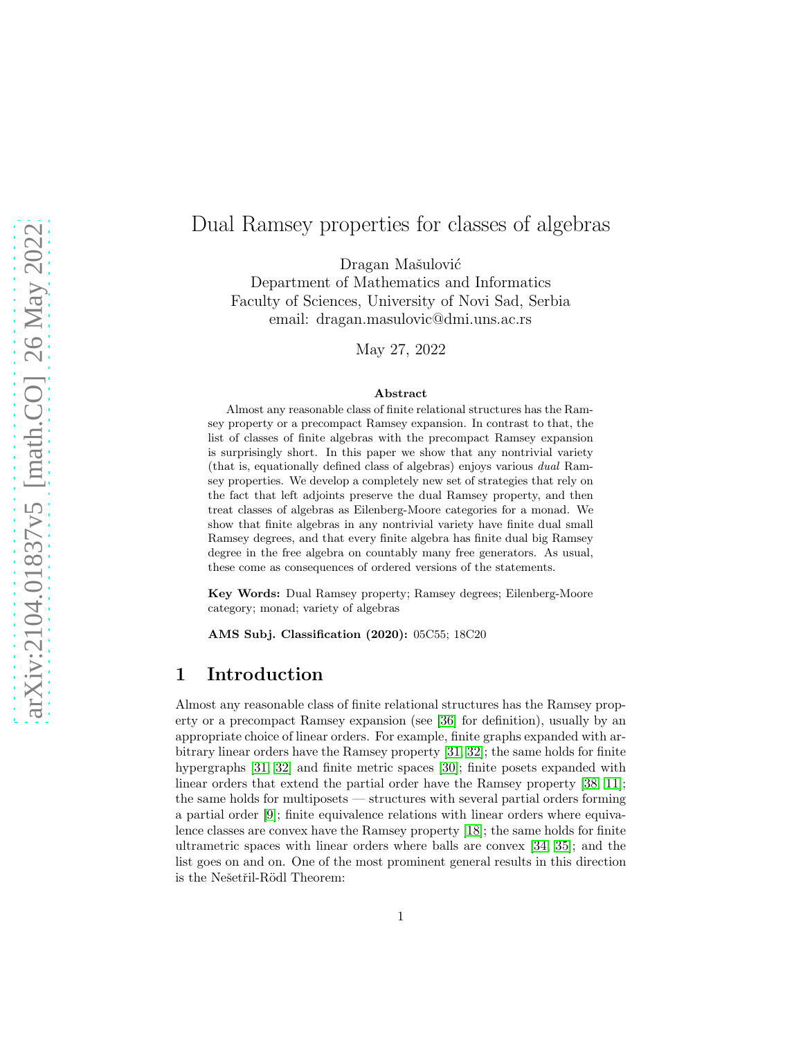# Dual Ramsey properties for classes of algebras

Dragan Mašulović
Department of Mathematics and Informatics
Faculty of Sciences, University of Novi Sad, Serbia
email: dragan.masulovic@dmi.uns.ac.rs

May 27, 2022

### Abstract

Almost any reasonable class of finite relational structures has the Ramsey property or a precompact Ramsey expansion. In contrast to that, the list of classes of finite algebras with the precompact Ramsey expansion is surprisingly short. In this paper we show that any nontrivial variety (that is, equationally defined class of algebras) enjoys various *dual* Ramsey properties. We develop a completely new set of strategies that rely on the fact that left adjoints preserve the dual Ramsey property, and then treat classes of algebras as Eilenberg-Moore categories for a monad. We show that finite algebras in any nontrivial variety have finite dual small Ramsey degrees, and that every finite algebra has finite dual big Ramsey degree in the free algebra on countably many free generators. As usual, these come as consequences of ordered versions of the statements.

**Key Words:** Dual Ramsey property; Ramsey degrees; Eilenberg-Moore category; monad; variety of algebras

**AMS Subj. Classification (2020):** 05C55; 18C20

## 1 Introduction

Almost any reasonable class of finite relational structures has the Ramsey property or a precompact Ramsey expansion (see [36] for definition), usually by an appropriate choice of linear orders. For example, finite graphs expanded with arbitrary linear orders have the Ramsey property [31, 32]; the same holds for finite hypergraphs [31, 32] and finite metric spaces [30]; finite posets expanded with linear orders that extend the partial order have the Ramsey property [38, 11]; the same holds for multiposets — structures with several partial orders forming a partial order [9]; finite equivalence relations with linear orders where equivalence classes are convex have the Ramsey property [18]; the same holds for finite ultrametric spaces with linear orders where balls are convex [34, 35]; and the list goes on and on. One of the most prominent general results in this direction is the Nešetřil-Rödl Theorem: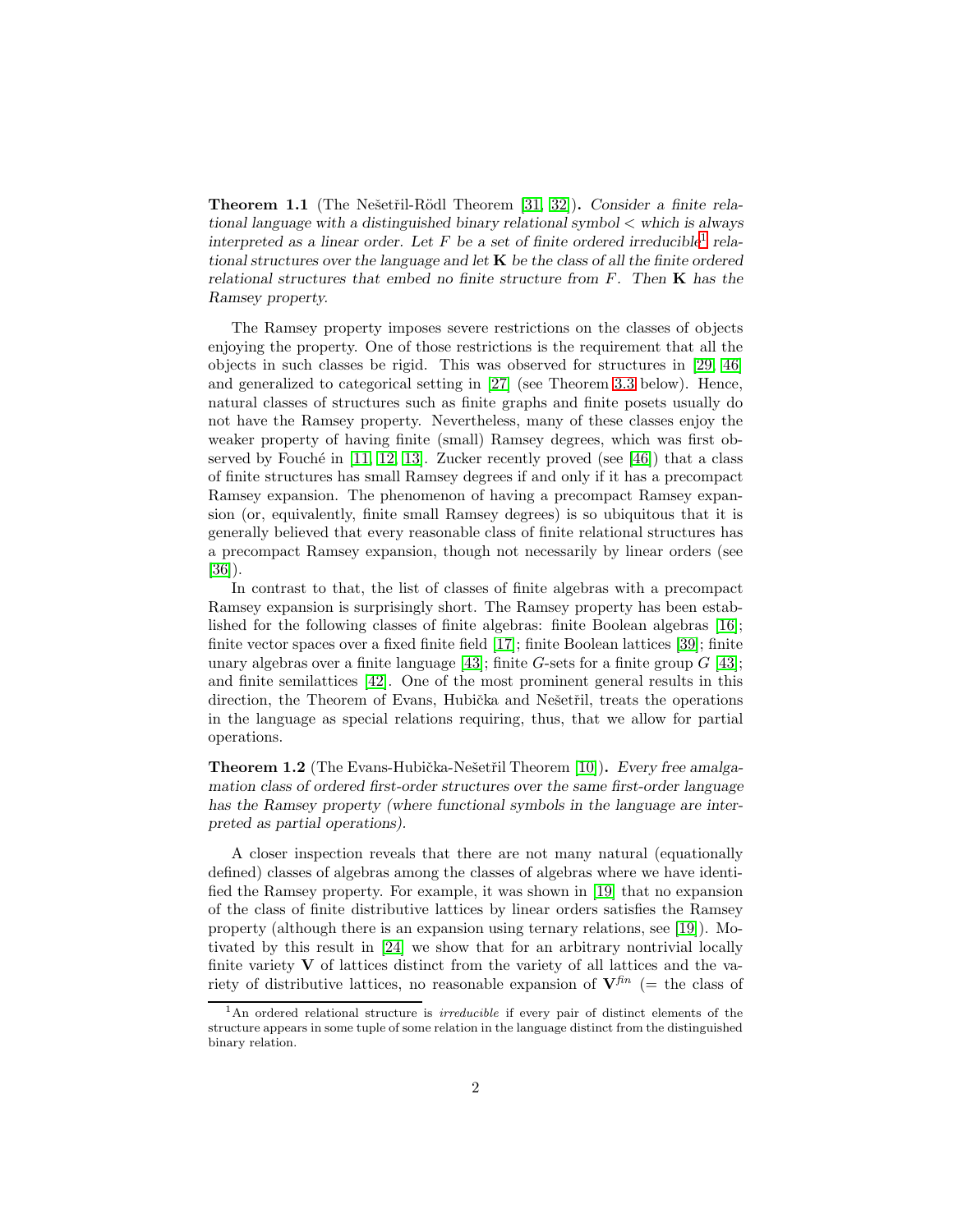**Theorem 1.1** (The Nešetřil-Rödl Theorem [31, 32]). *Consider a finite relational language with a distinguished binary relational symbol $<$ which is always interpreted as a linear order. Let $F$ be a set of finite ordered irreducible*[1] *relational structures over the language and let $\mathbf{K}$ be the class of all the finite ordered relational structures that embed no finite structure from $F$. Then $\mathbf{K}$ has the Ramsey property.*

The Ramsey property imposes severe restrictions on the classes of objects enjoying the property. One of those restrictions is the requirement that all the objects in such classes be rigid. This was observed for structures in [29, 46] and generalized to categorical setting in [27] (see Theorem 3.3 below). Hence, natural classes of structures such as finite graphs and finite posets usually do not have the Ramsey property. Nevertheless, many of these classes enjoy the weaker property of having finite (small) Ramsey degrees, which was first observed by Fouché in [11, 12, 13]. Zucker recently proved (see [46]) that a class of finite structures has small Ramsey degrees if and only if it has a precompact Ramsey expansion. The phenomenon of having a precompact Ramsey expansion (or, equivalently, finite small Ramsey degrees) is so ubiquitous that it is generally believed that every reasonable class of finite relational structures has a precompact Ramsey expansion, though not necessarily by linear orders (see [36]).

In contrast to that, the list of classes of finite algebras with a precompact Ramsey expansion is surprisingly short. The Ramsey property has been established for the following classes of finite algebras: finite Boolean algebras [16]; finite vector spaces over a fixed finite field [17]; finite Boolean lattices [39]; finite unary algebras over a finite language [43]; finite $G$-sets for a finite group $G$ [43]; and finite semilattices [42]. One of the most prominent general results in this direction, the Theorem of Evans, Hubička and Nešetřil, treats the operations in the language as special relations requiring, thus, that we allow for partial operations.

**Theorem 1.2** (The Evans-Hubička-Nešetřil Theorem [10]). *Every free amalgamation class of ordered first-order structures over the same first-order language has the Ramsey property (where functional symbols in the language are interpreted as partial operations).*

A closer inspection reveals that there are not many natural (equationally defined) classes of algebras among the classes of algebras where we have identified the Ramsey property. For example, it was shown in [19] that no expansion of the class of finite distributive lattices by linear orders satisfies the Ramsey property (although there is an expansion using ternary relations, see [19]). Motivated by this result in [24] we show that for an arbitrary nontrivial locally finite variety $\mathbf{V}$ of lattices distinct from the variety of all lattices and the variety of distributive lattices, no reasonable expansion of $\mathbf{V}^{fin}$ (= the class of

[1] An ordered relational structure is *irreducible* if every pair of distinct elements of the structure appears in some tuple of some relation in the language distinct from the distinguished binary relation.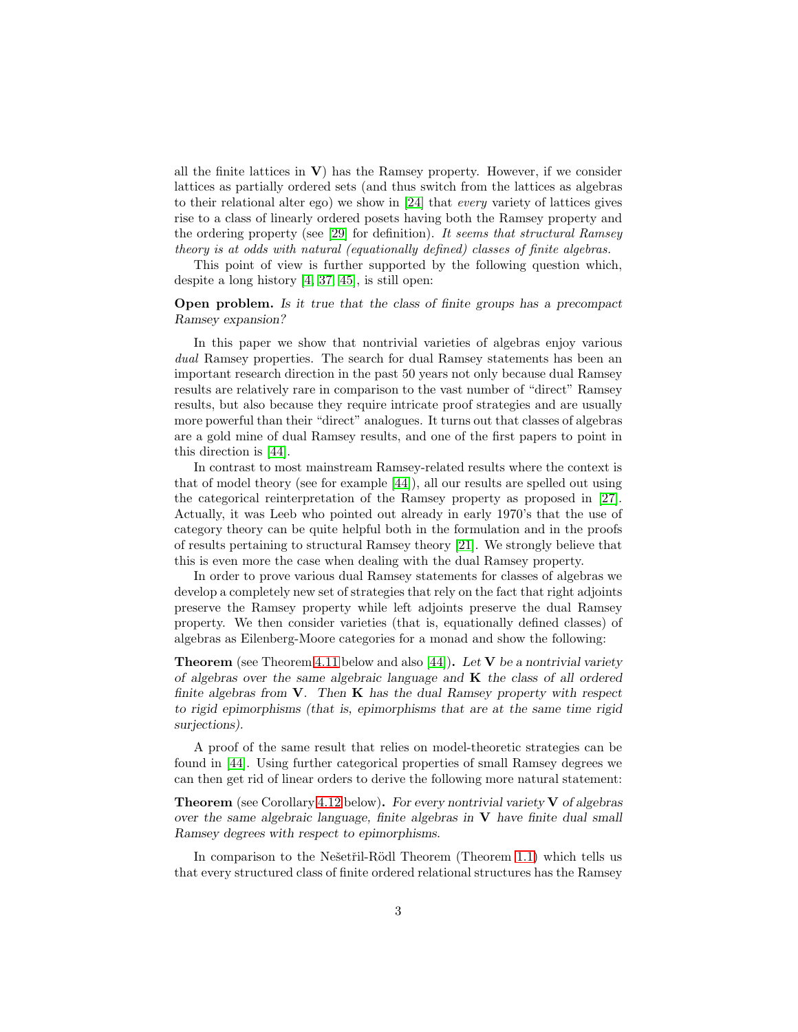all the finite lattices in $\mathbf{V}$) has the Ramsey property. However, if we consider lattices as partially ordered sets (and thus switch from the lattices as algebras to their relational alter ego) we show in [24] that *every* variety of lattices gives rise to a class of linearly ordered posets having both the Ramsey property and the ordering property (see [29] for definition). *It seems that structural Ramsey theory is at odds with natural (equationally defined) classes of finite algebras.*

This point of view is further supported by the following question which, despite a long history [4, 37, 45], is still open:

**Open problem.** *Is it true that the class of finite groups has a precompact Ramsey expansion?*

In this paper we show that nontrivial varieties of algebras enjoy various *dual* Ramsey properties. The search for dual Ramsey statements has been an important research direction in the past 50 years not only because dual Ramsey results are relatively rare in comparison to the vast number of "direct" Ramsey results, but also because they require intricate proof strategies and are usually more powerful than their "direct" analogues. It turns out that classes of algebras are a gold mine of dual Ramsey results, and one of the first papers to point in this direction is [44].

In contrast to most mainstream Ramsey-related results where the context is that of model theory (see for example [44]), all our results are spelled out using the categorical reinterpretation of the Ramsey property as proposed in [27]. Actually, it was Leeb who pointed out already in early 1970's that the use of category theory can be quite helpful both in the formulation and in the proofs of results pertaining to structural Ramsey theory [21]. We strongly believe that this is even more the case when dealing with the dual Ramsey property.

In order to prove various dual Ramsey statements for classes of algebras we develop a completely new set of strategies that rely on the fact that right adjoints preserve the Ramsey property while left adjoints preserve the dual Ramsey property. We then consider varieties (that is, equationally defined classes) of algebras as Eilenberg-Moore categories for a monad and show the following:

**Theorem** (see Theorem 4.11 below and also [44])**.** *Let $\mathbf{V}$ be a nontrivial variety of algebras over the same algebraic language and $\mathbf{K}$ the class of all ordered finite algebras from $\mathbf{V}$. Then $\mathbf{K}$ has the dual Ramsey property with respect to rigid epimorphisms (that is, epimorphisms that are at the same time rigid surjections).*

A proof of the same result that relies on model-theoretic strategies can be found in [44]. Using further categorical properties of small Ramsey degrees we can then get rid of linear orders to derive the following more natural statement:

**Theorem** (see Corollary 4.12 below)**.** *For every nontrivial variety $\mathbf{V}$ of algebras over the same algebraic language, finite algebras in $\mathbf{V}$ have finite dual small Ramsey degrees with respect to epimorphisms.*

In comparison to the Nešetřil-Rödl Theorem (Theorem 1.1) which tells us that every structured class of finite ordered relational structures has the Ramsey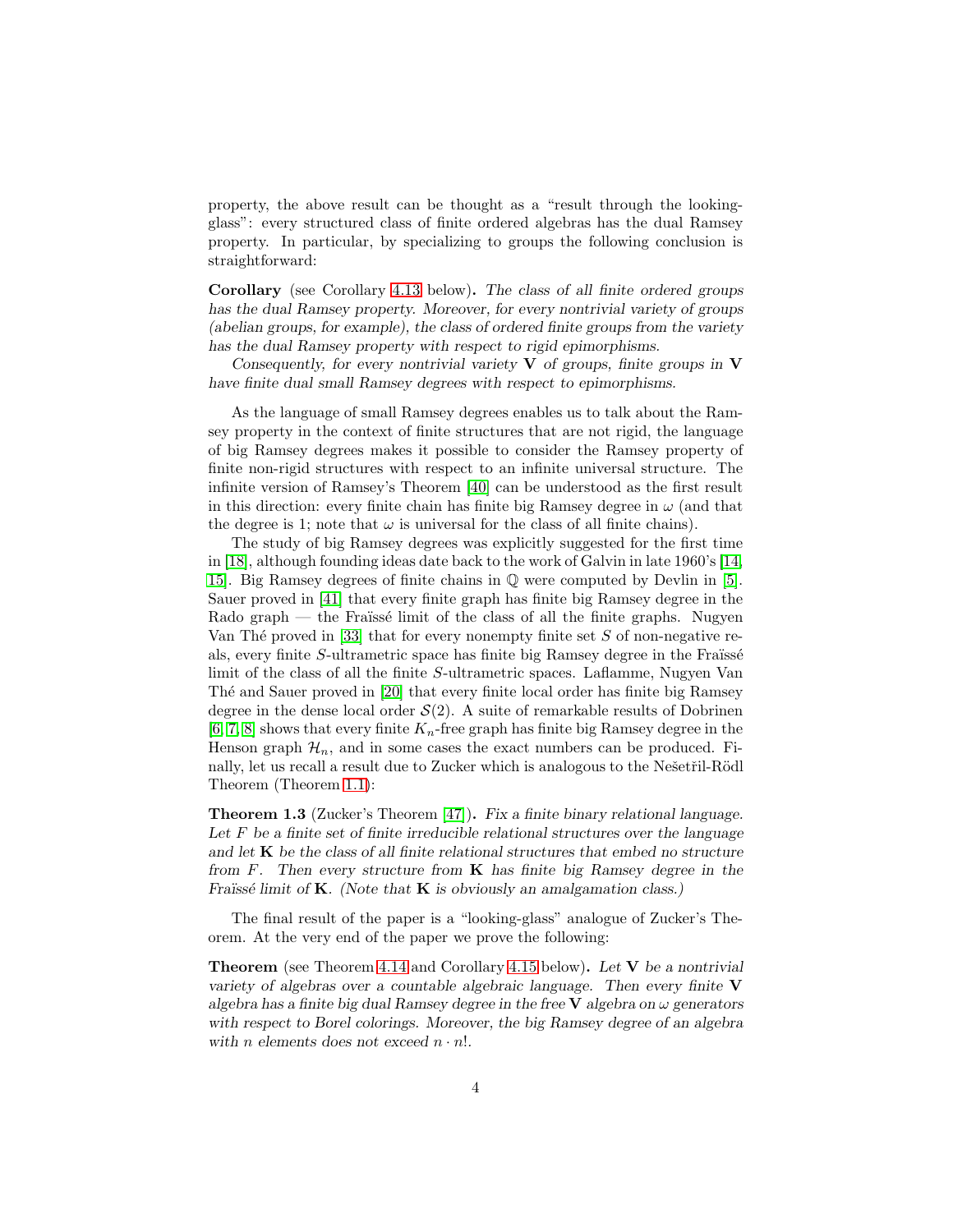property, the above result can be thought as a "result through the looking-glass": every structured class of finite ordered algebras has the dual Ramsey property. In particular, by specializing to groups the following conclusion is straightforward:

**Corollary** (see Corollary 4.13 below)**.** *The class of all finite ordered groups has the dual Ramsey property. Moreover, for every nontrivial variety of groups (abelian groups, for example), the class of ordered finite groups from the variety has the dual Ramsey property with respect to rigid epimorphisms.*

*Consequently, for every nontrivial variety* $\mathbf{V}$ *of groups, finite groups in* $\mathbf{V}$ *have finite dual small Ramsey degrees with respect to epimorphisms.*

As the language of small Ramsey degrees enables us to talk about the Ramsey property in the context of finite structures that are not rigid, the language of big Ramsey degrees makes it possible to consider the Ramsey property of finite non-rigid structures with respect to an infinite universal structure. The infinite version of Ramsey's Theorem [40] can be understood as the first result in this direction: every finite chain has finite big Ramsey degree in $\omega$ (and that the degree is 1; note that $\omega$ is universal for the class of all finite chains).

The study of big Ramsey degrees was explicitly suggested for the first time in [18], although founding ideas date back to the work of Galvin in late 1960's [14, 15]. Big Ramsey degrees of finite chains in $\mathbb{Q}$ were computed by Devlin in [5]. Sauer proved in [41] that every finite graph has finite big Ramsey degree in the Rado graph — the Fraïssé limit of the class of all the finite graphs. Nugyen Van Thé proved in [33] that for every nonempty finite set $S$ of non-negative reals, every finite $S$-ultrametric space has finite big Ramsey degree in the Fraïssé limit of the class of all the finite $S$-ultrametric spaces. Laflamme, Nugyen Van Thé and Sauer proved in [20] that every finite local order has finite big Ramsey degree in the dense local order $\mathcal{S}(2)$. A suite of remarkable results of Dobrinen [6, 7, 8] shows that every finite $K_n$-free graph has finite big Ramsey degree in the Henson graph $\mathcal{H}_n$, and in some cases the exact numbers can be produced. Finally, let us recall a result due to Zucker which is analogous to the Nešetřil-Rödl Theorem (Theorem 1.1):

**Theorem 1.3** (Zucker's Theorem [47])**.** *Fix a finite binary relational language. Let* $F$ *be a finite set of finite irreducible relational structures over the language and let* $\mathbf{K}$ *be the class of all finite relational structures that embed no structure from* $F$*. Then every structure from* $\mathbf{K}$ *has finite big Ramsey degree in the Fraïssé limit of* $\mathbf{K}$*. (Note that* $\mathbf{K}$ *is obviously an amalgamation class.)*

The final result of the paper is a "looking-glass" analogue of Zucker's Theorem. At the very end of the paper we prove the following:

**Theorem** (see Theorem 4.14 and Corollary 4.15 below)**.** *Let* $\mathbf{V}$ *be a nontrivial variety of algebras over a countable algebraic language. Then every finite* $\mathbf{V}$ *algebra has a finite big dual Ramsey degree in the free* $\mathbf{V}$ *algebra on* $\omega$ *generators with respect to Borel colorings. Moreover, the big Ramsey degree of an algebra with* $n$ *elements does not exceed* $n \cdot n!$.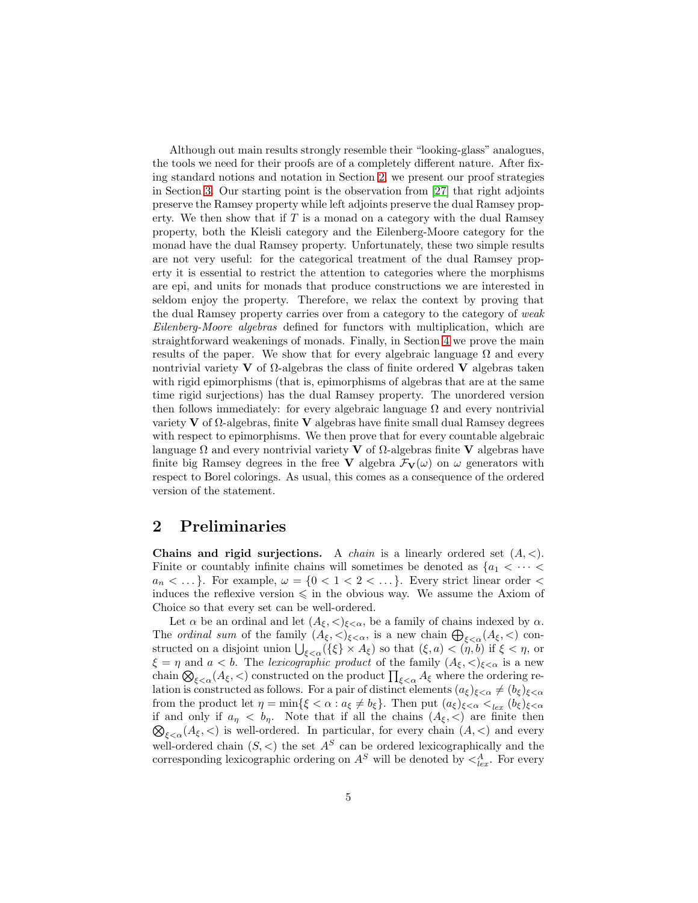Although out main results strongly resemble their "looking-glass" analogues, the tools we need for their proofs are of a completely different nature. After fixing standard notions and notation in Section 2, we present our proof strategies in Section 3. Our starting point is the observation from [27] that right adjoints preserve the Ramsey property while left adjoints preserve the dual Ramsey property. We then show that if $T$ is a monad on a category with the dual Ramsey property, both the Kleisli category and the Eilenberg-Moore category for the monad have the dual Ramsey property. Unfortunately, these two simple results are not very useful: for the categorical treatment of the dual Ramsey property it is essential to restrict the attention to categories where the morphisms are epi, and units for monads that produce constructions we are interested in seldom enjoy the property. Therefore, we relax the context by proving that the dual Ramsey property carries over from a category to the category of *weak Eilenberg-Moore algebras* defined for functors with multiplication, which are straightforward weakenings of monads. Finally, in Section 4 we prove the main results of the paper. We show that for every algebraic language $\Omega$ and every nontrivial variety $\mathbf{V}$ of $\Omega$-algebras the class of finite ordered $\mathbf{V}$ algebras taken with rigid epimorphisms (that is, epimorphisms of algebras that are at the same time rigid surjections) has the dual Ramsey property. The unordered version then follows immediately: for every algebraic language $\Omega$ and every nontrivial variety $\mathbf{V}$ of $\Omega$-algebras, finite $\mathbf{V}$ algebras have finite small dual Ramsey degrees with respect to epimorphisms. We then prove that for every countable algebraic language $\Omega$ and every nontrivial variety $\mathbf{V}$ of $\Omega$-algebras finite $\mathbf{V}$ algebras have finite big Ramsey degrees in the free $\mathbf{V}$ algebra $\mathcal{F}_{\mathbf{V}}(\omega)$ on $\omega$ generators with respect to Borel colorings. As usual, this comes as a consequence of the ordered version of the statement.

## 2 Preliminaries

**Chains and rigid surjections.** A *chain* is a linearly ordered set $(A, <)$. Finite or countably infinite chains will sometimes be denoted as $\{a_1 < \dots < a_n < \dots\}$. For example, $\omega = \{0 < 1 < 2 < \dots\}$. Every strict linear order $<$ induces the reflexive version $\leqslant$ in the obvious way. We assume the Axiom of Choice so that every set can be well-ordered.

Let $\alpha$ be an ordinal and let $(A_\xi, <)_{\xi<\alpha}$, be a family of chains indexed by $\alpha$. The *ordinal sum* of the family $(A_\xi, <)_{\xi<\alpha}$, is a new chain $\bigoplus_{\xi<\alpha}(A_\xi, <)$ constructed on a disjoint union $\bigcup_{\xi<\alpha}(\{\xi\} \times A_\xi)$ so that $(\xi, a) < (\eta, b)$ if $\xi < \eta$, or $\xi = \eta$ and $a < b$. The *lexicographic product* of the family $(A_\xi, <)_{\xi<\alpha}$ is a new chain $\bigotimes_{\xi<\alpha}(A_\xi, <)$ constructed on the product $\prod_{\xi<\alpha} A_\xi$ where the ordering relation is constructed as follows. For a pair of distinct elements $(a_\xi)_{\xi<\alpha} \neq (b_\xi)_{\xi<\alpha}$ from the product let $\eta = \min\{\xi < \alpha : a_\xi \neq b_\xi\}$. Then put $(a_\xi)_{\xi<\alpha} <_{lex} (b_\xi)_{\xi<\alpha}$ if and only if $a_\eta < b_\eta$. Note that if all the chains $(A_\xi, <)$ are finite then $\bigotimes_{\xi<\alpha}(A_\xi, <)$ is well-ordered. In particular, for every chain $(A, <)$ and every well-ordered chain $(S, <)$ the set $A^S$ can be ordered lexicographically and the corresponding lexicographic ordering on $A^S$ will be denoted by $<^A_{lex}$. For every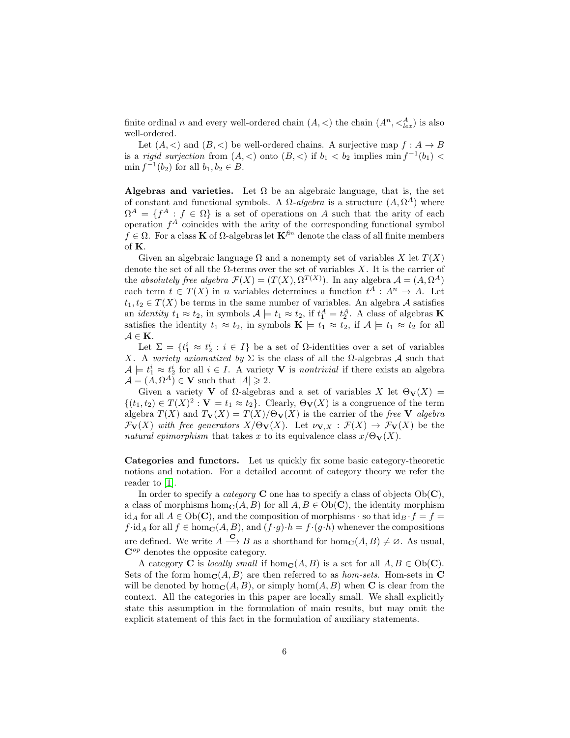finite ordinal $n$ and every well-ordered chain $(A, <)$ the chain $(A^n, <^A_{lex})$ is also well-ordered.

Let $(A, <)$ and $(B, <)$ be well-ordered chains. A surjective map $f : A \to B$ is a *rigid surjection* from $(A, <)$ onto $(B, <)$ if $b_1 < b_2$ implies $\min f^{-1}(b_1) < \min f^{-1}(b_2)$ for all $b_1, b_2 \in B$.

**Algebras and varieties.** Let $\Omega$ be an algebraic language, that is, the set of constant and functional symbols. A $\Omega$-*algebra* is a structure $(A, \Omega^A)$ where $\Omega^A = \{f^A : f \in \Omega\}$ is a set of operations on $A$ such that the arity of each operation $f^A$ coincides with the arity of the corresponding functional symbol $f \in \Omega$. For a class $\mathbf{K}$ of $\Omega$-algebras let $\mathbf{K}^{fin}$ denote the class of all finite members of $\mathbf{K}$.

Given an algebraic language $\Omega$ and a nonempty set of variables $X$ let $T(X)$ denote the set of all the $\Omega$-terms over the set of variables $X$. It is the carrier of the *absolutely free algebra* $\mathcal{F}(X) = (T(X), \Omega^{T(X)})$. In any algebra $\mathcal{A} = (A, \Omega^A)$ each term $t \in T(X)$ in $n$ variables determines a function $t^A : A^n \to A$. Let $t_1, t_2 \in T(X)$ be terms in the same number of variables. An algebra $\mathcal{A}$ satisfies an *identity* $t_1 \approx t_2$, in symbols $\mathcal{A} \models t_1 \approx t_2$, if $t_1^A = t_2^A$. A class of algebras $\mathbf{K}$ satisfies the identity $t_1 \approx t_2$, in symbols $\mathbf{K} \models t_1 \approx t_2$, if $\mathcal{A} \models t_1 \approx t_2$ for all $\mathcal{A} \in \mathbf{K}$.

Let $\Sigma = \{t_1^i \approx t_2^i : i \in I\}$ be a set of $\Omega$-identities over a set of variables $X$. A *variety axiomatized by* $\Sigma$ is the class of all the $\Omega$-algebras $\mathcal{A}$ such that $\mathcal{A} \models t_1^i \approx t_2^i$ for all $i \in I$. A variety $\mathbf{V}$ is *nontrivial* if there exists an algebra $\mathcal{A} = (A, \Omega^A) \in \mathbf{V}$ such that $|A| \geqslant 2$.

Given a variety $\mathbf{V}$ of $\Omega$-algebras and a set of variables $X$ let $\Theta_\mathbf{V}(X) = \{(t_1, t_2) \in T(X)^2 : \mathbf{V} \models t_1 \approx t_2\}$. Clearly, $\Theta_\mathbf{V}(X)$ is a congruence of the term algebra $T(X)$ and $T_\mathbf{V}(X) = T(X)/\Theta_\mathbf{V}(X)$ is the carrier of the *free* $\mathbf{V}$ *algebra* $\mathcal{F}_\mathbf{V}(X)$ *with free generators* $X/\Theta_\mathbf{V}(X)$. Let $\nu_{\mathbf{V},X} : \mathcal{F}(X) \to \mathcal{F}_\mathbf{V}(X)$ be the *natural epimorphism* that takes $x$ to its equivalence class $x/\Theta_\mathbf{V}(X)$.

**Categories and functors.** Let us quickly fix some basic category-theoretic notions and notation. For a detailed account of category theory we refer the reader to [1].

In order to specify a *category* $\mathbf{C}$ one has to specify a class of objects $\mathrm{Ob}(\mathbf{C})$, a class of morphisms $\hom_\mathbf{C}(A, B)$ for all $A, B \in \mathrm{Ob}(\mathbf{C})$, the identity morphism $\mathrm{id}_A$ for all $A \in \mathrm{Ob}(\mathbf{C})$, and the composition of morphisms $\cdot$ so that $\mathrm{id}_B \cdot f = f = f \cdot \mathrm{id}_A$ for all $f \in \hom_\mathbf{C}(A, B)$, and $(f \cdot g) \cdot h = f \cdot (g \cdot h)$ whenever the compositions are defined. We write $A \overset{\mathbf{C}}{\longrightarrow} B$ as a shorthand for $\hom_\mathbf{C}(A, B) \neq \varnothing$. As usual, $\mathbf{C}^{op}$ denotes the opposite category.

A category $\mathbf{C}$ is *locally small* if $\hom_\mathbf{C}(A, B)$ is a set for all $A, B \in \mathrm{Ob}(\mathbf{C})$. Sets of the form $\hom_\mathbf{C}(A, B)$ are then referred to as *hom-sets*. Hom-sets in $\mathbf{C}$ will be denoted by $\hom_\mathbf{C}(A, B)$, or simply $\hom(A, B)$ when $\mathbf{C}$ is clear from the context. All the categories in this paper are locally small. We shall explicitly state this assumption in the formulation of main results, but may omit the explicit statement of this fact in the formulation of auxiliary statements.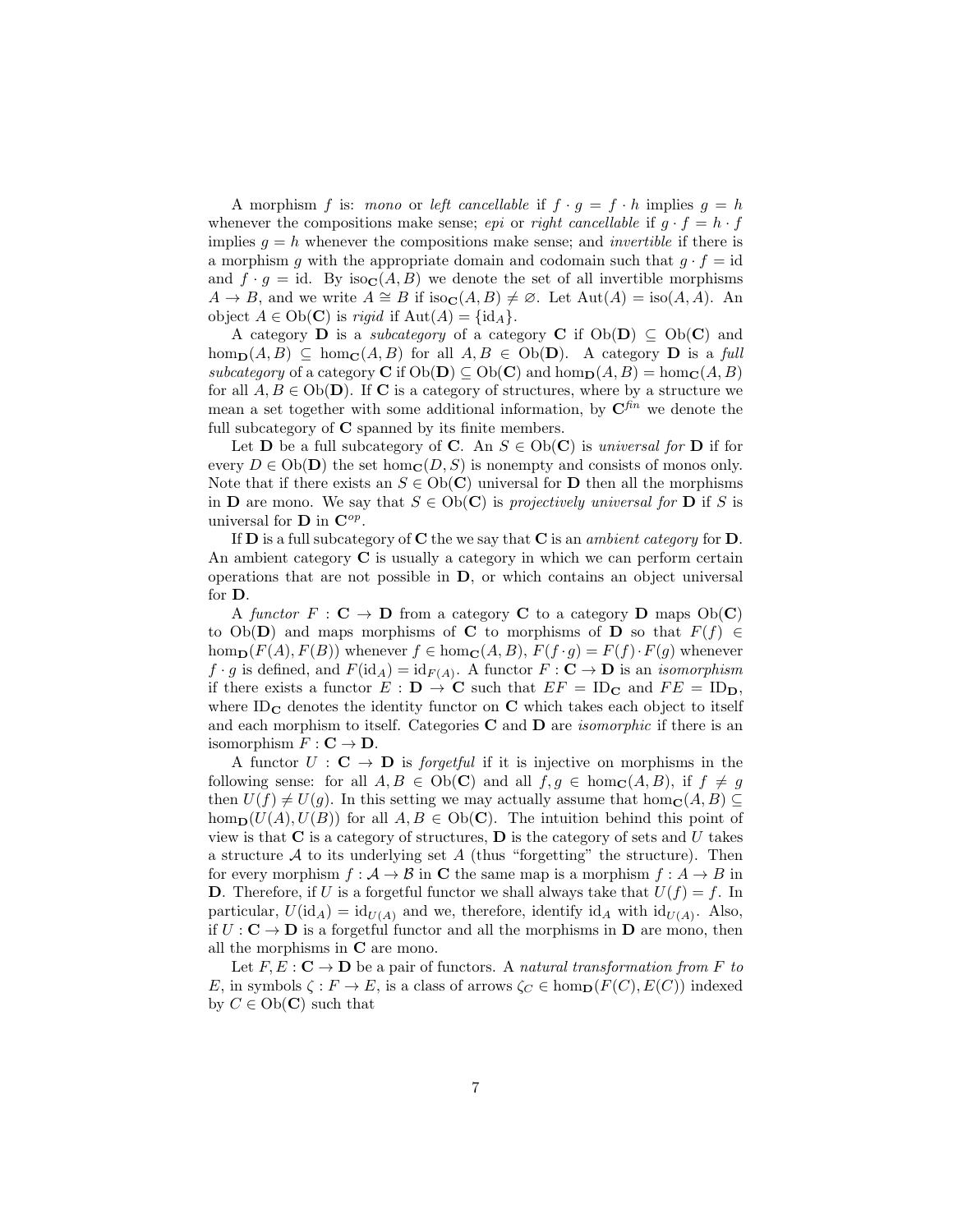A morphism $f$ is: *mono* or *left cancellable* if $f \cdot g = f \cdot h$ implies $g = h$ whenever the compositions make sense; *epi* or *right cancellable* if $g \cdot f = h \cdot f$ implies $g = h$ whenever the compositions make sense; and *invertible* if there is a morphism $g$ with the appropriate domain and codomain such that $g \cdot f = \mathrm{id}$ and $f \cdot g = \mathrm{id}$. By $\mathrm{iso}_{\mathbf{C}}(A, B)$ we denote the set of all invertible morphisms $A \to B$, and we write $A \cong B$ if $\mathrm{iso}_{\mathbf{C}}(A, B) \neq \varnothing$. Let $\mathrm{Aut}(A) = \mathrm{iso}(A, A)$. An object $A \in \mathrm{Ob}(\mathbf{C})$ is *rigid* if $\mathrm{Aut}(A) = \{\mathrm{id}_A\}$.

A category $\mathbf{D}$ is a *subcategory* of a category $\mathbf{C}$ if $\mathrm{Ob}(\mathbf{D}) \subseteq \mathrm{Ob}(\mathbf{C})$ and $\hom_{\mathbf{D}}(A, B) \subseteq \hom_{\mathbf{C}}(A, B)$ for all $A, B \in \mathrm{Ob}(\mathbf{D})$. A category $\mathbf{D}$ is a *full subcategory* of a category $\mathbf{C}$ if $\mathrm{Ob}(\mathbf{D}) \subseteq \mathrm{Ob}(\mathbf{C})$ and $\hom_{\mathbf{D}}(A, B) = \hom_{\mathbf{C}}(A, B)$ for all $A, B \in \mathrm{Ob}(\mathbf{D})$. If $\mathbf{C}$ is a category of structures, where by a structure we mean a set together with some additional information, by $\mathbf{C}^{fin}$ we denote the full subcategory of $\mathbf{C}$ spanned by its finite members.

Let $\mathbf{D}$ be a full subcategory of $\mathbf{C}$. An $S \in \mathrm{Ob}(\mathbf{C})$ is *universal for* $\mathbf{D}$ if for every $D \in \mathrm{Ob}(\mathbf{D})$ the set $\hom_{\mathbf{C}}(D, S)$ is nonempty and consists of monos only. Note that if there exists an $S \in \mathrm{Ob}(\mathbf{C})$ universal for $\mathbf{D}$ then all the morphisms in $\mathbf{D}$ are mono. We say that $S \in \mathrm{Ob}(\mathbf{C})$ is *projectively universal for* $\mathbf{D}$ if $S$ is universal for $\mathbf{D}$ in $\mathbf{C}^{op}$.

If $\mathbf{D}$ is a full subcategory of $\mathbf{C}$ the we say that $\mathbf{C}$ is an *ambient category* for $\mathbf{D}$. An ambient category $\mathbf{C}$ is usually a category in which we can perform certain operations that are not possible in $\mathbf{D}$, or which contains an object universal for $\mathbf{D}$.

A *functor* $F : \mathbf{C} \to \mathbf{D}$ from a category $\mathbf{C}$ to a category $\mathbf{D}$ maps $\mathrm{Ob}(\mathbf{C})$ to $\mathrm{Ob}(\mathbf{D})$ and maps morphisms of $\mathbf{C}$ to morphisms of $\mathbf{D}$ so that $F(f) \in \hom_{\mathbf{D}}(F(A), F(B))$ whenever $f \in \hom_{\mathbf{C}}(A, B)$, $F(f \cdot g) = F(f) \cdot F(g)$ whenever $f \cdot g$ is defined, and $F(\mathrm{id}_A) = \mathrm{id}_{F(A)}$. A functor $F : \mathbf{C} \to \mathbf{D}$ is an *isomorphism* if there exists a functor $E : \mathbf{D} \to \mathbf{C}$ such that $EF = \mathrm{ID}_{\mathbf{C}}$ and $FE = \mathrm{ID}_{\mathbf{D}}$, where $\mathrm{ID}_{\mathbf{C}}$ denotes the identity functor on $\mathbf{C}$ which takes each object to itself and each morphism to itself. Categories $\mathbf{C}$ and $\mathbf{D}$ are *isomorphic* if there is an isomorphism $F : \mathbf{C} \to \mathbf{D}$.

A functor $U : \mathbf{C} \to \mathbf{D}$ is *forgetful* if it is injective on morphisms in the following sense: for all $A, B \in \mathrm{Ob}(\mathbf{C})$ and all $f, g \in \hom_{\mathbf{C}}(A, B)$, if $f \neq g$ then $U(f) \neq U(g)$. In this setting we may actually assume that $\hom_{\mathbf{C}}(A, B) \subseteq \hom_{\mathbf{D}}(U(A), U(B))$ for all $A, B \in \mathrm{Ob}(\mathbf{C})$. The intuition behind this point of view is that $\mathbf{C}$ is a category of structures, $\mathbf{D}$ is the category of sets and $U$ takes a structure $\mathcal{A}$ to its underlying set $A$ (thus "forgetting" the structure). Then for every morphism $f : \mathcal{A} \to \mathcal{B}$ in $\mathbf{C}$ the same map is a morphism $f : A \to B$ in $\mathbf{D}$. Therefore, if $U$ is a forgetful functor we shall always take that $U(f) = f$. In particular, $U(\mathrm{id}_A) = \mathrm{id}_{U(A)}$ and we, therefore, identify $\mathrm{id}_A$ with $\mathrm{id}_{U(A)}$. Also, if $U : \mathbf{C} \to \mathbf{D}$ is a forgetful functor and all the morphisms in $\mathbf{D}$ are mono, then all the morphisms in $\mathbf{C}$ are mono.

Let $F, E : \mathbf{C} \to \mathbf{D}$ be a pair of functors. A *natural transformation from $F$ to $E$*, in symbols $\zeta : F \to E$, is a class of arrows $\zeta_C \in \hom_{\mathbf{D}}(F(C), E(C))$ indexed by $C \in \mathrm{Ob}(\mathbf{C})$ such that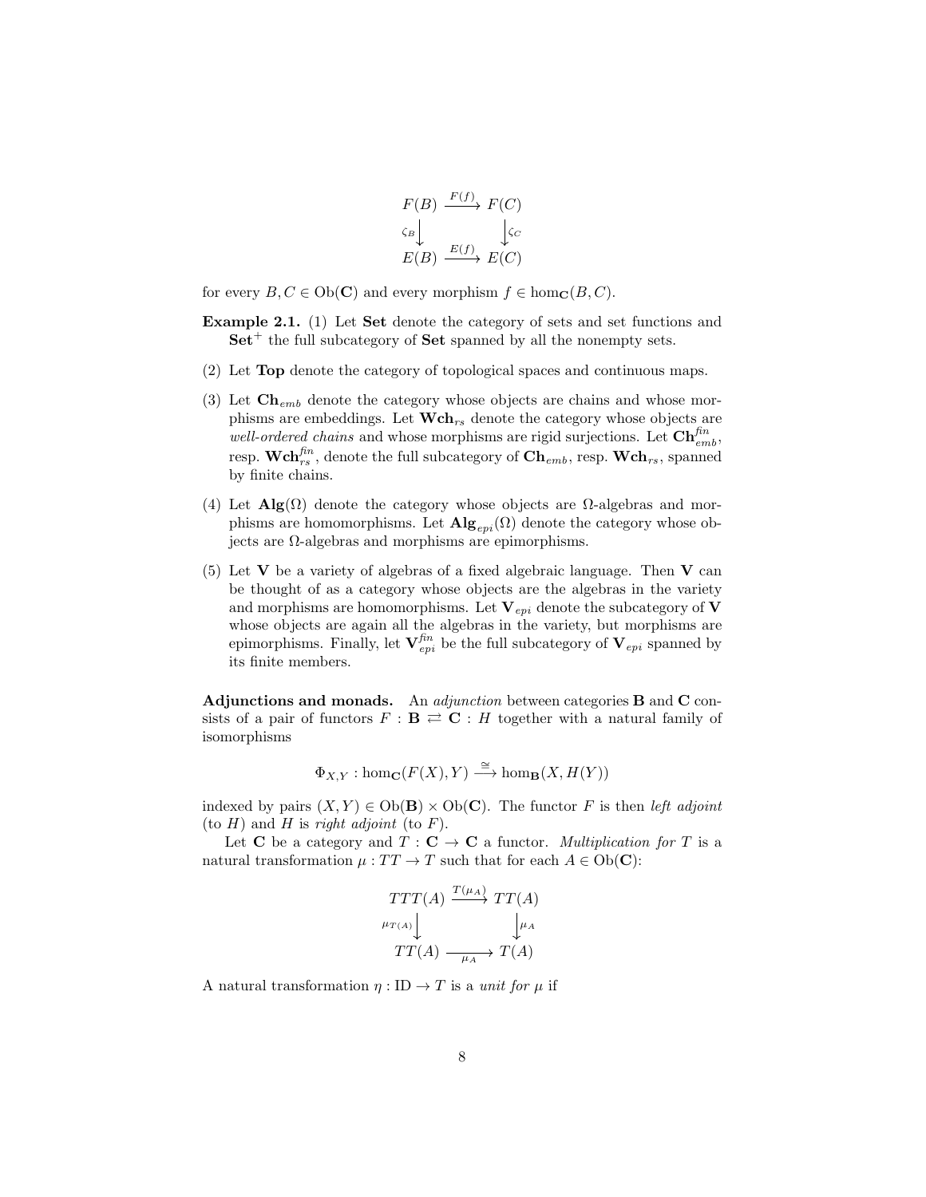$$
\begin{array}{ccc}
F(B) & \xrightarrow{F(f)} & F(C) \\
{\scriptstyle \zeta_B}\downarrow & & \downarrow{\scriptstyle \zeta_C} \\
E(B) & \xrightarrow{E(f)} & E(C)
\end{array}
$$

for every $B, C \in \mathrm{Ob}(\mathbf{C})$ and every morphism $f \in \hom_{\mathbf{C}}(B, C)$.

**Example 2.1.** (1) Let **Set** denote the category of sets and set functions and $\mathbf{Set}^+$ the full subcategory of **Set** spanned by all the nonempty sets.

(2) Let **Top** denote the category of topological spaces and continuous maps.

(3) Let $\mathbf{Ch}_{emb}$ denote the category whose objects are chains and whose morphisms are embeddings. Let $\mathbf{Wch}_{rs}$ denote the category whose objects are *well-ordered chains* and whose morphisms are rigid surjections. Let $\mathbf{Ch}^{fin}_{emb}$, resp. $\mathbf{Wch}^{fin}_{rs}$, denote the full subcategory of $\mathbf{Ch}_{emb}$, resp. $\mathbf{Wch}_{rs}$, spanned by finite chains.

(4) Let $\mathbf{Alg}(\Omega)$ denote the category whose objects are $\Omega$-algebras and morphisms are homomorphisms. Let $\mathbf{Alg}_{epi}(\Omega)$ denote the category whose objects are $\Omega$-algebras and morphisms are epimorphisms.

(5) Let $\mathbf{V}$ be a variety of algebras of a fixed algebraic language. Then $\mathbf{V}$ can be thought of as a category whose objects are the algebras in the variety and morphisms are homomorphisms. Let $\mathbf{V}_{epi}$ denote the subcategory of $\mathbf{V}$ whose objects are again all the algebras in the variety, but morphisms are epimorphisms. Finally, let $\mathbf{V}^{fin}_{epi}$ be the full subcategory of $\mathbf{V}_{epi}$ spanned by its finite members.

**Adjunctions and monads.** An *adjunction* between categories $\mathbf{B}$ and $\mathbf{C}$ consists of a pair of functors $F : \mathbf{B} \rightleftarrows \mathbf{C} : H$ together with a natural family of isomorphisms

$$
\Phi_{X,Y} : \hom_{\mathbf{C}}(F(X), Y) \xrightarrow{\cong} \hom_{\mathbf{B}}(X, H(Y))
$$

indexed by pairs $(X, Y) \in \mathrm{Ob}(\mathbf{B}) \times \mathrm{Ob}(\mathbf{C})$. The functor $F$ is then *left adjoint* (to $H$) and $H$ is *right adjoint* (to $F$).

Let $\mathbf{C}$ be a category and $T : \mathbf{C} \to \mathbf{C}$ a functor. *Multiplication for $T$* is a natural transformation $\mu : TT \to T$ such that for each $A \in \mathrm{Ob}(\mathbf{C})$:

$$
\begin{array}{ccc}
TTT(A) & \xrightarrow{T(\mu_A)} & TT(A) \\
{\scriptstyle \mu_{T(A)}}\downarrow & & \downarrow{\scriptstyle \mu_A} \\
TT(A) & \xrightarrow[\mu_A]{} & T(A)
\end{array}
$$

A natural transformation $\eta : \mathrm{ID} \to T$ is a *unit for $\mu$* if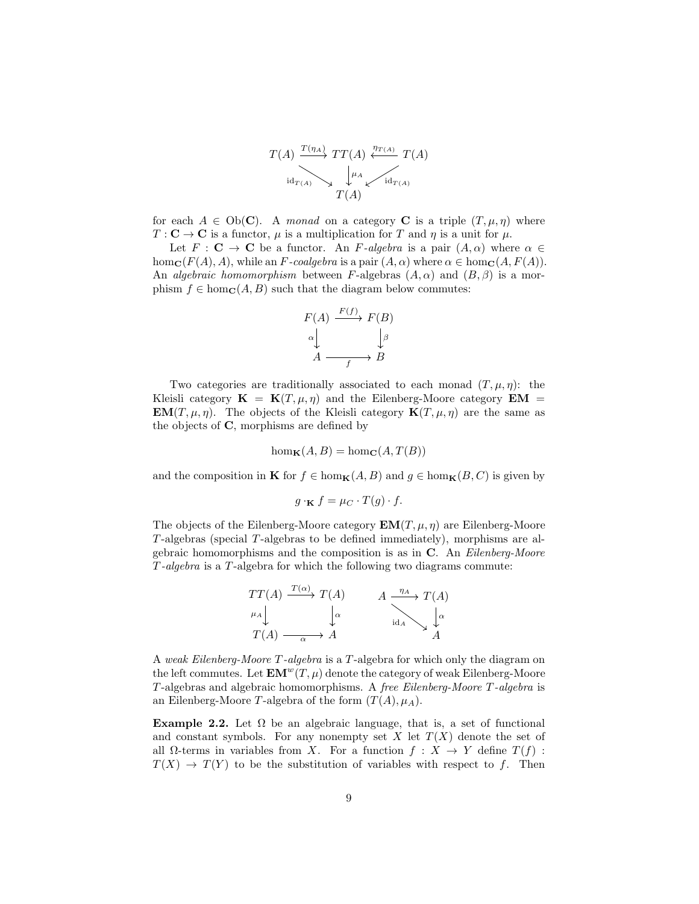$$
\begin{array}{ccccc}
T(A) & \xrightarrow{T(\eta_A)} & TT(A) & \xleftarrow{\eta_{T(A)}} & T(A) \\
& {\scriptstyle \mathrm{id}_{T(A)}} \searrow & \downarrow {\scriptstyle \mu_A} & \swarrow {\scriptstyle \mathrm{id}_{T(A)}} & \\
& & T(A) & &
\end{array}
$$

for each $A \in \mathrm{Ob}(\mathbf{C})$. A *monad* on a category $\mathbf{C}$ is a triple $(T, \mu, \eta)$ where $T : \mathbf{C} \to \mathbf{C}$ is a functor, $\mu$ is a multiplication for $T$ and $\eta$ is a unit for $\mu$.

Let $F : \mathbf{C} \to \mathbf{C}$ be a functor. An *$F$-algebra* is a pair $(A, \alpha)$ where $\alpha \in \hom_{\mathbf{C}}(F(A), A)$, while an *$F$-coalgebra* is a pair $(A, \alpha)$ where $\alpha \in \hom_{\mathbf{C}}(A, F(A))$. An *algebraic homomorphism* between $F$-algebras $(A, \alpha)$ and $(B, \beta)$ is a morphism $f \in \hom_{\mathbf{C}}(A, B)$ such that the diagram below commutes:

$$
\begin{array}{ccc}
F(A) & \xrightarrow{F(f)} & F(B) \\
{\scriptstyle \alpha} \downarrow & & \downarrow {\scriptstyle \beta} \\
A & \xrightarrow[f]{} & B
\end{array}
$$

Two categories are traditionally associated to each monad $(T, \mu, \eta)$: the Kleisli category $\mathbf{K} = \mathbf{K}(T, \mu, \eta)$ and the Eilenberg-Moore category $\mathbf{EM} = \mathbf{EM}(T, \mu, \eta)$. The objects of the Kleisli category $\mathbf{K}(T, \mu, \eta)$ are the same as the objects of $\mathbf{C}$, morphisms are defined by

$$
\hom_{\mathbf{K}}(A, B) = \hom_{\mathbf{C}}(A, T(B))
$$

and the composition in $\mathbf{K}$ for $f \in \hom_{\mathbf{K}}(A, B)$ and $g \in \hom_{\mathbf{K}}(B, C)$ is given by

$$
g \cdot_{\mathbf{K}} f = \mu_C \cdot T(g) \cdot f.
$$

The objects of the Eilenberg-Moore category $\mathbf{EM}(T, \mu, \eta)$ are Eilenberg-Moore $T$-algebras (special $T$-algebras to be defined immediately), morphisms are algebraic homomorphisms and the composition is as in $\mathbf{C}$. An *Eilenberg-Moore $T$-algebra* is a $T$-algebra for which the following two diagrams commute:

$$
\begin{array}{ccc}
TT(A) & \xrightarrow{T(\alpha)} & T(A) \\
{\scriptstyle \mu_A} \downarrow & & \downarrow {\scriptstyle \alpha} \\
T(A) & \xrightarrow[\alpha]{} & A
\end{array}
\qquad\qquad
\begin{array}{ccc}
A & \xrightarrow{\eta_A} & T(A) \\
& {\scriptstyle \mathrm{id}_A} \searrow & \downarrow {\scriptstyle \alpha} \\
& & A
\end{array}
$$

A *weak Eilenberg-Moore $T$-algebra* is a $T$-algebra for which only the diagram on the left commutes. Let $\mathbf{EM}^w(T, \mu)$ denote the category of weak Eilenberg-Moore $T$-algebras and algebraic homomorphisms. A *free Eilenberg-Moore $T$-algebra* is an Eilenberg-Moore $T$-algebra of the form $(T(A), \mu_A)$.

**Example 2.2.** Let $\Omega$ be an algebraic language, that is, a set of functional and constant symbols. For any nonempty set $X$ let $T(X)$ denote the set of all $\Omega$-terms in variables from $X$. For a function $f : X \to Y$ define $T(f) : T(X) \to T(Y)$ to be the substitution of variables with respect to $f$. Then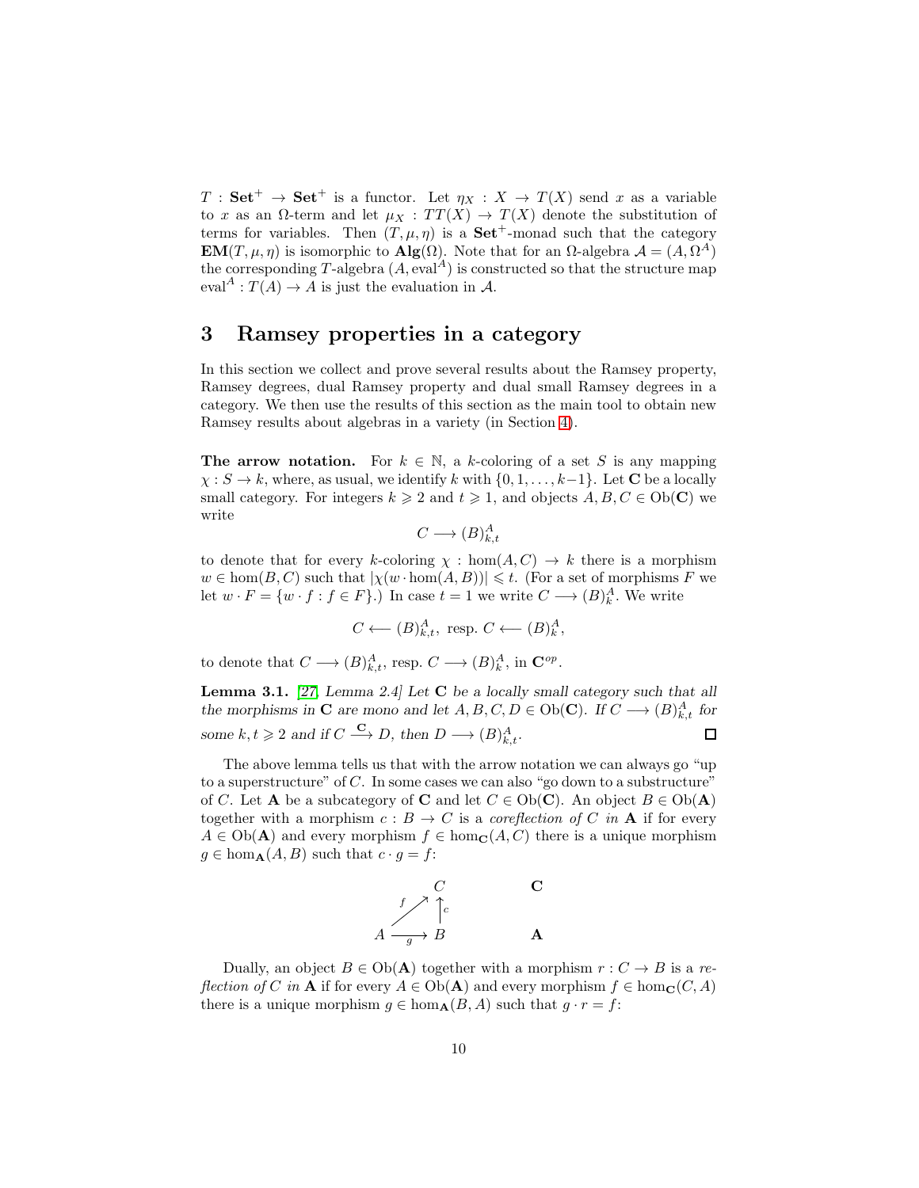$T : \mathbf{Set}^+ \to \mathbf{Set}^+$ is a functor. Let $\eta_X : X \to T(X)$ send $x$ as a variable to $x$ as an $\Omega$-term and let $\mu_X : TT(X) \to T(X)$ denote the substitution of terms for variables. Then $(T, \mu, \eta)$ is a $\mathbf{Set}^+$-monad such that the category $\mathbf{EM}(T, \mu, \eta)$ is isomorphic to $\mathbf{Alg}(\Omega)$. Note that for an $\Omega$-algebra $\mathcal{A} = (A, \Omega^A)$ the corresponding $T$-algebra $(A, \mathrm{eval}^A)$ is constructed so that the structure map $\mathrm{eval}^A : T(A) \to A$ is just the evaluation in $\mathcal{A}$.

# 3 Ramsey properties in a category

In this section we collect and prove several results about the Ramsey property, Ramsey degrees, dual Ramsey property and dual small Ramsey degrees in a category. We then use the results of this section as the main tool to obtain new Ramsey results about algebras in a variety (in Section 4).

**The arrow notation.** For $k \in \mathbb{N}$, a $k$-coloring of a set $S$ is any mapping $\chi : S \to k$, where, as usual, we identify $k$ with $\{0, 1, \ldots, k-1\}$. Let $\mathbf{C}$ be a locally small category. For integers $k \geqslant 2$ and $t \geqslant 1$, and objects $A, B, C \in \mathrm{Ob}(\mathbf{C})$ we write

$$C \longrightarrow (B)^A_{k,t}$$

to denote that for every $k$-coloring $\chi : \hom(A, C) \to k$ there is a morphism $w \in \hom(B, C)$ such that $|\chi(w \cdot \hom(A, B))| \leqslant t$. (For a set of morphisms $F$ we let $w \cdot F = \{w \cdot f : f \in F\}$.) In case $t = 1$ we write $C \longrightarrow (B)^A_k$. We write

$$C \longleftarrow (B)^A_{k,t}, \text{ resp. } C \longleftarrow (B)^A_k,$$

to denote that $C \longrightarrow (B)^A_{k,t}$, resp. $C \longrightarrow (B)^A_k$, in $\mathbf{C}^{op}$.

**Lemma 3.1.** *[27, Lemma 2.4] Let $\mathbf{C}$ be a locally small category such that all the morphisms in $\mathbf{C}$ are mono and let $A, B, C, D \in \mathrm{Ob}(\mathbf{C})$. If $C \longrightarrow (B)^A_{k,t}$ for some $k, t \geqslant 2$ and if $C \xrightarrow{\mathbf{C}} D$, then $D \longrightarrow (B)^A_{k,t}$.* □

The above lemma tells us that with the arrow notation we can always go "up to a superstructure" of $C$. In some cases we can also "go down to a substructure" of $C$. Let $\mathbf{A}$ be a subcategory of $\mathbf{C}$ and let $C \in \mathrm{Ob}(\mathbf{C})$. An object $B \in \mathrm{Ob}(\mathbf{A})$ together with a morphism $c : B \to C$ is a *coreflection of $C$ in $\mathbf{A}$* if for every $A \in \mathrm{Ob}(\mathbf{A})$ and every morphism $f \in \hom_{\mathbf{C}}(A, C)$ there is a unique morphism $g \in \hom_{\mathbf{A}}(A, B)$ such that $c \cdot g = f$:

$$\begin{array}{ccc} & C & \qquad \mathbf{C} \\ {}^{f}\nearrow & \uparrow{\scriptstyle c} & \\ A \xrightarrow[g]{} & B & \qquad \mathbf{A} \end{array}$$

Dually, an object $B \in \mathrm{Ob}(\mathbf{A})$ together with a morphism $r : C \to B$ is a *reflection of $C$ in $\mathbf{A}$* if for every $A \in \mathrm{Ob}(\mathbf{A})$ and every morphism $f \in \hom_{\mathbf{C}}(C, A)$ there is a unique morphism $g \in \hom_{\mathbf{A}}(B, A)$ such that $g \cdot r = f$: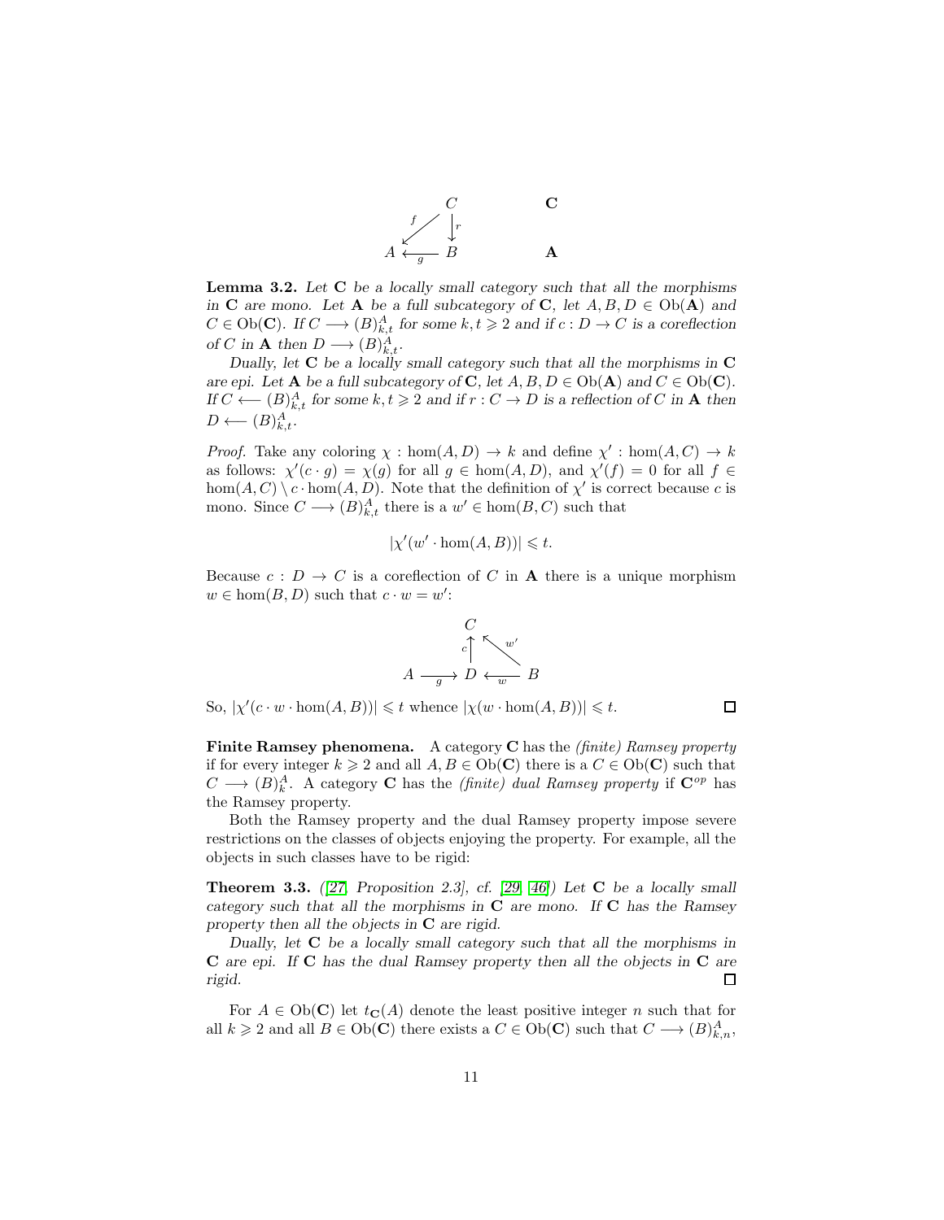$$
\begin{array}{ccc}
 & C & \mathbf{C} \\
{}^{f}\swarrow & \downarrow{\scriptstyle r} & \\
A & \xleftarrow[g]{} B & \mathbf{A}
\end{array}
$$

**Lemma 3.2.** *Let $\mathbf{C}$ be a locally small category such that all the morphisms in $\mathbf{C}$ are mono. Let $\mathbf{A}$ be a full subcategory of $\mathbf{C}$, let $A, B, D \in \mathrm{Ob}(\mathbf{A})$ and $C \in \mathrm{Ob}(\mathbf{C})$. If $C \longrightarrow (B)^A_{k,t}$ for some $k, t \geqslant 2$ and if $c : D \to C$ is a coreflection of $C$ in $\mathbf{A}$ then $D \longrightarrow (B)^A_{k,t}$.*

*Dually, let $\mathbf{C}$ be a locally small category such that all the morphisms in $\mathbf{C}$ are epi. Let $\mathbf{A}$ be a full subcategory of $\mathbf{C}$, let $A, B, D \in \mathrm{Ob}(\mathbf{A})$ and $C \in \mathrm{Ob}(\mathbf{C})$. If $C \longleftarrow (B)^A_{k,t}$ for some $k, t \geqslant 2$ and if $r : C \to D$ is a reflection of $C$ in $\mathbf{A}$ then $D \longleftarrow (B)^A_{k,t}$.*

*Proof.* Take any coloring $\chi : \hom(A, D) \to k$ and define $\chi' : \hom(A, C) \to k$ as follows: $\chi'(c \cdot g) = \chi(g)$ for all $g \in \hom(A, D)$, and $\chi'(f) = 0$ for all $f \in \hom(A, C) \setminus c \cdot \hom(A, D)$. Note that the definition of $\chi'$ is correct because $c$ is mono. Since $C \longrightarrow (B)^A_{k,t}$ there is a $w' \in \hom(B, C)$ such that

$$|\chi'(w' \cdot \hom(A, B))| \leqslant t.$$

Because $c : D \to C$ is a coreflection of $C$ in $\mathbf{A}$ there is a unique morphism $w \in \hom(B, D)$ such that $c \cdot w = w'$:

$$
\begin{array}{ccccc}
 & & C & & \\
 & & {\scriptstyle c}\uparrow & \nwarrow{\scriptstyle w'} & \\
A & \xrightarrow[g]{} & D & \xleftarrow[w]{} & B
\end{array}
$$

So, $|\chi'(c \cdot w \cdot \hom(A, B))| \leqslant t$ whence $|\chi(w \cdot \hom(A, B))| \leqslant t$. □

**Finite Ramsey phenomena.** A category $\mathbf{C}$ has the *(finite) Ramsey property* if for every integer $k \geqslant 2$ and all $A, B \in \mathrm{Ob}(\mathbf{C})$ there is a $C \in \mathrm{Ob}(\mathbf{C})$ such that $C \longrightarrow (B)^A_k$. A category $\mathbf{C}$ has the *(finite) dual Ramsey property* if $\mathbf{C}^{op}$ has the Ramsey property.

Both the Ramsey property and the dual Ramsey property impose severe restrictions on the classes of objects enjoying the property. For example, all the objects in such classes have to be rigid:

**Theorem 3.3.** *([27, Proposition 2.3], cf. [29, 46]) Let $\mathbf{C}$ be a locally small category such that all the morphisms in $\mathbf{C}$ are mono. If $\mathbf{C}$ has the Ramsey property then all the objects in $\mathbf{C}$ are rigid.*

*Dually, let $\mathbf{C}$ be a locally small category such that all the morphisms in $\mathbf{C}$ are epi. If $\mathbf{C}$ has the dual Ramsey property then all the objects in $\mathbf{C}$ are rigid.* □

For $A \in \mathrm{Ob}(\mathbf{C})$ let $t_{\mathbf{C}}(A)$ denote the least positive integer $n$ such that for all $k \geqslant 2$ and all $B \in \mathrm{Ob}(\mathbf{C})$ there exists a $C \in \mathrm{Ob}(\mathbf{C})$ such that $C \longrightarrow (B)^A_{k,n}$,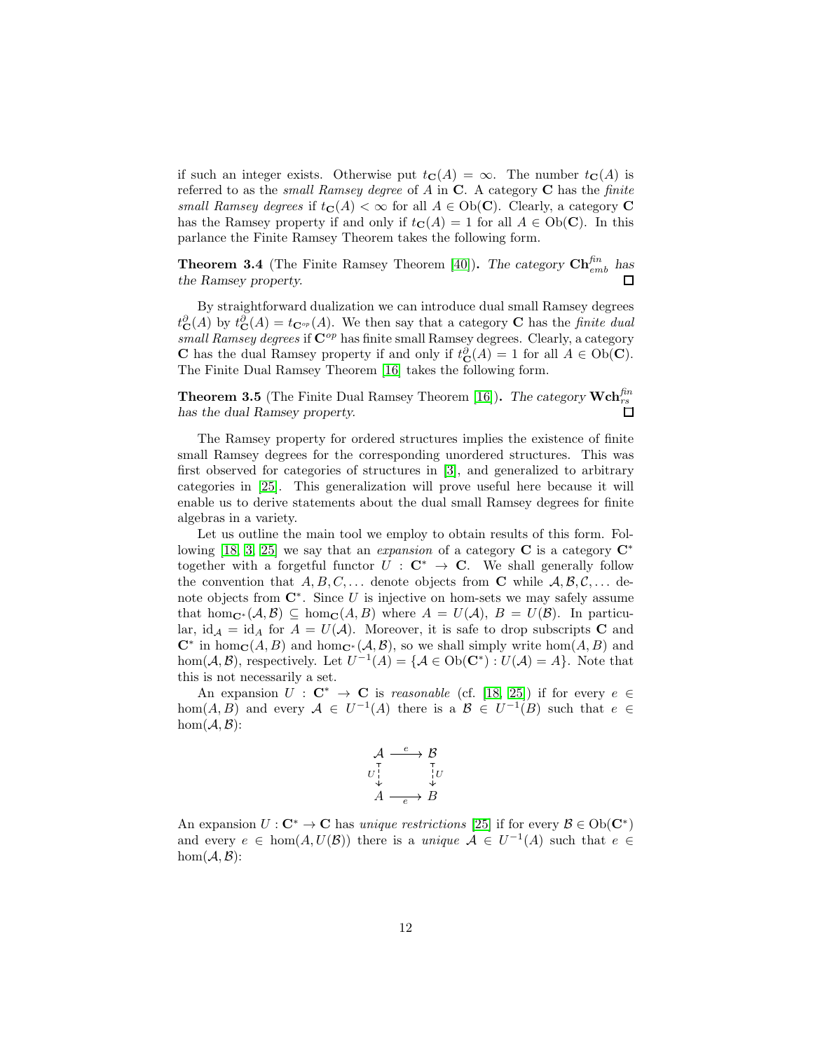if such an integer exists. Otherwise put $t_{\mathbf{C}}(A) = \infty$. The number $t_{\mathbf{C}}(A)$ is referred to as the *small Ramsey degree* of $A$ in $\mathbf{C}$. A category $\mathbf{C}$ has the *finite small Ramsey degrees* if $t_{\mathbf{C}}(A) < \infty$ for all $A \in \mathrm{Ob}(\mathbf{C})$. Clearly, a category $\mathbf{C}$ has the Ramsey property if and only if $t_{\mathbf{C}}(A) = 1$ for all $A \in \mathrm{Ob}(\mathbf{C})$. In this parlance the Finite Ramsey Theorem takes the following form.

**Theorem 3.4** (The Finite Ramsey Theorem [40]). *The category $\mathbf{Ch}^{fin}_{emb}$ has the Ramsey property.* □

By straightforward dualization we can introduce dual small Ramsey degrees $t^{\partial}_{\mathbf{C}}(A)$ by $t^{\partial}_{\mathbf{C}}(A) = t_{\mathbf{C}^{op}}(A)$. We then say that a category $\mathbf{C}$ has the *finite dual small Ramsey degrees* if $\mathbf{C}^{op}$ has finite small Ramsey degrees. Clearly, a category $\mathbf{C}$ has the dual Ramsey property if and only if $t^{\partial}_{\mathbf{C}}(A) = 1$ for all $A \in \mathrm{Ob}(\mathbf{C})$. The Finite Dual Ramsey Theorem [16] takes the following form.

**Theorem 3.5** (The Finite Dual Ramsey Theorem [16]). *The category $\mathbf{Wch}^{fin}_{rs}$ has the dual Ramsey property.* □

The Ramsey property for ordered structures implies the existence of finite small Ramsey degrees for the corresponding unordered structures. This was first observed for categories of structures in [3], and generalized to arbitrary categories in [25]. This generalization will prove useful here because it will enable us to derive statements about the dual small Ramsey degrees for finite algebras in a variety.

Let us outline the main tool we employ to obtain results of this form. Following [18, 3, 25] we say that an *expansion* of a category $\mathbf{C}$ is a category $\mathbf{C}^*$ together with a forgetful functor $U : \mathbf{C}^* \to \mathbf{C}$. We shall generally follow the convention that $A, B, C, \dots$ denote objects from $\mathbf{C}$ while $\mathcal{A}, \mathcal{B}, \mathcal{C}, \dots$ denote objects from $\mathbf{C}^*$. Since $U$ is injective on hom-sets we may safely assume that $\hom_{\mathbf{C}^*}(\mathcal{A}, \mathcal{B}) \subseteq \hom_{\mathbf{C}}(A, B)$ where $A = U(\mathcal{A})$, $B = U(\mathcal{B})$. In particular, $\mathrm{id}_{\mathcal{A}} = \mathrm{id}_A$ for $A = U(\mathcal{A})$. Moreover, it is safe to drop subscripts $\mathbf{C}$ and $\mathbf{C}^*$ in $\hom_{\mathbf{C}}(A, B)$ and $\hom_{\mathbf{C}^*}(\mathcal{A}, \mathcal{B})$, so we shall simply write $\hom(A, B)$ and $\hom(\mathcal{A}, \mathcal{B})$, respectively. Let $U^{-1}(A) = \{\mathcal{A} \in \mathrm{Ob}(\mathbf{C}^*) : U(\mathcal{A}) = A\}$. Note that this is not necessarily a set.

An expansion $U : \mathbf{C}^* \to \mathbf{C}$ is *reasonable* (cf. [18, 25]) if for every $e \in \hom(A, B)$ and every $\mathcal{A} \in U^{-1}(A)$ there is a $\mathcal{B} \in U^{-1}(B)$ such that $e \in \hom(\mathcal{A}, \mathcal{B})$:

$$
\begin{array}{ccc}
\mathcal{A} & \xrightarrow{e} & \mathcal{B} \\
{\scriptstyle U}\downarrow & & \downarrow{\scriptstyle U} \\
A & \xrightarrow[e]{} & B
\end{array}
$$

An expansion $U : \mathbf{C}^* \to \mathbf{C}$ has *unique restrictions* [25] if for every $\mathcal{B} \in \mathrm{Ob}(\mathbf{C}^*)$ and every $e \in \hom(A, U(\mathcal{B}))$ there is a *unique* $\mathcal{A} \in U^{-1}(A)$ such that $e \in \hom(\mathcal{A}, \mathcal{B})$: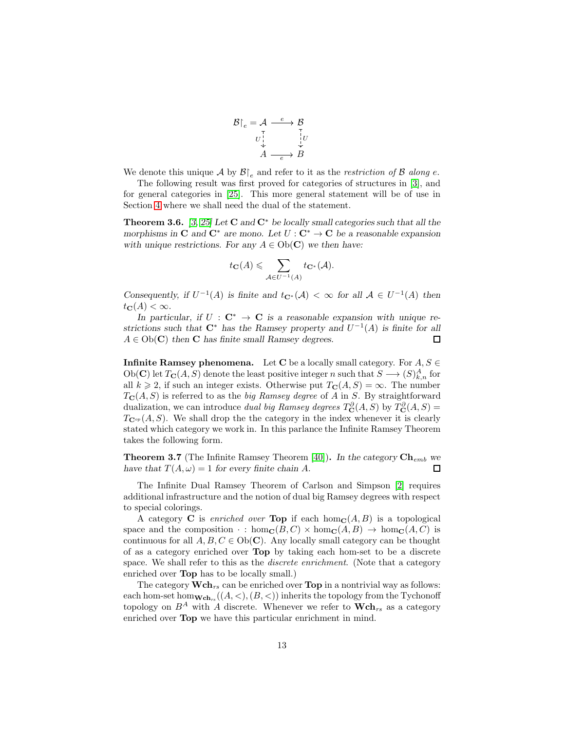$$
\begin{array}{ccc}
\mathcal{B}\restriction_e = \mathcal{A} & \xrightarrow{\ e\ } & \mathcal{B} \\
{\scriptstyle U}\,\vdots & & \vdots\,{\scriptstyle U} \\
A & \xrightarrow[\ e\ ]{} & B
\end{array}
$$

We denote this unique $\mathcal{A}$ by $\mathcal{B}\restriction_e$ and refer to it as the *restriction of* $\mathcal{B}$ *along* $e$.

The following result was first proved for categories of structures in [3], and for general categories in [25]. This more general statement will be of use in Section 4 where we shall need the dual of the statement.

**Theorem 3.6.** *[3, 25] Let* $\mathbf{C}$ *and* $\mathbf{C}^*$ *be locally small categories such that all the morphisms in* $\mathbf{C}$ *and* $\mathbf{C}^*$ *are mono. Let* $U : \mathbf{C}^* \to \mathbf{C}$ *be a reasonable expansion with unique restrictions. For any* $A \in \mathrm{Ob}(\mathbf{C})$ *we then have:*

$$
t_{\mathbf{C}}(A) \leqslant \sum_{\mathcal{A} \in U^{-1}(A)} t_{\mathbf{C}^*}(\mathcal{A}).
$$

*Consequently, if* $U^{-1}(A)$ *is finite and* $t_{\mathbf{C}^*}(\mathcal{A}) < \infty$ *for all* $\mathcal{A} \in U^{-1}(A)$ *then* $t_{\mathbf{C}}(A) < \infty$.

*In particular, if* $U : \mathbf{C}^* \to \mathbf{C}$ *is a reasonable expansion with unique restrictions such that* $\mathbf{C}^*$ *has the Ramsey property and* $U^{-1}(A)$ *is finite for all* $A \in \mathrm{Ob}(\mathbf{C})$ *then* $\mathbf{C}$ *has finite small Ramsey degrees.* □

**Infinite Ramsey phenomena.** Let $\mathbf{C}$ be a locally small category. For $A, S \in \mathrm{Ob}(\mathbf{C})$ let $T_{\mathbf{C}}(A, S)$ denote the least positive integer $n$ such that $S \longrightarrow (S)^A_{k,n}$ for all $k \geqslant 2$, if such an integer exists. Otherwise put $T_{\mathbf{C}}(A, S) = \infty$. The number $T_{\mathbf{C}}(A, S)$ is referred to as the *big Ramsey degree* of $A$ in $S$. By straightforward dualization, we can introduce *dual big Ramsey degrees* $T^{\partial}_{\mathbf{C}}(A, S)$ by $T^{\partial}_{\mathbf{C}}(A, S) = T_{\mathbf{C}^{op}}(A, S)$. We shall drop the the category in the index whenever it is clearly stated which category we work in. In this parlance the Infinite Ramsey Theorem takes the following form.

**Theorem 3.7** (The Infinite Ramsey Theorem [40])**.** *In the category* $\mathbf{Ch}_{emb}$ *we have that* $T(A, \omega) = 1$ *for every finite chain* $A$. □

The Infinite Dual Ramsey Theorem of Carlson and Simpson [2] requires additional infrastructure and the notion of dual big Ramsey degrees with respect to special colorings.

A category $\mathbf{C}$ is *enriched over* **Top** if each $\hom_{\mathbf{C}}(A, B)$ is a topological space and the composition $\cdot : \hom_{\mathbf{C}}(B, C) \times \hom_{\mathbf{C}}(A, B) \to \hom_{\mathbf{C}}(A, C)$ is continuous for all $A, B, C \in \mathrm{Ob}(\mathbf{C})$. Any locally small category can be thought of as a category enriched over **Top** by taking each hom-set to be a discrete space. We shall refer to this as the *discrete enrichment*. (Note that a category enriched over **Top** has to be locally small.)

The category $\mathbf{Wch}_{rs}$ can be enriched over **Top** in a nontrivial way as follows: each hom-set $\hom_{\mathbf{Wch}_{rs}}((A, <), (B, <))$ inherits the topology from the Tychonoff topology on $B^A$ with $A$ discrete. Whenever we refer to $\mathbf{Wch}_{rs}$ as a category enriched over **Top** we have this particular enrichment in mind.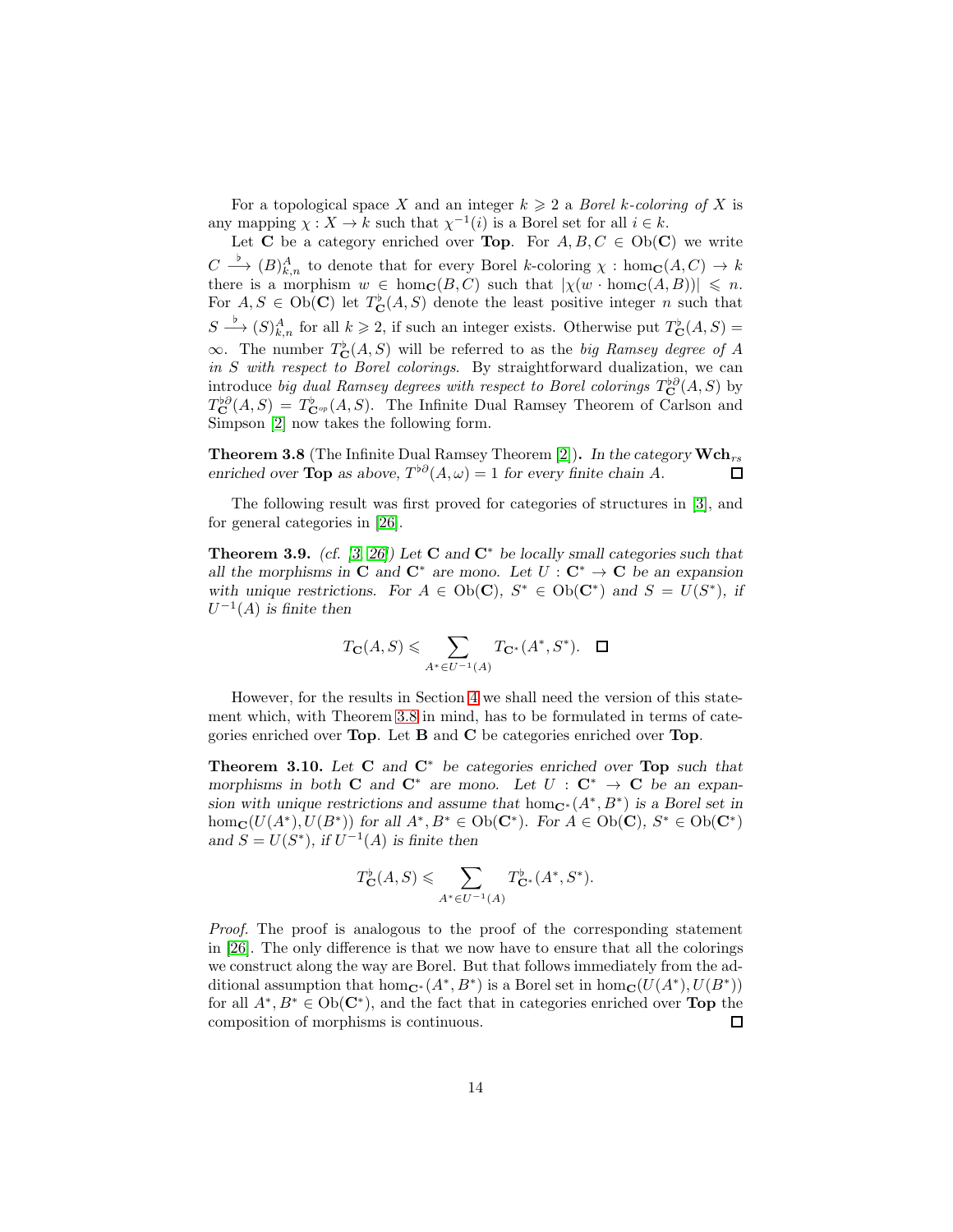For a topological space $X$ and an integer $k \geqslant 2$ a *Borel $k$-coloring of $X$* is any mapping $\chi : X \to k$ such that $\chi^{-1}(i)$ is a Borel set for all $i \in k$.

Let $\mathbf{C}$ be a category enriched over **Top**. For $A, B, C \in \mathrm{Ob}(\mathbf{C})$ we write $C \overset{\flat}{\longrightarrow} (B)^A_{k,n}$ to denote that for every Borel $k$-coloring $\chi : \hom_{\mathbf{C}}(A, C) \to k$ there is a morphism $w \in \hom_{\mathbf{C}}(B, C)$ such that $|\chi(w \cdot \hom_{\mathbf{C}}(A, B))| \leqslant n$. For $A, S \in \mathrm{Ob}(\mathbf{C})$ let $T^\flat_{\mathbf{C}}(A, S)$ denote the least positive integer $n$ such that $S \overset{\flat}{\longrightarrow} (S)^A_{k,n}$ for all $k \geqslant 2$, if such an integer exists. Otherwise put $T^\flat_{\mathbf{C}}(A, S) = \infty$. The number $T^\flat_{\mathbf{C}}(A, S)$ will be referred to as the *big Ramsey degree of $A$ in $S$ with respect to Borel colorings*. By straightforward dualization, we can introduce *big dual Ramsey degrees with respect to Borel colorings* $T^{\flat\partial}_{\mathbf{C}}(A, S)$ by $T^{\flat\partial}_{\mathbf{C}}(A, S) = T^\flat_{\mathbf{C}^{op}}(A, S)$. The Infinite Dual Ramsey Theorem of Carlson and Simpson [2] now takes the following form.

**Theorem 3.8** (The Infinite Dual Ramsey Theorem [2]). *In the category $\mathbf{Wch}_{rs}$ enriched over **Top** as above, $T^{\flat\partial}(A, \omega) = 1$ for every finite chain $A$.* □

The following result was first proved for categories of structures in [3], and for general categories in [26].

**Theorem 3.9.** *(cf. [3, 26]) Let $\mathbf{C}$ and $\mathbf{C}^*$ be locally small categories such that all the morphisms in $\mathbf{C}$ and $\mathbf{C}^*$ are mono. Let $U : \mathbf{C}^* \to \mathbf{C}$ be an expansion with unique restrictions. For $A \in \mathrm{Ob}(\mathbf{C})$, $S^* \in \mathrm{Ob}(\mathbf{C}^*)$ and $S = U(S^*)$, if $U^{-1}(A)$ is finite then*

$$T_{\mathbf{C}}(A, S) \leqslant \sum_{A^* \in U^{-1}(A)} T_{\mathbf{C}^*}(A^*, S^*). \quad \square$$

However, for the results in Section 4 we shall need the version of this statement which, with Theorem 3.8 in mind, has to be formulated in terms of categories enriched over **Top**. Let $\mathbf{B}$ and $\mathbf{C}$ be categories enriched over **Top**.

**Theorem 3.10.** *Let $\mathbf{C}$ and $\mathbf{C}^*$ be categories enriched over **Top** such that morphisms in both $\mathbf{C}$ and $\mathbf{C}^*$ are mono. Let $U : \mathbf{C}^* \to \mathbf{C}$ be an expansion with unique restrictions and assume that $\hom_{\mathbf{C}^*}(A^*, B^*)$ is a Borel set in $\hom_{\mathbf{C}}(U(A^*), U(B^*))$ for all $A^*, B^* \in \mathrm{Ob}(\mathbf{C}^*)$. For $A \in \mathrm{Ob}(\mathbf{C})$, $S^* \in \mathrm{Ob}(\mathbf{C}^*)$ and $S = U(S^*)$, if $U^{-1}(A)$ is finite then*

$$T^\flat_{\mathbf{C}}(A, S) \leqslant \sum_{A^* \in U^{-1}(A)} T^\flat_{\mathbf{C}^*}(A^*, S^*).$$

*Proof.* The proof is analogous to the proof of the corresponding statement in [26]. The only difference is that we now have to ensure that all the colorings we construct along the way are Borel. But that follows immediately from the additional assumption that $\hom_{\mathbf{C}^*}(A^*, B^*)$ is a Borel set in $\hom_{\mathbf{C}}(U(A^*), U(B^*))$ for all $A^*, B^* \in \mathrm{Ob}(\mathbf{C}^*)$, and the fact that in categories enriched over **Top** the composition of morphisms is continuous. □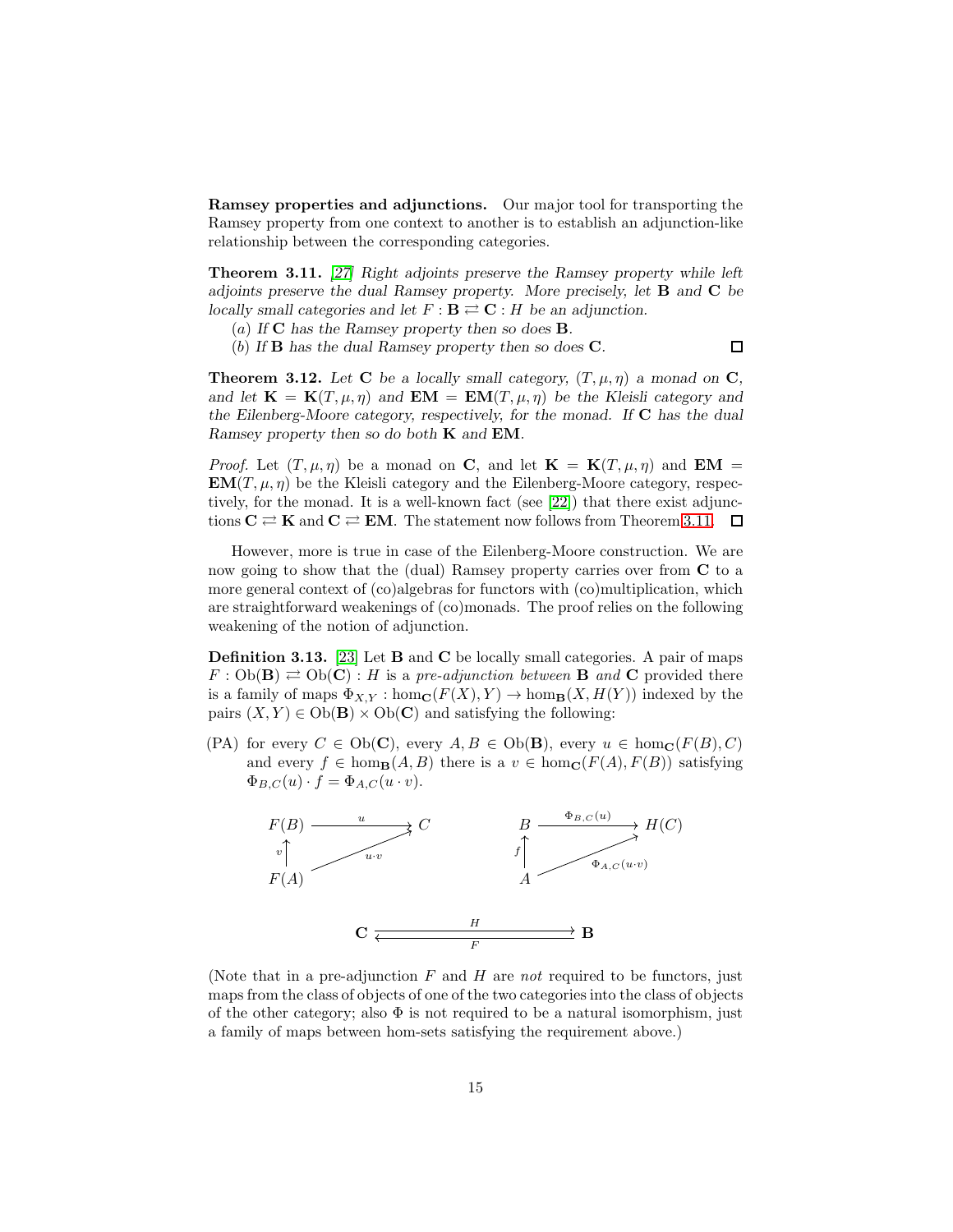**Ramsey properties and adjunctions.** Our major tool for transporting the Ramsey property from one context to another is to establish an adjunction-like relationship between the corresponding categories.

**Theorem 3.11.** *[27] Right adjoints preserve the Ramsey property while left adjoints preserve the dual Ramsey property. More precisely, let* $\mathbf{B}$ *and* $\mathbf{C}$ *be locally small categories and let* $F : \mathbf{B} \rightleftarrows \mathbf{C} : H$ *be an adjunction.*

(*a*) *If* $\mathbf{C}$ *has the Ramsey property then so does* $\mathbf{B}$.

(*b*) *If* $\mathbf{B}$ *has the dual Ramsey property then so does* $\mathbf{C}$. □

**Theorem 3.12.** *Let* $\mathbf{C}$ *be a locally small category,* $(T, \mu, \eta)$ *a monad on* $\mathbf{C}$*, and let* $\mathbf{K} = \mathbf{K}(T, \mu, \eta)$ *and* $\mathbf{EM} = \mathbf{EM}(T, \mu, \eta)$ *be the Kleisli category and the Eilenberg-Moore category, respectively, for the monad. If* $\mathbf{C}$ *has the dual Ramsey property then so do both* $\mathbf{K}$ *and* $\mathbf{EM}$.

*Proof.* Let $(T, \mu, \eta)$ be a monad on $\mathbf{C}$, and let $\mathbf{K} = \mathbf{K}(T, \mu, \eta)$ and $\mathbf{EM} = \mathbf{EM}(T, \mu, \eta)$ be the Kleisli category and the Eilenberg-Moore category, respectively, for the monad. It is a well-known fact (see [22]) that there exist adjunctions $\mathbf{C} \rightleftarrows \mathbf{K}$ and $\mathbf{C} \rightleftarrows \mathbf{EM}$. The statement now follows from Theorem 3.11. □

However, more is true in case of the Eilenberg-Moore construction. We are now going to show that the (dual) Ramsey property carries over from $\mathbf{C}$ to a more general context of (co)algebras for functors with (co)multiplication, which are straightforward weakenings of (co)monads. The proof relies on the following weakening of the notion of adjunction.

**Definition 3.13.** [23] Let $\mathbf{B}$ and $\mathbf{C}$ be locally small categories. A pair of maps $F : \mathrm{Ob}(\mathbf{B}) \rightleftarrows \mathrm{Ob}(\mathbf{C}) : H$ is a *pre-adjunction between* $\mathbf{B}$ *and* $\mathbf{C}$ provided there is a family of maps $\Phi_{X,Y} : \hom_{\mathbf{C}}(F(X), Y) \to \hom_{\mathbf{B}}(X, H(Y))$ indexed by the pairs $(X, Y) \in \mathrm{Ob}(\mathbf{B}) \times \mathrm{Ob}(\mathbf{C})$ and satisfying the following:

(PA) for every $C \in \mathrm{Ob}(\mathbf{C})$, every $A, B \in \mathrm{Ob}(\mathbf{B})$, every $u \in \hom_{\mathbf{C}}(F(B), C)$ and every $f \in \hom_{\mathbf{B}}(A, B)$ there is a $v \in \hom_{\mathbf{C}}(F(A), F(B))$ satisfying $\Phi_{B,C}(u) \cdot f = \Phi_{A,C}(u \cdot v)$.

$$
\begin{array}{ccc}
F(B) & \xrightarrow{\ u\ } & C \\
{\scriptstyle v}\uparrow & \nearrow_{u \cdot v} & \\
F(A) & &
\end{array}
\qquad\qquad
\begin{array}{ccc}
B & \xrightarrow{\ \Phi_{B,C}(u)\ } & H(C) \\
{\scriptstyle f}\uparrow & \nearrow_{\Phi_{A,C}(u \cdot v)} & \\
A & &
\end{array}
$$

$$
\mathbf{C} \underset{F}{\overset{H}{\rightleftarrows}} \mathbf{B}
$$

(Note that in a pre-adjunction $F$ and $H$ are *not* required to be functors, just maps from the class of objects of one of the two categories into the class of objects of the other category; also $\Phi$ is not required to be a natural isomorphism, just a family of maps between hom-sets satisfying the requirement above.)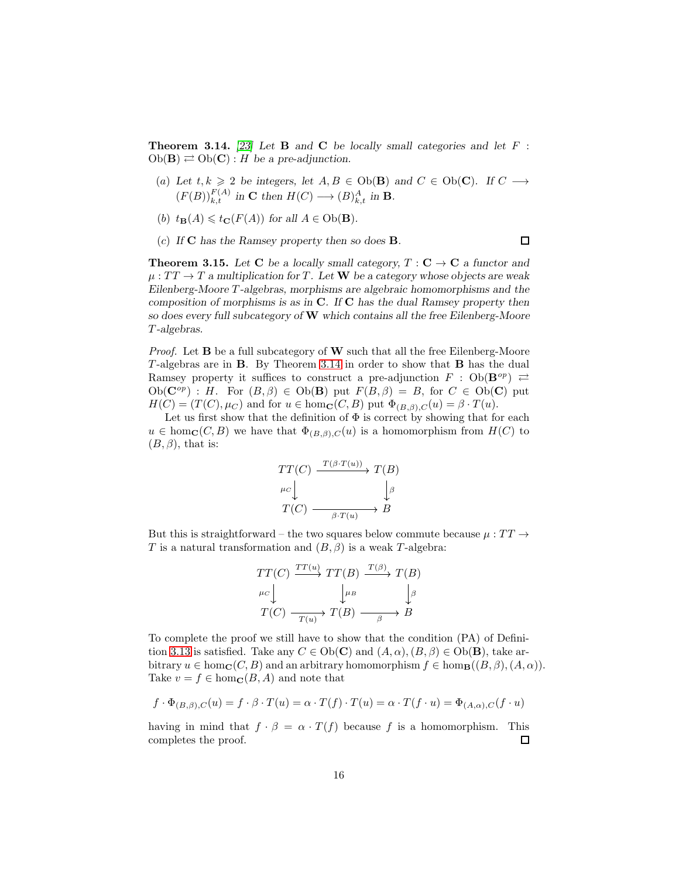**Theorem 3.14.** *[23] Let* $\mathbf{B}$ *and* $\mathbf{C}$ *be locally small categories and let* $F : \mathrm{Ob}(\mathbf{B}) \rightleftarrows \mathrm{Ob}(\mathbf{C}) : H$ *be a pre-adjunction.*

- $(a)$ *Let* $t, k \geqslant 2$ *be integers, let* $A, B \in \mathrm{Ob}(\mathbf{B})$ *and* $C \in \mathrm{Ob}(\mathbf{C})$*. If* $C \longrightarrow (F(B))^{F(A)}_{k,t}$ *in* $\mathbf{C}$ *then* $H(C) \longrightarrow (B)^{A}_{k,t}$ *in* $\mathbf{B}$*.*
- $(b)$ $t_{\mathbf{B}}(A) \leqslant t_{\mathbf{C}}(F(A))$ *for all* $A \in \mathrm{Ob}(\mathbf{B})$*.*
- $(c)$ *If* $\mathbf{C}$ *has the Ramsey property then so does* $\mathbf{B}$*.* □

**Theorem 3.15.** *Let* $\mathbf{C}$ *be a locally small category,* $T : \mathbf{C} \to \mathbf{C}$ *a functor and* $\mu : TT \to T$ *a multiplication for* $T$*. Let* $\mathbf{W}$ *be a category whose objects are weak Eilenberg-Moore* $T$*-algebras, morphisms are algebraic homomorphisms and the composition of morphisms is as in* $\mathbf{C}$*. If* $\mathbf{C}$ *has the dual Ramsey property then so does every full subcategory of* $\mathbf{W}$ *which contains all the free Eilenberg-Moore* $T$*-algebras.*

*Proof.* Let $\mathbf{B}$ be a full subcategory of $\mathbf{W}$ such that all the free Eilenberg-Moore $T$-algebras are in $\mathbf{B}$. By Theorem 3.14 in order to show that $\mathbf{B}$ has the dual Ramsey property it suffices to construct a pre-adjunction $F : \mathrm{Ob}(\mathbf{B}^{op}) \rightleftarrows \mathrm{Ob}(\mathbf{C}^{op}) : H$. For $(B, \beta) \in \mathrm{Ob}(\mathbf{B})$ put $F(B, \beta) = B$, for $C \in \mathrm{Ob}(\mathbf{C})$ put $H(C) = (T(C), \mu_C)$ and for $u \in \hom_{\mathbf{C}}(C, B)$ put $\Phi_{(B,\beta),C}(u) = \beta \cdot T(u)$.

Let us first show that the definition of $\Phi$ is correct by showing that for each $u \in \hom_{\mathbf{C}}(C, B)$ we have that $\Phi_{(B,\beta),C}(u)$ is a homomorphism from $H(C)$ to $(B, \beta)$, that is:

$$\begin{array}{ccc} TT(C) & \xrightarrow{T(\beta \cdot T(u))} & T(B) \\ {\scriptstyle \mu_C}\downarrow & & \downarrow{\scriptstyle \beta} \\ T(C) & \xrightarrow[\beta \cdot T(u)]{} & B \end{array}$$

But this is straightforward – the two squares below commute because $\mu : TT \to T$ is a natural transformation and $(B, \beta)$ is a weak $T$-algebra:

$$\begin{array}{ccccc} TT(C) & \xrightarrow{TT(u)} & TT(B) & \xrightarrow{T(\beta)} & T(B) \\ {\scriptstyle \mu_C}\downarrow & & \downarrow{\scriptstyle \mu_B} & & \downarrow{\scriptstyle \beta} \\ T(C) & \xrightarrow[T(u)]{} & T(B) & \xrightarrow[\beta]{} & B \end{array}$$

To complete the proof we still have to show that the condition (PA) of Definition 3.13 is satisfied. Take any $C \in \mathrm{Ob}(\mathbf{C})$ and $(A, \alpha), (B, \beta) \in \mathrm{Ob}(\mathbf{B})$, take arbitrary $u \in \hom_{\mathbf{C}}(C, B)$ and an arbitrary homomorphism $f \in \hom_{\mathbf{B}}((B, \beta), (A, \alpha))$. Take $v = f \in \hom_{\mathbf{C}}(B, A)$ and note that

$$f \cdot \Phi_{(B,\beta),C}(u) = f \cdot \beta \cdot T(u) = \alpha \cdot T(f) \cdot T(u) = \alpha \cdot T(f \cdot u) = \Phi_{(A,\alpha),C}(f \cdot u)$$

having in mind that $f \cdot \beta = \alpha \cdot T(f)$ because $f$ is a homomorphism. This completes the proof. □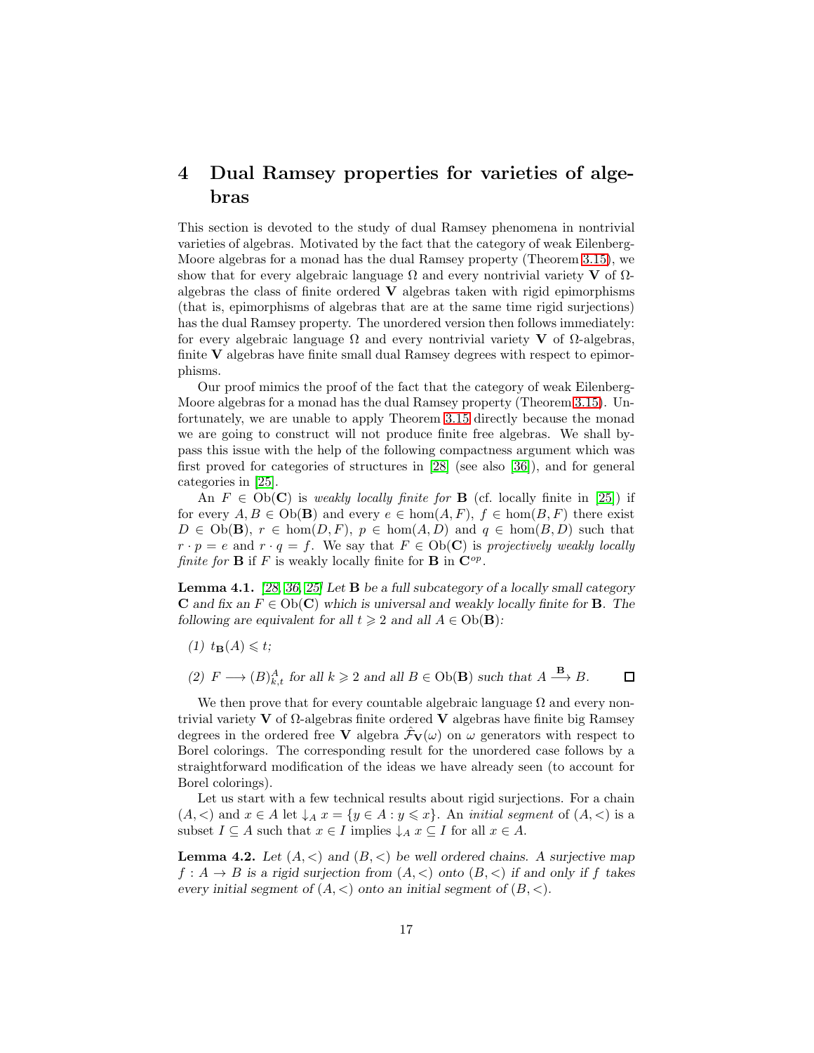# 4 Dual Ramsey properties for varieties of algebras

This section is devoted to the study of dual Ramsey phenomena in nontrivial varieties of algebras. Motivated by the fact that the category of weak Eilenberg-Moore algebras for a monad has the dual Ramsey property (Theorem 3.15), we show that for every algebraic language $\Omega$ and every nontrivial variety $\mathbf{V}$ of $\Omega$-algebras the class of finite ordered $\mathbf{V}$ algebras taken with rigid epimorphisms (that is, epimorphisms of algebras that are at the same time rigid surjections) has the dual Ramsey property. The unordered version then follows immediately: for every algebraic language $\Omega$ and every nontrivial variety $\mathbf{V}$ of $\Omega$-algebras, finite $\mathbf{V}$ algebras have finite small dual Ramsey degrees with respect to epimorphisms.

Our proof mimics the proof of the fact that the category of weak Eilenberg-Moore algebras for a monad has the dual Ramsey property (Theorem 3.15). Unfortunately, we are unable to apply Theorem 3.15 directly because the monad we are going to construct will not produce finite free algebras. We shall bypass this issue with the help of the following compactness argument which was first proved for categories of structures in [28] (see also [36]), and for general categories in [25].

An $F \in \mathrm{Ob}(\mathbf{C})$ is *weakly locally finite for* $\mathbf{B}$ (cf. locally finite in [25]) if for every $A, B \in \mathrm{Ob}(\mathbf{B})$ and every $e \in \hom(A, F)$, $f \in \hom(B, F)$ there exist $D \in \mathrm{Ob}(\mathbf{B})$, $r \in \hom(D, F)$, $p \in \hom(A, D)$ and $q \in \hom(B, D)$ such that $r \cdot p = e$ and $r \cdot q = f$. We say that $F \in \mathrm{Ob}(\mathbf{C})$ is *projectively weakly locally finite for* $\mathbf{B}$ if $F$ is weakly locally finite for $\mathbf{B}$ in $\mathbf{C}^{op}$.

**Lemma 4.1.** *[28, 36, 25] Let $\mathbf{B}$ be a full subcategory of a locally small category $\mathbf{C}$ and fix an $F \in \mathrm{Ob}(\mathbf{C})$ which is universal and weakly locally finite for $\mathbf{B}$. The following are equivalent for all $t \geqslant 2$ and all $A \in \mathrm{Ob}(\mathbf{B})$:*

*(1) $t_{\mathbf{B}}(A) \leqslant t$;*

*(2) $F \longrightarrow (B)^A_{k,t}$ for all $k \geqslant 2$ and all $B \in \mathrm{Ob}(\mathbf{B})$ such that $A \xrightarrow{\mathbf{B}} B$.* □

We then prove that for every countable algebraic language $\Omega$ and every nontrivial variety $\mathbf{V}$ of $\Omega$-algebras finite ordered $\mathbf{V}$ algebras have finite big Ramsey degrees in the ordered free $\mathbf{V}$ algebra $\vec{\mathcal{F}}_{\mathbf{V}}(\omega)$ on $\omega$ generators with respect to Borel colorings. The corresponding result for the unordered case follows by a straightforward modification of the ideas we have already seen (to account for Borel colorings).

Let us start with a few technical results about rigid surjections. For a chain $(A, <)$ and $x \in A$ let $\downarrow_A x = \{y \in A : y \leqslant x\}$. An *initial segment* of $(A, <)$ is a subset $I \subseteq A$ such that $x \in I$ implies $\downarrow_A x \subseteq I$ for all $x \in A$.

**Lemma 4.2.** *Let $(A, <)$ and $(B, <)$ be well ordered chains. A surjective map $f : A \to B$ is a rigid surjection from $(A, <)$ onto $(B, <)$ if and only if $f$ takes every initial segment of $(A, <)$ onto an initial segment of $(B, <)$.*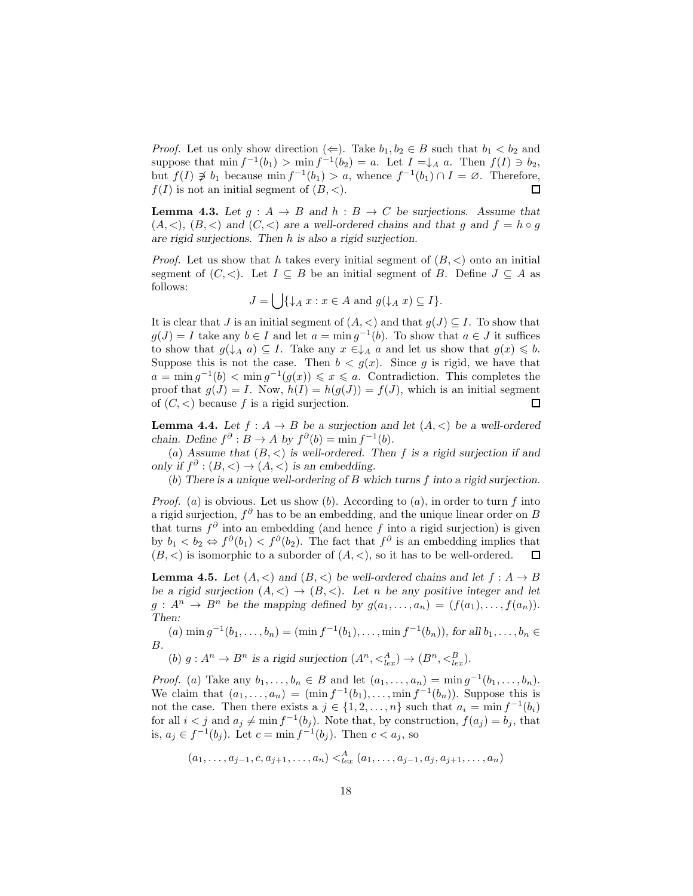*Proof.* Let us only show direction ($\Leftarrow$). Take $b_1, b_2 \in B$ such that $b_1 < b_2$ and suppose that $\min f^{-1}(b_1) > \min f^{-1}(b_2) = a$. Let $I = \downarrow_A a$. Then $f(I) \ni b_2$, but $f(I) \not\ni b_1$ because $\min f^{-1}(b_1) > a$, whence $f^{-1}(b_1) \cap I = \varnothing$. Therefore, $f(I)$ is not an initial segment of $(B, <)$. $\square$

**Lemma 4.3.** *Let $g : A \to B$ and $h : B \to C$ be surjections. Assume that $(A, <)$, $(B, <)$ and $(C, <)$ are a well-ordered chains and that $g$ and $f = h \circ g$ are rigid surjections. Then $h$ is also a rigid surjection.*

*Proof.* Let us show that $h$ takes every initial segment of $(B, <)$ onto an initial segment of $(C, <)$. Let $I \subseteq B$ be an initial segment of $B$. Define $J \subseteq A$ as follows:

$$J = \bigcup \{\downarrow_A x : x \in A \text{ and } g(\downarrow_A x) \subseteq I\}.$$

It is clear that $J$ is an initial segment of $(A, <)$ and that $g(J) \subseteq I$. To show that $g(J) = I$ take any $b \in I$ and let $a = \min g^{-1}(b)$. To show that $a \in J$ it suffices to show that $g(\downarrow_A a) \subseteq I$. Take any $x \in \downarrow_A a$ and let us show that $g(x) \leqslant b$. Suppose this is not the case. Then $b < g(x)$. Since $g$ is rigid, we have that $a = \min g^{-1}(b) < \min g^{-1}(g(x)) \leqslant x \leqslant a$. Contradiction. This completes the proof that $g(J) = I$. Now, $h(I) = h(g(J)) = f(J)$, which is an initial segment of $(C, <)$ because $f$ is a rigid surjection. $\square$

**Lemma 4.4.** *Let $f : A \to B$ be a surjection and let $(A, <)$ be a well-ordered chain. Define $f^\partial : B \to A$ by $f^\partial(b) = \min f^{-1}(b)$.*

(*a*) *Assume that $(B, <)$ is well-ordered. Then $f$ is a rigid surjection if and only if $f^\partial : (B, <) \to (A, <)$ is an embedding.*

(*b*) *There is a unique well-ordering of $B$ which turns $f$ into a rigid surjection.*

*Proof.* (*a*) is obvious. Let us show (*b*). According to (*a*), in order to turn $f$ into a rigid surjection, $f^\partial$ has to be an embedding, and the unique linear order on $B$ that turns $f^\partial$ into an embedding (and hence $f$ into a rigid surjection) is given by $b_1 < b_2 \Leftrightarrow f^\partial(b_1) < f^\partial(b_2)$. The fact that $f^\partial$ is an embedding implies that $(B, <)$ is isomorphic to a suborder of $(A, <)$, so it has to be well-ordered. $\square$

**Lemma 4.5.** *Let $(A, <)$ and $(B, <)$ be well-ordered chains and let $f : A \to B$ be a rigid surjection $(A, <) \to (B, <)$. Let $n$ be any positive integer and let $g : A^n \to B^n$ be the mapping defined by $g(a_1, \ldots, a_n) = (f(a_1), \ldots, f(a_n))$. Then:*

(*a*) $\min g^{-1}(b_1, \ldots, b_n) = (\min f^{-1}(b_1), \ldots, \min f^{-1}(b_n))$, *for all $b_1, \ldots, b_n \in B$.*

(*b*) *$g : A^n \to B^n$ is a rigid surjection $(A^n, <^A_{lex}) \to (B^n, <^B_{lex})$.*

*Proof.* (*a*) Take any $b_1, \ldots, b_n \in B$ and let $(a_1, \ldots, a_n) = \min g^{-1}(b_1, \ldots, b_n)$. We claim that $(a_1, \ldots, a_n) = (\min f^{-1}(b_1), \ldots, \min f^{-1}(b_n))$. Suppose this is not the case. Then there exists a $j \in \{1, 2, \ldots, n\}$ such that $a_i = \min f^{-1}(b_i)$ for all $i < j$ and $a_j \neq \min f^{-1}(b_j)$. Note that, by construction, $f(a_j) = b_j$, that is, $a_j \in f^{-1}(b_j)$. Let $c = \min f^{-1}(b_j)$. Then $c < a_j$, so

$$(a_1, \ldots, a_{j-1}, c, a_{j+1}, \ldots, a_n) <^A_{lex} (a_1, \ldots, a_{j-1}, a_j, a_{j+1}, \ldots, a_n)$$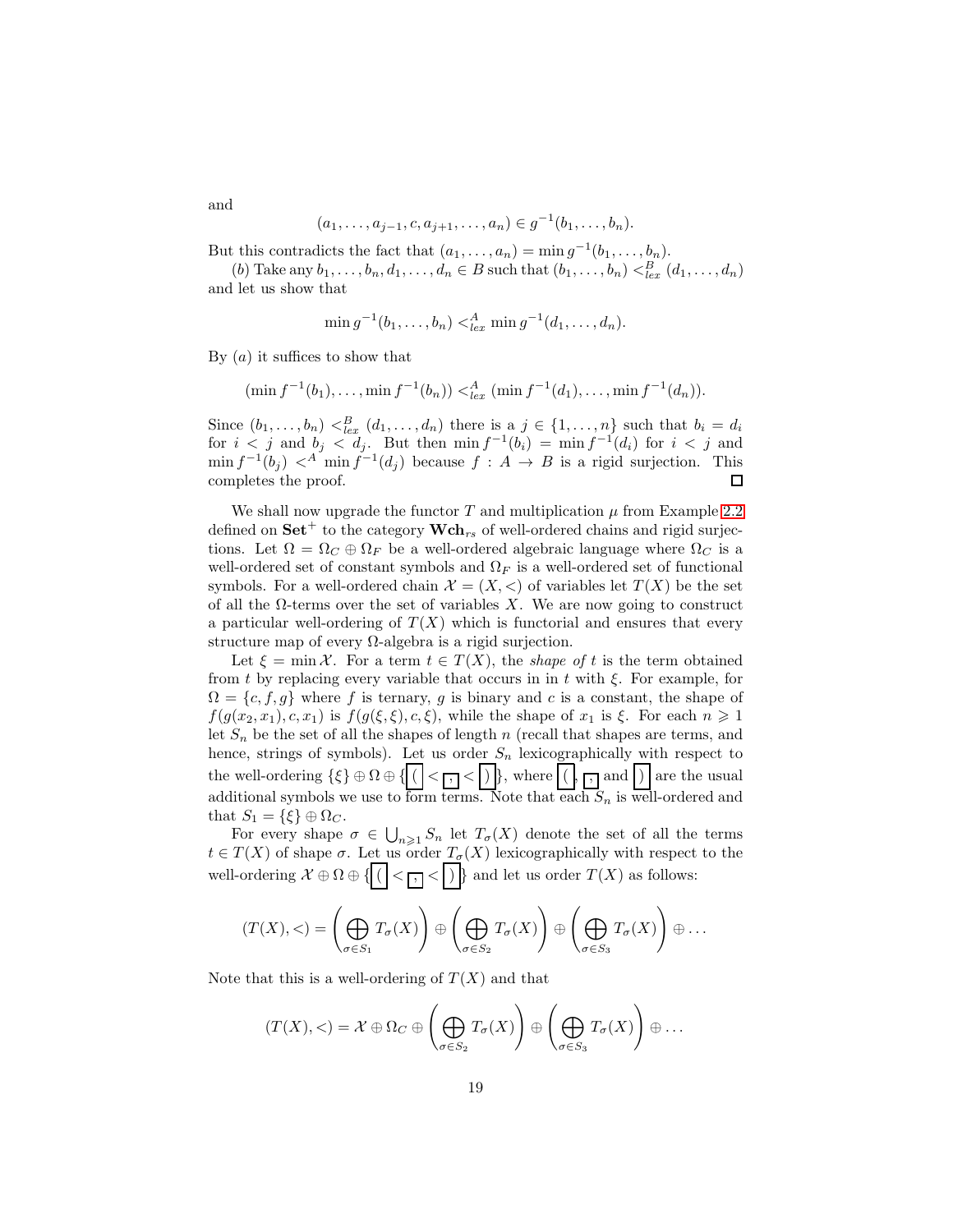and

$$(a_1, \ldots, a_{j-1}, c, a_{j+1}, \ldots, a_n) \in g^{-1}(b_1, \ldots, b_n).$$

But this contradicts the fact that $(a_1, \ldots, a_n) = \min g^{-1}(b_1, \ldots, b_n)$.

($b$) Take any $b_1, \ldots, b_n, d_1, \ldots, d_n \in B$ such that $(b_1, \ldots, b_n) <^B_{lex} (d_1, \ldots, d_n)$ and let us show that

$$\min g^{-1}(b_1, \ldots, b_n) <^A_{lex} \min g^{-1}(d_1, \ldots, d_n).$$

By ($a$) it suffices to show that

$$(\min f^{-1}(b_1), \ldots, \min f^{-1}(b_n)) <^A_{lex} (\min f^{-1}(d_1), \ldots, \min f^{-1}(d_n)).$$

Since $(b_1, \ldots, b_n) <^B_{lex} (d_1, \ldots, d_n)$ there is a $j \in \{1, \ldots, n\}$ such that $b_i = d_i$ for $i < j$ and $b_j < d_j$. But then $\min f^{-1}(b_i) = \min f^{-1}(d_i)$ for $i < j$ and $\min f^{-1}(b_j) <^A \min f^{-1}(d_j)$ because $f : A \to B$ is a rigid surjection. This completes the proof. $\square$

We shall now upgrade the functor $T$ and multiplication $\mu$ from Example 2.2 defined on $\mathbf{Set}^+$ to the category $\mathbf{Wch}_{rs}$ of well-ordered chains and rigid surjections. Let $\Omega = \Omega_C \oplus \Omega_F$ be a well-ordered algebraic language where $\Omega_C$ is a well-ordered set of constant symbols and $\Omega_F$ is a well-ordered set of functional symbols. For a well-ordered chain $\mathcal{X} = (X, <)$ of variables let $T(X)$ be the set of all the $\Omega$-terms over the set of variables $X$. We are now going to construct a particular well-ordering of $T(X)$ which is functorial and ensures that every structure map of every $\Omega$-algebra is a rigid surjection.

Let $\xi = \min \mathcal{X}$. For a term $t \in T(X)$, the *shape of* $t$ is the term obtained from $t$ by replacing every variable that occurs in in $t$ with $\xi$. For example, for $\Omega = \{c, f, g\}$ where $f$ is ternary, $g$ is binary and $c$ is a constant, the shape of $f(g(x_2, x_1), c, x_1)$ is $f(g(\xi, \xi), c, \xi)$, while the shape of $x_1$ is $\xi$. For each $n \geqslant 1$ let $S_n$ be the set of all the shapes of length $n$ (recall that shapes are terms, and hence, strings of symbols). Let us order $S_n$ lexicographically with respect to the well-ordering $\{\xi\} \oplus \Omega \oplus \{\boxed{(} < \boxed{,} < \boxed{)}\}$, where $\boxed{(}$, $\boxed{,}$ and $\boxed{)}$ are the usual additional symbols we use to form terms. Note that each $S_n$ is well-ordered and that $S_1 = \{\xi\} \oplus \Omega_C$.

For every shape $\sigma \in \bigcup_{n \geqslant 1} S_n$ let $T_\sigma(X)$ denote the set of all the terms $t \in T(X)$ of shape $\sigma$. Let us order $T_\sigma(X)$ lexicographically with respect to the well-ordering $\mathcal{X} \oplus \Omega \oplus \{\boxed{(} < \boxed{,} < \boxed{)}\}$ and let us order $T(X)$ as follows:

$$(T(X), <) = \left( \bigoplus_{\sigma \in S_1} T_\sigma(X) \right) \oplus \left( \bigoplus_{\sigma \in S_2} T_\sigma(X) \right) \oplus \left( \bigoplus_{\sigma \in S_3} T_\sigma(X) \right) \oplus \ldots$$

Note that this is a well-ordering of $T(X)$ and that

$$(T(X), <) = \mathcal{X} \oplus \Omega_C \oplus \left( \bigoplus_{\sigma \in S_2} T_\sigma(X) \right) \oplus \left( \bigoplus_{\sigma \in S_3} T_\sigma(X) \right) \oplus \ldots$$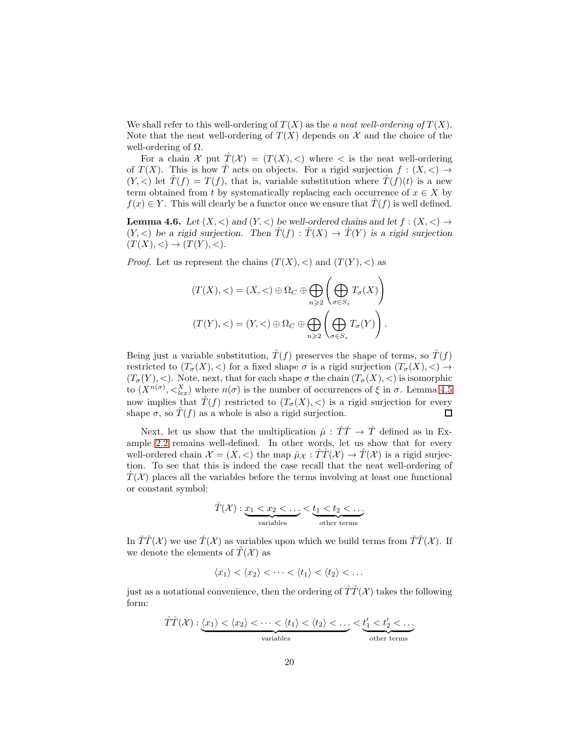We shall refer to this well-ordering of $T(X)$ as the *a neat well-ordering of* $T(X)$. Note that the neat well-ordering of $T(X)$ depends on $\mathcal{X}$ and the choice of the well-ordering of $\Omega$.

For a chain $\mathcal{X}$ put $\hat{T}(\mathcal{X}) = (T(X), <)$ where $<$ is the neat well-ordering of $T(X)$. This is how $\hat{T}$ acts on objects. For a rigid surjection $f : (X, <) \to (Y, <)$ let $\hat{T}(f) = T(f)$, that is, variable substitution where $\hat{T}(f)(t)$ is a new term obtained from $t$ by systematically replacing each occurrence of $x \in X$ by $f(x) \in Y$. This will clearly be a functor once we ensure that $\hat{T}(f)$ is well defined.

**Lemma 4.6.** *Let $(X, <)$ and $(Y, <)$ be well-ordered chains and let $f : (X, <) \to (Y, <)$ be a rigid surjection. Then $\hat{T}(f) : \hat{T}(X) \to \hat{T}(Y)$ is a rigid surjection $(T(X), <) \to (T(Y), <)$.*

*Proof.* Let us represent the chains $(T(X), <)$ and $(T(Y), <)$ as

$$(T(X), <) = (X, <) \oplus \Omega_C \oplus \bigoplus_{n \geqslant 2} \left( \bigoplus_{\sigma \in S_s} T_\sigma(X) \right)$$

$$(T(Y), <) = (Y, <) \oplus \Omega_C \oplus \bigoplus_{n \geqslant 2} \left( \bigoplus_{\sigma \in S_s} T_\sigma(Y) \right).$$

Being just a variable substitution, $\hat{T}(f)$ preserves the shape of terms, so $\hat{T}(f)$ restricted to $(T_\sigma(X), <)$ for a fixed shape $\sigma$ is a rigid surjection $(T_\sigma(X), <) \to (T_\sigma(Y), <)$. Note, next, that for each shape $\sigma$ the chain $(T_\sigma(X), <)$ is isomorphic to $(X^{n(\sigma)}, <^X_{lex})$ where $n(\sigma)$ is the number of occurrences of $\xi$ in $\sigma$. Lemma 4.5 now implies that $\hat{T}(f)$ restricted to $(T_\sigma(X), <)$ is a rigid surjection for every shape $\sigma$, so $\hat{T}(f)$ as a whole is also a rigid surjection. $\square$

Next, let us show that the multiplication $\hat{\mu} : \hat{T}\hat{T} \to \hat{T}$ defined as in Example 2.2 remains well-defined. In other words, let us show that for every well-ordered chain $\mathcal{X} = (X, <)$ the map $\hat{\mu}_\mathcal{X} : \hat{T}\hat{T}(\mathcal{X}) \to \hat{T}(\mathcal{X})$ is a rigid surjection. To see that this is indeed the case recall that the neat well-ordering of $\hat{T}(\mathcal{X})$ places all the variables before the terms involving at least one functional or constant symbol:

$$\hat{T}(\mathcal{X}) : \underbrace{x_1 < x_2 < \dots}_{\text{variables}} < \underbrace{t_1 < t_2 < \dots}_{\text{other terms}}$$

In $\hat{T}\hat{T}(\mathcal{X})$ we use $\hat{T}(\mathcal{X})$ as variables upon which we build terms from $\hat{T}\hat{T}(\mathcal{X})$. If we denote the elements of $\hat{T}(\mathcal{X})$ as

$$\langle x_1 \rangle < \langle x_2 \rangle < \dots < \langle t_1 \rangle < \langle t_2 \rangle < \dots$$

just as a notational convenience, then the ordering of $\hat{T}\hat{T}(\mathcal{X})$ takes the following form:

$$\hat{T}\hat{T}(\mathcal{X}) : \underbrace{\langle x_1 \rangle < \langle x_2 \rangle < \dots < \langle t_1 \rangle < \langle t_2 \rangle < \dots}_{\text{variables}} < \underbrace{t'_1 < t'_2 < \dots}_{\text{other terms}}$$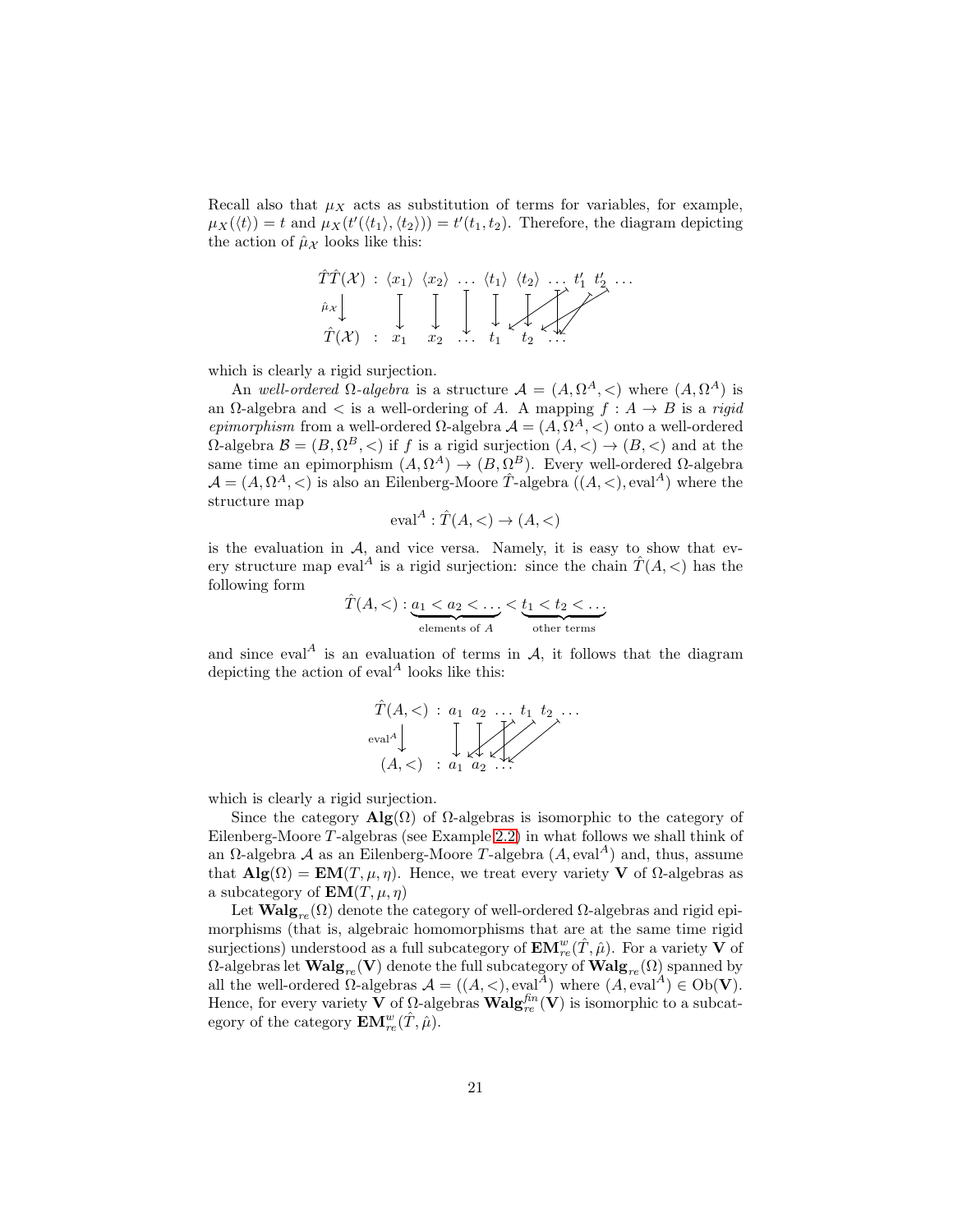Recall also that $\mu_X$ acts as substitution of terms for variables, for example, $\mu_X(\langle t \rangle) = t$ and $\mu_X(t'(\langle t_1 \rangle, \langle t_2 \rangle)) = t'(t_1, t_2)$. Therefore, the diagram depicting the action of $\hat{\mu}_{\mathcal{X}}$ looks like this:

$$\begin{array}{ccccccccccc}
\hat{T}\hat{T}(\mathcal{X}) & : & \langle x_1 \rangle & \langle x_2 \rangle & \dots & \langle t_1 \rangle & \langle t_2 \rangle & \dots & t'_1 & t'_2 & \dots \\
\downarrow \hat{\mu}_{\mathcal{X}} & & \downarrow & \downarrow & \downarrow & \downarrow & \downarrow & & & & \\
\hat{T}(\mathcal{X}) & : & x_1 & x_2 & \dots & t_1 & t_2 & \dots & & &
\end{array}$$

which is clearly a rigid surjection.

An *well-ordered* $\Omega$*-algebra* is a structure $\mathcal{A} = (A, \Omega^A, <)$ where $(A, \Omega^A)$ is an $\Omega$-algebra and $<$ is a well-ordering of $A$. A mapping $f : A \to B$ is a *rigid epimorphism* from a well-ordered $\Omega$-algebra $\mathcal{A} = (A, \Omega^A, <)$ onto a well-ordered $\Omega$-algebra $\mathcal{B} = (B, \Omega^B, <)$ if $f$ is a rigid surjection $(A, <) \to (B, <)$ and at the same time an epimorphism $(A, \Omega^A) \to (B, \Omega^B)$. Every well-ordered $\Omega$-algebra $\mathcal{A} = (A, \Omega^A, <)$ is also an Eilenberg-Moore $\hat{T}$-algebra $((A, <), \mathrm{eval}^A)$ where the structure map

$$\mathrm{eval}^A : \hat{T}(A, <) \to (A, <)$$

is the evaluation in $\mathcal{A}$, and vice versa. Namely, it is easy to show that every structure map $\mathrm{eval}^A$ is a rigid surjection: since the chain $\hat{T}(A, <)$ has the following form

$$\hat{T}(A, <) : \underbrace{a_1 < a_2 < \dots}_{\text{elements of } A} < \underbrace{t_1 < t_2 < \dots}_{\text{other terms}}$$

and since $\mathrm{eval}^A$ is an evaluation of terms in $\mathcal{A}$, it follows that the diagram depicting the action of $\mathrm{eval}^A$ looks like this:

$$\begin{array}{cccccccc}
\hat{T}(A, <) & : & a_1 & a_2 & \dots & t_1 & t_2 & \dots \\
\downarrow \mathrm{eval}^A & & \downarrow & \downarrow & & & & \\
(A, <) & : & a_1 & a_2 & \dots & & &
\end{array}$$

which is clearly a rigid surjection.

Since the category $\mathbf{Alg}(\Omega)$ of $\Omega$-algebras is isomorphic to the category of Eilenberg-Moore $T$-algebras (see Example 2.2) in what follows we shall think of an $\Omega$-algebra $\mathcal{A}$ as an Eilenberg-Moore $T$-algebra $(A, \mathrm{eval}^A)$ and, thus, assume that $\mathbf{Alg}(\Omega) = \mathbf{EM}(T, \mu, \eta)$. Hence, we treat every variety $\mathbf{V}$ of $\Omega$-algebras as a subcategory of $\mathbf{EM}(T, \mu, \eta)$

Let $\mathbf{Walg}_{re}(\Omega)$ denote the category of well-ordered $\Omega$-algebras and rigid epimorphisms (that is, algebraic homomorphisms that are at the same time rigid surjections) understood as a full subcategory of $\mathbf{EM}^w_{re}(\hat{T}, \hat{\mu})$. For a variety $\mathbf{V}$ of $\Omega$-algebras let $\mathbf{Walg}_{re}(\mathbf{V})$ denote the full subcategory of $\mathbf{Walg}_{re}(\Omega)$ spanned by all the well-ordered $\Omega$-algebras $\mathcal{A} = ((A, <), \mathrm{eval}^A)$ where $(A, \mathrm{eval}^A) \in \mathrm{Ob}(\mathbf{V})$. Hence, for every variety $\mathbf{V}$ of $\Omega$-algebras $\mathbf{Walg}^{fin}_{re}(\mathbf{V})$ is isomorphic to a subcategory of the category $\mathbf{EM}^w_{re}(\hat{T}, \hat{\mu})$.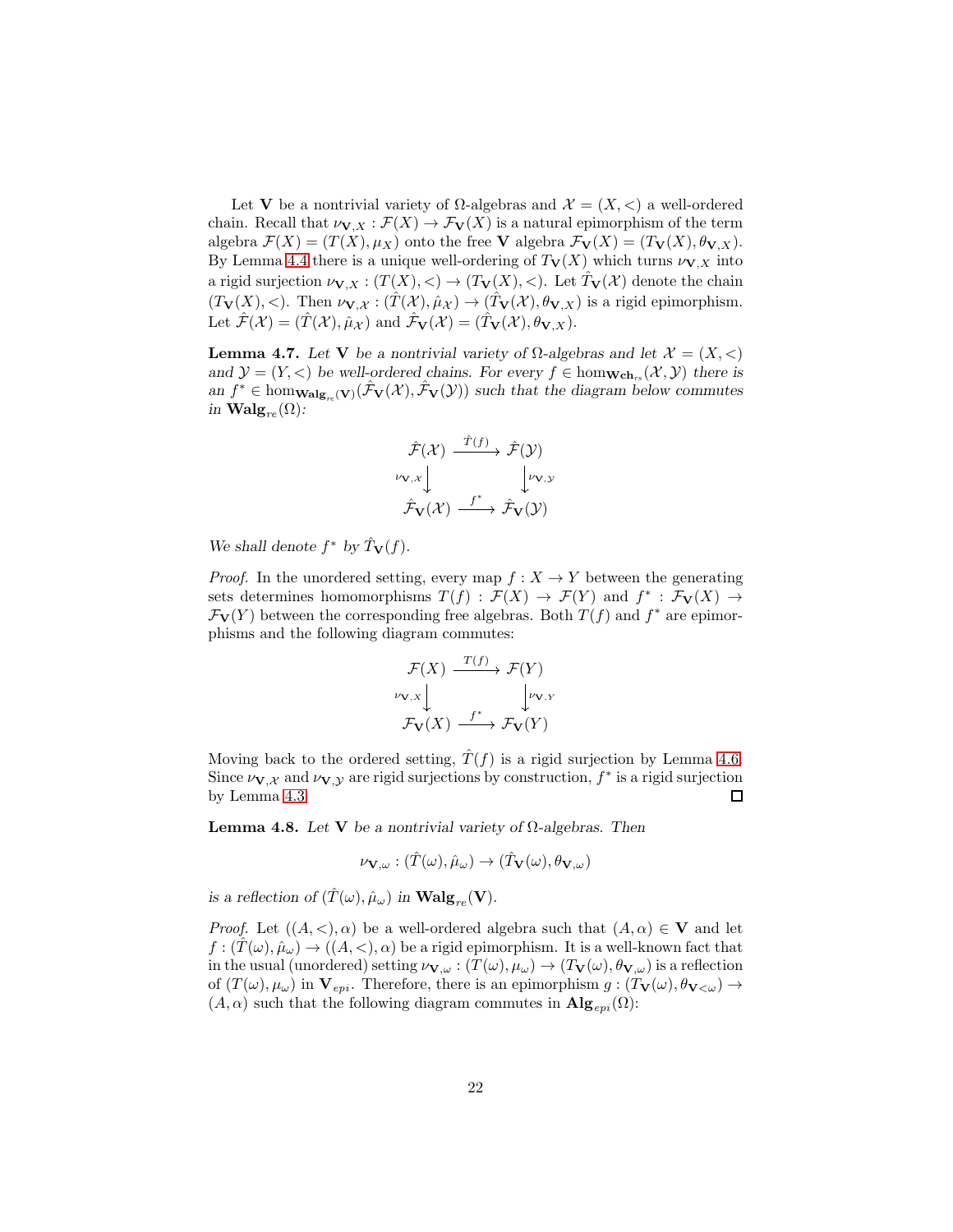Let $\mathbf{V}$ be a nontrivial variety of $\Omega$-algebras and $\mathcal{X} = (X, <)$ a well-ordered chain. Recall that $\nu_{\mathbf{V},X} : \mathcal{F}(X) \to \mathcal{F}_{\mathbf{V}}(X)$ is a natural epimorphism of the term algebra $\mathcal{F}(X) = (T(X), \mu_X)$ onto the free $\mathbf{V}$ algebra $\mathcal{F}_{\mathbf{V}}(X) = (T_{\mathbf{V}}(X), \theta_{\mathbf{V},X})$. By Lemma 4.4 there is a unique well-ordering of $T_{\mathbf{V}}(X)$ which turns $\nu_{\mathbf{V},X}$ into a rigid surjection $\nu_{\mathbf{V},X} : (T(X), <) \to (T_{\mathbf{V}}(X), <)$. Let $\hat{T}_{\mathbf{V}}(\mathcal{X})$ denote the chain $(T_{\mathbf{V}}(X), <)$. Then $\nu_{\mathbf{V},\mathcal{X}} : (\hat{T}(\mathcal{X}), \hat{\mu}_{\mathcal{X}}) \to (\hat{T}_{\mathbf{V}}(\mathcal{X}), \theta_{\mathbf{V},X})$ is a rigid epimorphism. Let $\hat{\mathcal{F}}(\mathcal{X}) = (\hat{T}(\mathcal{X}), \hat{\mu}_{\mathcal{X}})$ and $\hat{\mathcal{F}}_{\mathbf{V}}(\mathcal{X}) = (\hat{T}_{\mathbf{V}}(\mathcal{X}), \theta_{\mathbf{V},X})$.

**Lemma 4.7.** *Let $\mathbf{V}$ be a nontrivial variety of $\Omega$-algebras and let $\mathcal{X} = (X, <)$ and $\mathcal{Y} = (Y, <)$ be well-ordered chains. For every $f \in \hom_{\mathbf{Wch}_{rs}}(\mathcal{X}, \mathcal{Y})$ there is an $f^* \in \hom_{\mathbf{Walg}_{re}(\mathbf{V})}(\hat{\mathcal{F}}_{\mathbf{V}}(\mathcal{X}), \hat{\mathcal{F}}_{\mathbf{V}}(\mathcal{Y}))$ such that the diagram below commutes in $\mathbf{Walg}_{re}(\Omega)$:*

$$\begin{array}{ccc}
\hat{\mathcal{F}}(\mathcal{X}) & \xrightarrow{\hat{T}(f)} & \hat{\mathcal{F}}(\mathcal{Y}) \\
{\scriptstyle \nu_{\mathbf{V},\mathcal{X}}}\downarrow & & \downarrow{\scriptstyle \nu_{\mathbf{V},\mathcal{Y}}} \\
\hat{\mathcal{F}}_{\mathbf{V}}(\mathcal{X}) & \xrightarrow{f^*} & \hat{\mathcal{F}}_{\mathbf{V}}(\mathcal{Y})
\end{array}$$

*We shall denote $f^*$ by $\hat{T}_{\mathbf{V}}(f)$.*

*Proof.* In the unordered setting, every map $f : X \to Y$ between the generating sets determines homomorphisms $T(f) : \mathcal{F}(X) \to \mathcal{F}(Y)$ and $f^* : \mathcal{F}_{\mathbf{V}}(X) \to \mathcal{F}_{\mathbf{V}}(Y)$ between the corresponding free algebras. Both $T(f)$ and $f^*$ are epimorphisms and the following diagram commutes:

$$\begin{array}{ccc}
\mathcal{F}(X) & \xrightarrow{T(f)} & \mathcal{F}(Y) \\
{\scriptstyle \nu_{\mathbf{V},X}}\downarrow & & \downarrow{\scriptstyle \nu_{\mathbf{V},Y}} \\
\mathcal{F}_{\mathbf{V}}(X) & \xrightarrow{f^*} & \mathcal{F}_{\mathbf{V}}(Y)
\end{array}$$

Moving back to the ordered setting, $\hat{T}(f)$ is a rigid surjection by Lemma 4.6. Since $\nu_{\mathbf{V},\mathcal{X}}$ and $\nu_{\mathbf{V},\mathcal{Y}}$ are rigid surjections by construction, $f^*$ is a rigid surjection by Lemma 4.3. □

**Lemma 4.8.** *Let $\mathbf{V}$ be a nontrivial variety of $\Omega$-algebras. Then*

$$\nu_{\mathbf{V},\omega} : (\hat{T}(\omega), \hat{\mu}_\omega) \to (\hat{T}_{\mathbf{V}}(\omega), \theta_{\mathbf{V},\omega})$$

*is a reflection of $(\hat{T}(\omega), \hat{\mu}_\omega)$ in $\mathbf{Walg}_{re}(\mathbf{V})$.*

*Proof.* Let $((A, <), \alpha)$ be a well-ordered algebra such that $(A, \alpha) \in \mathbf{V}$ and let $f : (\hat{T}(\omega), \hat{\mu}_\omega) \to ((A, <), \alpha)$ be a rigid epimorphism. It is a well-known fact that in the usual (unordered) setting $\nu_{\mathbf{V},\omega} : (T(\omega), \mu_\omega) \to (T_{\mathbf{V}}(\omega), \theta_{\mathbf{V},\omega})$ is a reflection of $(T(\omega), \mu_\omega)$ in $\mathbf{V}_{epi}$. Therefore, there is an epimorphism $g : (T_{\mathbf{V}}(\omega), \theta_{\mathbf{V}<\omega}) \to (A, \alpha)$ such that the following diagram commutes in $\mathbf{Alg}_{epi}(\Omega)$: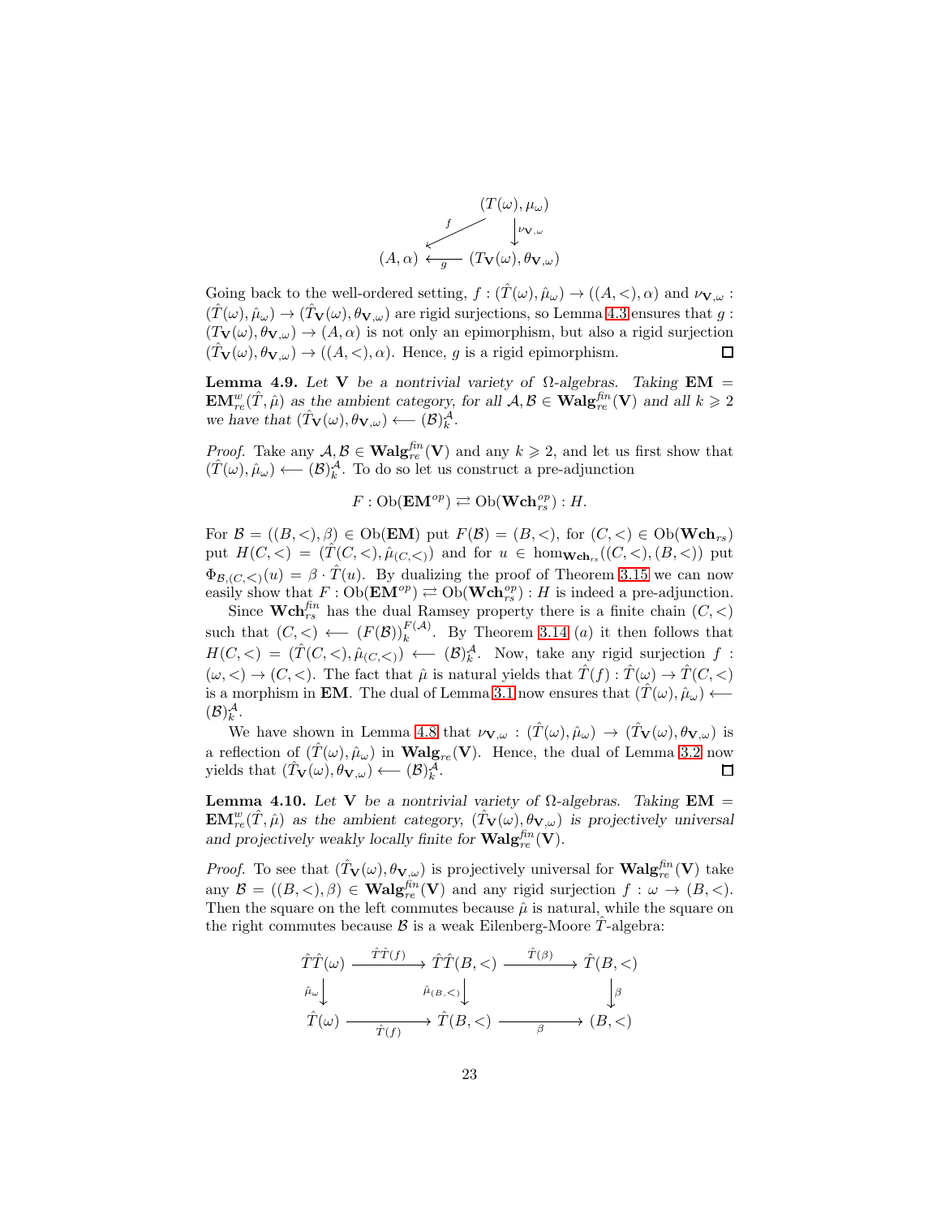$$
\begin{array}{ccc}
 & & (T(\omega), \mu_\omega) \\
 & \overset{f}{\swarrow} & \downarrow \nu_{\mathbf{V},\omega} \\
(A, \alpha) & \xleftarrow[g]{} & (T_{\mathbf{V}}(\omega), \theta_{\mathbf{V},\omega})
\end{array}
$$

Going back to the well-ordered setting, $f : (\hat{T}(\omega), \hat{\mu}_\omega) \to ((A, <), \alpha)$ and $\nu_{\mathbf{V},\omega} : (\hat{T}(\omega), \hat{\mu}_\omega) \to (\hat{T}_{\mathbf{V}}(\omega), \theta_{\mathbf{V},\omega})$ are rigid surjections, so Lemma 4.3 ensures that $g : (T_{\mathbf{V}}(\omega), \theta_{\mathbf{V},\omega}) \to (A, \alpha)$ is not only an epimorphism, but also a rigid surjection $(\hat{T}_{\mathbf{V}}(\omega), \theta_{\mathbf{V},\omega}) \to ((A, <), \alpha)$. Hence, $g$ is a rigid epimorphism. ☐

**Lemma 4.9.** *Let $\mathbf{V}$ be a nontrivial variety of $\Omega$-algebras. Taking $\mathbf{EM} = \mathbf{EM}^w_{re}(\hat{T}, \hat{\mu})$ as the ambient category, for all $\mathcal{A}, \mathcal{B} \in \mathbf{Walg}^{fin}_{re}(\mathbf{V})$ and all $k \geqslant 2$ we have that $(\hat{T}_{\mathbf{V}}(\omega), \theta_{\mathbf{V},\omega}) \longleftarrow (\mathcal{B})^{\mathcal{A}}_k$.*

*Proof.* Take any $\mathcal{A}, \mathcal{B} \in \mathbf{Walg}^{fin}_{re}(\mathbf{V})$ and any $k \geqslant 2$, and let us first show that $(\hat{T}(\omega), \hat{\mu}_\omega) \longleftarrow (\mathcal{B})^{\mathcal{A}}_k$. To do so let us construct a pre-adjunction

$$F : \mathrm{Ob}(\mathbf{EM}^{op}) \rightleftarrows \mathrm{Ob}(\mathbf{Wch}^{op}_{rs}) : H.$$

For $\mathcal{B} = ((B, <), \beta) \in \mathrm{Ob}(\mathbf{EM})$ put $F(\mathcal{B}) = (B, <)$, for $(C, <) \in \mathrm{Ob}(\mathbf{Wch}_{rs})$ put $H(C, <) = (\hat{T}(C, <), \hat{\mu}_{(C,<)})$ and for $u \in \hom_{\mathbf{Wch}_{rs}}((C, <), (B, <))$ put $\Phi_{\mathcal{B},(C,<)}(u) = \beta \cdot \hat{T}(u)$. By dualizing the proof of Theorem 3.15 we can now easily show that $F : \mathrm{Ob}(\mathbf{EM}^{op}) \rightleftarrows \mathrm{Ob}(\mathbf{Wch}^{op}_{rs}) : H$ is indeed a pre-adjunction.

Since $\mathbf{Wch}^{fin}_{rs}$ has the dual Ramsey property there is a finite chain $(C, <)$ such that $(C, <) \longleftarrow (F(\mathcal{B}))^{F(\mathcal{A})}_k$. By Theorem 3.14 $(a)$ it then follows that $H(C, <) = (\hat{T}(C, <), \hat{\mu}_{(C,<)}) \longleftarrow (\mathcal{B})^{\mathcal{A}}_k$. Now, take any rigid surjection $f : (\omega, <) \to (C, <)$. The fact that $\hat{\mu}$ is natural yields that $\hat{T}(f) : \hat{T}(\omega) \to \hat{T}(C, <)$ is a morphism in $\mathbf{EM}$. The dual of Lemma 3.1 now ensures that $(\hat{T}(\omega), \hat{\mu}_\omega) \longleftarrow (\mathcal{B})^{\mathcal{A}}_k$.

We have shown in Lemma 4.8 that $\nu_{\mathbf{V},\omega} : (\hat{T}(\omega), \hat{\mu}_\omega) \to (\hat{T}_{\mathbf{V}}(\omega), \theta_{\mathbf{V},\omega})$ is a reflection of $(\hat{T}(\omega), \hat{\mu}_\omega)$ in $\mathbf{Walg}_{re}(\mathbf{V})$. Hence, the dual of Lemma 3.2 now yields that $(\hat{T}_{\mathbf{V}}(\omega), \theta_{\mathbf{V},\omega}) \longleftarrow (\mathcal{B})^{\mathcal{A}}_k$. ☐

**Lemma 4.10.** *Let $\mathbf{V}$ be a nontrivial variety of $\Omega$-algebras. Taking $\mathbf{EM} = \mathbf{EM}^w_{re}(\hat{T}, \hat{\mu})$ as the ambient category, $(\hat{T}_{\mathbf{V}}(\omega), \theta_{\mathbf{V},\omega})$ is projectively universal and projectively weakly locally finite for $\mathbf{Walg}^{fin}_{re}(\mathbf{V})$.*

*Proof.* To see that $(\hat{T}_{\mathbf{V}}(\omega), \theta_{\mathbf{V},\omega})$ is projectively universal for $\mathbf{Walg}^{fin}_{re}(\mathbf{V})$ take any $\mathcal{B} = ((B, <), \beta) \in \mathbf{Walg}^{fin}_{re}(\mathbf{V})$ and any rigid surjection $f : \omega \to (B, <)$. Then the square on the left commutes because $\hat{\mu}$ is natural, while the square on the right commutes because $\mathcal{B}$ is a weak Eilenberg-Moore $\hat{T}$-algebra:

$$
\begin{array}{ccccc}
\hat{T}\hat{T}(\omega) & \xrightarrow{\hat{T}\hat{T}(f)} & \hat{T}\hat{T}(B, <) & \xrightarrow{\hat{T}(\beta)} & \hat{T}(B, <) \\
\downarrow \hat{\mu}_\omega & & \downarrow \hat{\mu}_{(B,<)} & & \downarrow \beta \\
\hat{T}(\omega) & \xrightarrow[\hat{T}(f)]{} & \hat{T}(B, <) & \xrightarrow[\beta]{} & (B, <)
\end{array}
$$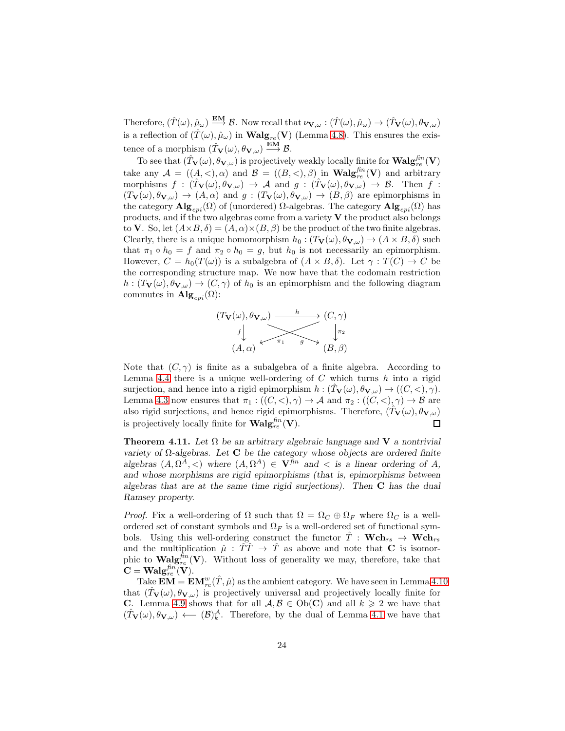Therefore, $(\hat{T}(\omega), \hat{\mu}_\omega) \overset{\mathbf{EM}}{\longrightarrow} \mathcal{B}$. Now recall that $\nu_{\mathbf{V},\omega} : (\hat{T}(\omega), \hat{\mu}_\omega) \to (\hat{T}_\mathbf{V}(\omega), \theta_{\mathbf{V},\omega})$ is a reflection of $(\hat{T}(\omega), \hat{\mu}_\omega)$ in $\mathbf{Walg}_{re}(\mathbf{V})$ (Lemma 4.8). This ensures the existence of a morphism $(\hat{T}_\mathbf{V}(\omega), \theta_{\mathbf{V},\omega}) \overset{\mathbf{EM}}{\longrightarrow} \mathcal{B}$.

To see that $(\hat{T}_\mathbf{V}(\omega), \theta_{\mathbf{V},\omega})$ is projectively weakly locally finite for $\mathbf{Walg}^{fin}_{re}(\mathbf{V})$ take any $\mathcal{A} = ((A, <), \alpha)$ and $\mathcal{B} = ((B, <), \beta)$ in $\mathbf{Walg}^{fin}_{re}(\mathbf{V})$ and arbitrary morphisms $f : (\hat{T}_\mathbf{V}(\omega), \theta_{\mathbf{V},\omega}) \to \mathcal{A}$ and $g : (\hat{T}_\mathbf{V}(\omega), \theta_{\mathbf{V},\omega}) \to \mathcal{B}$. Then $f : (T_\mathbf{V}(\omega), \theta_{\mathbf{V},\omega}) \to (A, \alpha)$ and $g : (T_\mathbf{V}(\omega), \theta_{\mathbf{V},\omega}) \to (B, \beta)$ are epimorphisms in the category $\mathbf{Alg}_{epi}(\Omega)$ of (unordered) $\Omega$-algebras. The category $\mathbf{Alg}_{epi}(\Omega)$ has products, and if the two algebras come from a variety $\mathbf{V}$ the product also belongs to $\mathbf{V}$. So, let $(A \times B, \delta) = (A, \alpha) \times (B, \beta)$ be the product of the two finite algebras. Clearly, there is a unique homomorphism $h_0 : (T_\mathbf{V}(\omega), \theta_{\mathbf{V},\omega}) \to (A \times B, \delta)$ such that $\pi_1 \circ h_0 = f$ and $\pi_2 \circ h_0 = g$, but $h_0$ is not necessarily an epimorphism. However, $C = h_0(T(\omega))$ is a subalgebra of $(A \times B, \delta)$. Let $\gamma : T(C) \to C$ be the corresponding structure map. We now have that the codomain restriction $h : (T_\mathbf{V}(\omega), \theta_{\mathbf{V},\omega}) \to (C, \gamma)$ of $h_0$ is an epimorphism and the following diagram commutes in $\mathbf{Alg}_{epi}(\Omega)$:

$$
\begin{array}{ccc}
(T_\mathbf{V}(\omega), \theta_{\mathbf{V},\omega}) & \xrightarrow{\quad h \quad} & (C, \gamma) \\
{\scriptstyle f}\downarrow & \searrow^{g} \quad \swarrow_{\pi_1} & \downarrow{\scriptstyle \pi_2} \\
(A, \alpha) & & (B, \beta)
\end{array}
$$

Note that $(C, \gamma)$ is finite as a subalgebra of a finite algebra. According to Lemma 4.4 there is a unique well-ordering of $C$ which turns $h$ into a rigid surjection, and hence into a rigid epimorphism $h : (\hat{T}_\mathbf{V}(\omega), \theta_{\mathbf{V},\omega}) \to ((C, <), \gamma)$. Lemma 4.3 now ensures that $\pi_1 : ((C, <), \gamma) \to \mathcal{A}$ and $\pi_2 : ((C, <), \gamma) \to \mathcal{B}$ are also rigid surjections, and hence rigid epimorphisms. Therefore, $(\hat{T}_\mathbf{V}(\omega), \theta_{\mathbf{V},\omega})$ is projectively locally finite for $\mathbf{Walg}^{fin}_{re}(\mathbf{V})$. $\square$

**Theorem 4.11.** *Let $\Omega$ be an arbitrary algebraic language and $\mathbf{V}$ a nontrivial variety of $\Omega$-algebras. Let $\mathbf{C}$ be the category whose objects are ordered finite algebras $(A, \Omega^A, <)$ where $(A, \Omega^A) \in \mathbf{V}^{fin}$ and $<$ is a linear ordering of $A$, and whose morphisms are rigid epimorphisms (that is, epimorphisms between algebras that are at the same time rigid surjections). Then $\mathbf{C}$ has the dual Ramsey property.*

*Proof.* Fix a well-ordering of $\Omega$ such that $\Omega = \Omega_C \oplus \Omega_F$ where $\Omega_C$ is a well-ordered set of constant symbols and $\Omega_F$ is a well-ordered set of functional symbols. Using this well-ordering construct the functor $\hat{T} : \mathbf{Wch}_{rs} \to \mathbf{Wch}_{rs}$ and the multiplication $\hat{\mu} : \hat{T}\hat{T} \to \hat{T}$ as above and note that $\mathbf{C}$ is isomorphic to $\mathbf{Walg}^{fin}_{re}(\mathbf{V})$. Without loss of generality we may, therefore, take that $\mathbf{C} = \mathbf{Walg}^{fin}_{re}(\mathbf{V})$.

Take $\mathbf{EM} = \mathbf{EM}^w_{re}(\hat{T}, \hat{\mu})$ as the ambient category. We have seen in Lemma 4.10 that $(\hat{T}_\mathbf{V}(\omega), \theta_{\mathbf{V},\omega})$ is projectively universal and projectively locally finite for $\mathbf{C}$. Lemma 4.9 shows that for all $\mathcal{A}, \mathcal{B} \in \mathrm{Ob}(\mathbf{C})$ and all $k \geqslant 2$ we have that $(\hat{T}_\mathbf{V}(\omega), \theta_{\mathbf{V},\omega}) \longleftarrow (\mathcal{B})^\mathcal{A}_k$. Therefore, by the dual of Lemma 4.1 we have that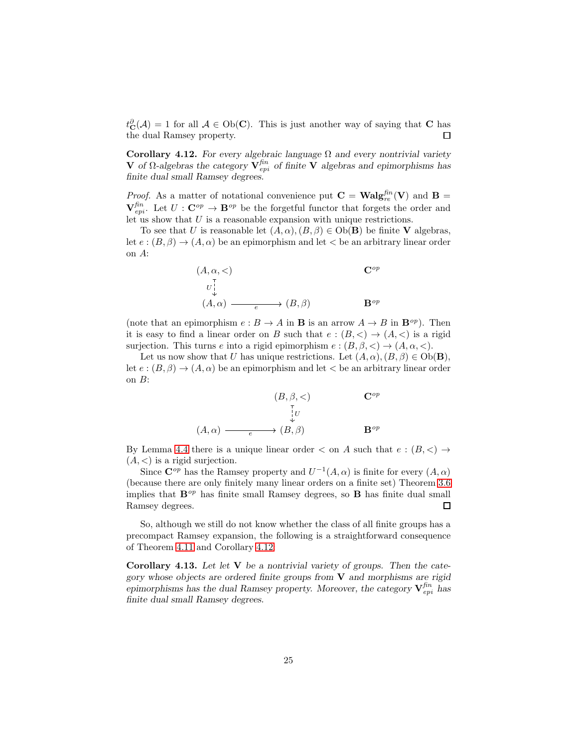$t^{\partial}_{\mathbf{C}}(\mathcal{A}) = 1$ for all $\mathcal{A} \in \mathrm{Ob}(\mathbf{C})$. This is just another way of saying that $\mathbf{C}$ has the dual Ramsey property. □

**Corollary 4.12.** *For every algebraic language $\Omega$ and every nontrivial variety $\mathbf{V}$ of $\Omega$-algebras the category $\mathbf{V}^{fin}_{epi}$ of finite $\mathbf{V}$ algebras and epimorphisms has finite dual small Ramsey degrees.*

*Proof.* As a matter of notational convenience put $\mathbf{C} = \mathbf{Walg}^{fin}_{re}(\mathbf{V})$ and $\mathbf{B} = \mathbf{V}^{fin}_{epi}$. Let $U : \mathbf{C}^{op} \to \mathbf{B}^{op}$ be the forgetful functor that forgets the order and let us show that $U$ is a reasonable expansion with unique restrictions.

To see that $U$ is reasonable let $(A, \alpha), (B, \beta) \in \mathrm{Ob}(\mathbf{B})$ be finite $\mathbf{V}$ algebras, let $e : (B, \beta) \to (A, \alpha)$ be an epimorphism and let $<$ be an arbitrary linear order on $A$:

$$
\begin{array}{ccc}
(A, \alpha, <) & & \mathbf{C}^{op} \\
\updownarrow U & & \\
(A, \alpha) \xrightarrow{\quad e \quad} (B, \beta) & & \mathbf{B}^{op}
\end{array}
$$

(note that an epimorphism $e : B \to A$ in $\mathbf{B}$ is an arrow $A \to B$ in $\mathbf{B}^{op}$). Then it is easy to find a linear order on $B$ such that $e : (B, <) \to (A, <)$ is a rigid surjection. This turns $e$ into a rigid epimorphism $e : (B, \beta, <) \to (A, \alpha, <)$.

Let us now show that $U$ has unique restrictions. Let $(A, \alpha), (B, \beta) \in \mathrm{Ob}(\mathbf{B})$, let $e : (B, \beta) \to (A, \alpha)$ be an epimorphism and let $<$ be an arbitrary linear order on $B$:

$$
\begin{array}{ccc}
 & (B, \beta, <) & \mathbf{C}^{op} \\
 & \updownarrow U & \\
(A, \alpha) \xrightarrow{\quad e \quad} & (B, \beta) & \mathbf{B}^{op}
\end{array}
$$

By Lemma 4.4 there is a unique linear order $<$ on $A$ such that $e : (B, <) \to (A, <)$ is a rigid surjection.

Since $\mathbf{C}^{op}$ has the Ramsey property and $U^{-1}(A, \alpha)$ is finite for every $(A, \alpha)$ (because there are only finitely many linear orders on a finite set) Theorem 3.6 implies that $\mathbf{B}^{op}$ has finite small Ramsey degrees, so $\mathbf{B}$ has finite dual small Ramsey degrees. □

So, although we still do not know whether the class of all finite groups has a precompact Ramsey expansion, the following is a straightforward consequence of Theorem 4.11 and Corollary 4.12.

**Corollary 4.13.** *Let let $\mathbf{V}$ be a nontrivial variety of groups. Then the category whose objects are ordered finite groups from $\mathbf{V}$ and morphisms are rigid epimorphisms has the dual Ramsey property. Moreover, the category $\mathbf{V}^{fin}_{epi}$ has finite dual small Ramsey degrees.*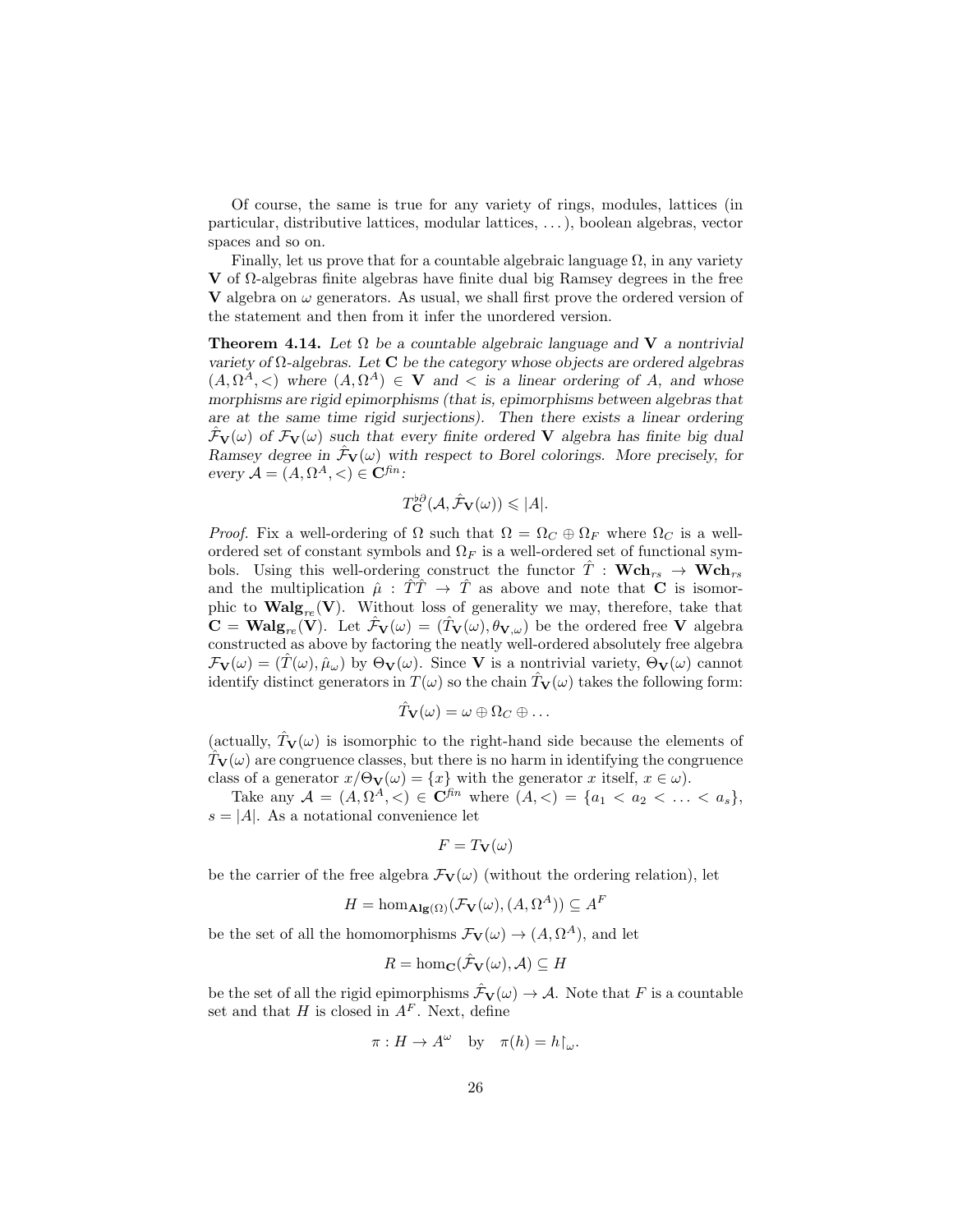Of course, the same is true for any variety of rings, modules, lattices (in particular, distributive lattices, modular lattices, ...), boolean algebras, vector spaces and so on.

Finally, let us prove that for a countable algebraic language $\Omega$, in any variety $\mathbf{V}$ of $\Omega$-algebras finite algebras have finite dual big Ramsey degrees in the free $\mathbf{V}$ algebra on $\omega$ generators. As usual, we shall first prove the ordered version of the statement and then from it infer the unordered version.

**Theorem 4.14.** *Let $\Omega$ be a countable algebraic language and $\mathbf{V}$ a nontrivial variety of $\Omega$-algebras. Let $\mathbf{C}$ be the category whose objects are ordered algebras $(A, \Omega^A, <)$ where $(A, \Omega^A) \in \mathbf{V}$ and $<$ is a linear ordering of $A$, and whose morphisms are rigid epimorphisms (that is, epimorphisms between algebras that are at the same time rigid surjections). Then there exists a linear ordering $\hat{\mathcal{F}}_\mathbf{V}(\omega)$ of $\mathcal{F}_\mathbf{V}(\omega)$ such that every finite ordered $\mathbf{V}$ algebra has finite big dual Ramsey degree in $\hat{\mathcal{F}}_\mathbf{V}(\omega)$ with respect to Borel colorings. More precisely, for every $\mathcal{A} = (A, \Omega^A, <) \in \mathbf{C}^{fin}$:*

$$T^{\flat\partial}_\mathbf{C}(\mathcal{A}, \hat{\mathcal{F}}_\mathbf{V}(\omega)) \leqslant |A|.$$

*Proof.* Fix a well-ordering of $\Omega$ such that $\Omega = \Omega_C \oplus \Omega_F$ where $\Omega_C$ is a well-ordered set of constant symbols and $\Omega_F$ is a well-ordered set of functional symbols. Using this well-ordering construct the functor $\hat{T} : \mathbf{Wch}_{rs} \to \mathbf{Wch}_{rs}$ and the multiplication $\hat{\mu} : \hat{T}\hat{T} \to \hat{T}$ as above and note that $\mathbf{C}$ is isomorphic to $\mathbf{Walg}_{re}(\mathbf{V})$. Without loss of generality we may, therefore, take that $\mathbf{C} = \mathbf{Walg}_{re}(\mathbf{V})$. Let $\hat{\mathcal{F}}_\mathbf{V}(\omega) = (\hat{T}_\mathbf{V}(\omega), \theta_{\mathbf{V},\omega})$ be the ordered free $\mathbf{V}$ algebra constructed as above by factoring the neatly well-ordered absolutely free algebra $\mathcal{F}_\mathbf{V}(\omega) = (\hat{T}(\omega), \hat{\mu}_\omega)$ by $\Theta_\mathbf{V}(\omega)$. Since $\mathbf{V}$ is a nontrivial variety, $\Theta_\mathbf{V}(\omega)$ cannot identify distinct generators in $T(\omega)$ so the chain $\hat{T}_\mathbf{V}(\omega)$ takes the following form:

$$\hat{T}_\mathbf{V}(\omega) = \omega \oplus \Omega_C \oplus \ldots$$

(actually, $\hat{T}_\mathbf{V}(\omega)$ is isomorphic to the right-hand side because the elements of $\hat{T}_\mathbf{V}(\omega)$ are congruence classes, but there is no harm in identifying the congruence class of a generator $x/\Theta_\mathbf{V}(\omega) = \{x\}$ with the generator $x$ itself, $x \in \omega$).

Take any $\mathcal{A} = (A, \Omega^A, <) \in \mathbf{C}^{fin}$ where $(A, <) = \{a_1 < a_2 < \ldots < a_s\}$, $s = |A|$. As a notational convenience let

$$F = T_\mathbf{V}(\omega)$$

be the carrier of the free algebra $\mathcal{F}_\mathbf{V}(\omega)$ (without the ordering relation), let

$$H = \hom_{\mathbf{Alg}(\Omega)}(\mathcal{F}_\mathbf{V}(\omega), (A, \Omega^A)) \subseteq A^F$$

be the set of all the homomorphisms $\mathcal{F}_\mathbf{V}(\omega) \to (A, \Omega^A)$, and let

$$R = \hom_\mathbf{C}(\hat{\mathcal{F}}_\mathbf{V}(\omega), \mathcal{A}) \subseteq H$$

be the set of all the rigid epimorphisms $\hat{\mathcal{F}}_\mathbf{V}(\omega) \to \mathcal{A}$. Note that $F$ is a countable set and that $H$ is closed in $A^F$. Next, define

$$\pi : H \to A^\omega \quad \text{by} \quad \pi(h) = h\restriction_\omega.$$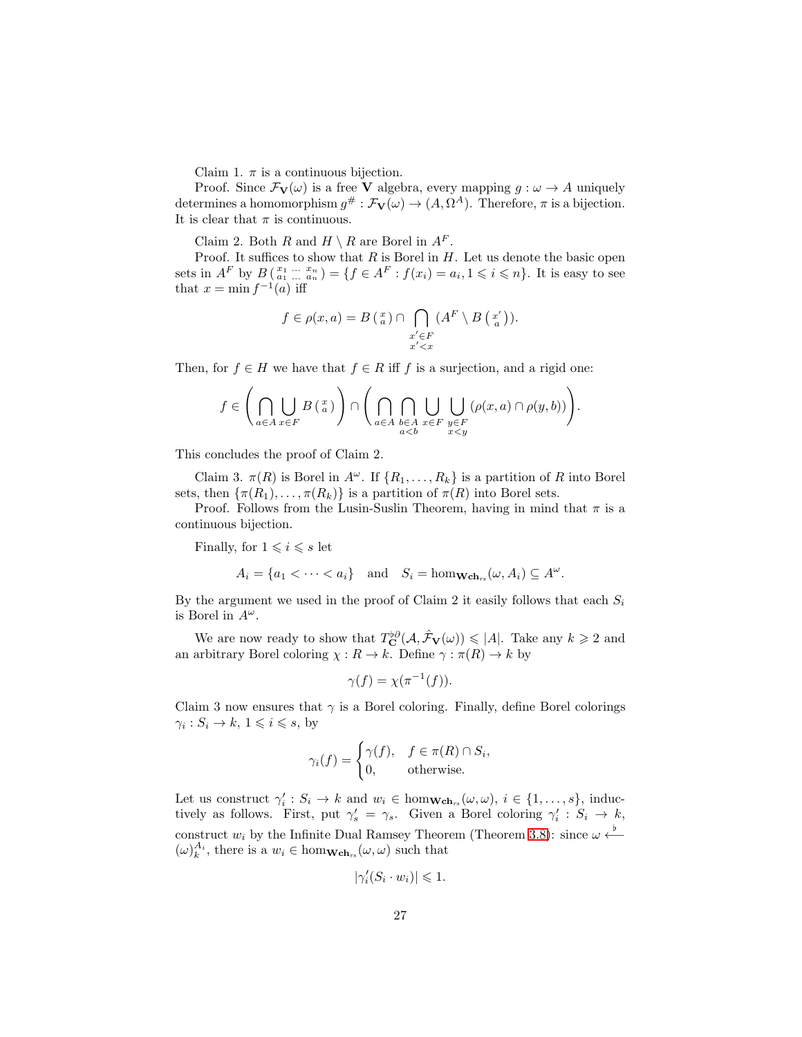Claim 1. $\pi$ is a continuous bijection.

Proof. Since $\mathcal{F}_{\mathbf{V}}(\omega)$ is a free $\mathbf{V}$ algebra, every mapping $g : \omega \to A$ uniquely determines a homomorphism $g^{\#} : \mathcal{F}_{\mathbf{V}}(\omega) \to (A, \Omega^A)$. Therefore, $\pi$ is a bijection. It is clear that $\pi$ is continuous.

Claim 2. Both $R$ and $H \setminus R$ are Borel in $A^F$.

Proof. It suffices to show that $R$ is Borel in $H$. Let us denote the basic open sets in $A^F$ by $B\left(\begin{smallmatrix} x_1 & \dots & x_n \\ a_1 & \dots & a_n \end{smallmatrix}\right) = \{f \in A^F : f(x_i) = a_i, 1 \leqslant i \leqslant n\}$. It is easy to see that $x = \min f^{-1}(a)$ iff

$$f \in \rho(x, a) = B\left(\begin{smallmatrix} x \\ a \end{smallmatrix}\right) \cap \bigcap_{\substack{x' \in F \\ x' < x}} (A^F \setminus B\left(\begin{smallmatrix} x' \\ a \end{smallmatrix}\right)).$$

Then, for $f \in H$ we have that $f \in R$ iff $f$ is a surjection, and a rigid one:

$$f \in \left( \bigcap_{a \in A} \bigcup_{x \in F} B\left(\begin{smallmatrix} x \\ a \end{smallmatrix}\right) \right) \cap \left( \bigcap_{a \in A} \bigcap_{\substack{b \in A \\ a < b}} \bigcup_{x \in F} \bigcup_{\substack{y \in F \\ x < y}} (\rho(x, a) \cap \rho(y, b)) \right).$$

This concludes the proof of Claim 2.

Claim 3. $\pi(R)$ is Borel in $A^\omega$. If $\{R_1, \dots, R_k\}$ is a partition of $R$ into Borel sets, then $\{\pi(R_1), \dots, \pi(R_k)\}$ is a partition of $\pi(R)$ into Borel sets.

Proof. Follows from the Lusin-Suslin Theorem, having in mind that $\pi$ is a continuous bijection.

Finally, for $1 \leqslant i \leqslant s$ let

$$A_i = \{a_1 < \dots < a_i\} \quad \text{and} \quad S_i = \hom_{\mathbf{Wch}_{rs}}(\omega, A_i) \subseteq A^\omega.$$

By the argument we used in the proof of Claim 2 it easily follows that each $S_i$ is Borel in $A^\omega$.

We are now ready to show that $T_{\mathbf{C}}^{\flat\partial}(\mathcal{A}, \hat{\mathcal{F}}_{\mathbf{V}}(\omega)) \leqslant |A|$. Take any $k \geqslant 2$ and an arbitrary Borel coloring $\chi : R \to k$. Define $\gamma : \pi(R) \to k$ by

$$\gamma(f) = \chi(\pi^{-1}(f)).$$

Claim 3 now ensures that $\gamma$ is a Borel coloring. Finally, define Borel colorings $\gamma_i : S_i \to k$, $1 \leqslant i \leqslant s$, by

$$\gamma_i(f) = \begin{cases} \gamma(f), & f \in \pi(R) \cap S_i, \\ 0, & \text{otherwise.} \end{cases}$$

Let us construct $\gamma'_i : S_i \to k$ and $w_i \in \hom_{\mathbf{Wch}_{rs}}(\omega, \omega)$, $i \in \{1, \dots, s\}$, inductively as follows. First, put $\gamma'_s = \gamma_s$. Given a Borel coloring $\gamma'_i : S_i \to k$, construct $w_i$ by the Infinite Dual Ramsey Theorem (Theorem 3.8): since $\omega \overset{\flat}{\longleftarrow} (\omega)^{A_i}_k$, there is a $w_i \in \hom_{\mathbf{Wch}_{rs}}(\omega, \omega)$ such that

$$|\gamma'_i(S_i \cdot w_i)| \leqslant 1.$$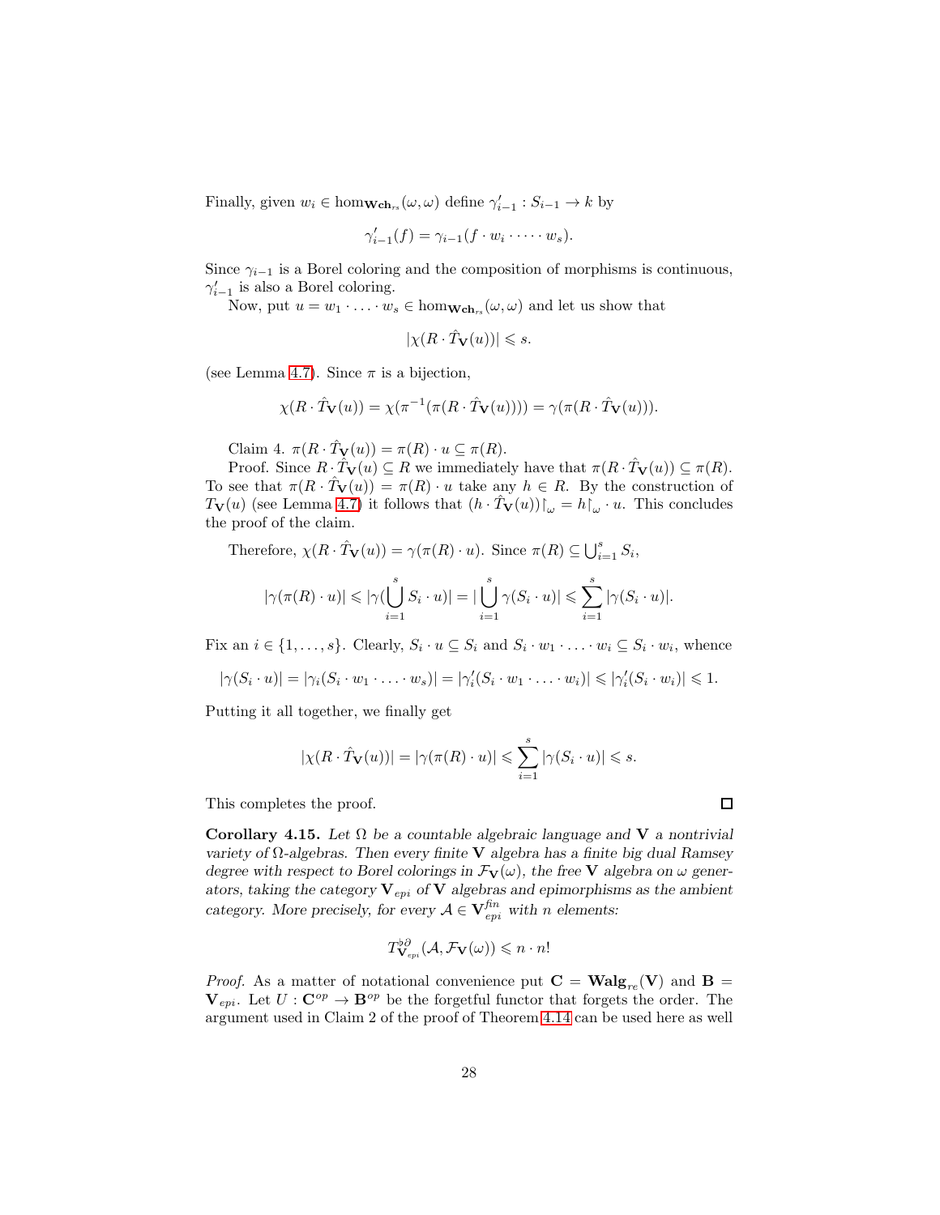Finally, given $w_i \in \hom_{\mathbf{Wch}_{rs}}(\omega, \omega)$ define $\gamma'_{i-1} : S_{i-1} \to k$ by

$$\gamma'_{i-1}(f) = \gamma_{i-1}(f \cdot w_i \cdot \dots \cdot w_s).$$

Since $\gamma_{i-1}$ is a Borel coloring and the composition of morphisms is continuous, $\gamma'_{i-1}$ is also a Borel coloring.

Now, put $u = w_1 \cdot \ldots \cdot w_s \in \hom_{\mathbf{Wch}_{rs}}(\omega, \omega)$ and let us show that

$$|\chi(R \cdot \hat{T}_{\mathbf{V}}(u))| \leqslant s.$$

(see Lemma 4.7). Since $\pi$ is a bijection,

$$\chi(R \cdot \hat{T}_{\mathbf{V}}(u)) = \chi(\pi^{-1}(\pi(R \cdot \hat{T}_{\mathbf{V}}(u)))) = \gamma(\pi(R \cdot \hat{T}_{\mathbf{V}}(u))).$$

Claim 4. $\pi(R \cdot \hat{T}_{\mathbf{V}}(u)) = \pi(R) \cdot u \subseteq \pi(R)$.

Proof. Since $R \cdot \hat{T}_{\mathbf{V}}(u) \subseteq R$ we immediately have that $\pi(R \cdot \hat{T}_{\mathbf{V}}(u)) \subseteq \pi(R)$. To see that $\pi(R \cdot \hat{T}_{\mathbf{V}}(u)) = \pi(R) \cdot u$ take any $h \in R$. By the construction of $T_{\mathbf{V}}(u)$ (see Lemma 4.7) it follows that $(h \cdot \hat{T}_{\mathbf{V}}(u))\restriction_\omega = h\restriction_\omega \cdot u$. This concludes the proof of the claim.

Therefore, $\chi(R \cdot \hat{T}_{\mathbf{V}}(u)) = \gamma(\pi(R) \cdot u)$. Since $\pi(R) \subseteq \bigcup_{i=1}^{s} S_i$,

$$|\gamma(\pi(R) \cdot u)| \leqslant |\gamma(\bigcup_{i=1}^{s} S_i \cdot u)| = |\bigcup_{i=1}^{s} \gamma(S_i \cdot u)| \leqslant \sum_{i=1}^{s} |\gamma(S_i \cdot u)|.$$

Fix an $i \in \{1, \ldots, s\}$. Clearly, $S_i \cdot u \subseteq S_i$ and $S_i \cdot w_1 \cdot \ldots \cdot w_i \subseteq S_i \cdot w_i$, whence

$$|\gamma(S_i \cdot u)| = |\gamma_i(S_i \cdot w_1 \cdot \ldots \cdot w_s)| = |\gamma'_i(S_i \cdot w_1 \cdot \ldots \cdot w_i)| \leqslant |\gamma'_i(S_i \cdot w_i)| \leqslant 1.$$

Putting it all together, we finally get

$$|\chi(R \cdot \hat{T}_{\mathbf{V}}(u))| = |\gamma(\pi(R) \cdot u)| \leqslant \sum_{i=1}^{s} |\gamma(S_i \cdot u)| \leqslant s.$$

This completes the proof. □

**Corollary 4.15.** *Let $\Omega$ be a countable algebraic language and $\mathbf{V}$ a nontrivial variety of $\Omega$-algebras. Then every finite $\mathbf{V}$ algebra has a finite big dual Ramsey degree with respect to Borel colorings in $\mathcal{F}_{\mathbf{V}}(\omega)$, the free $\mathbf{V}$ algebra on $\omega$ generators, taking the category $\mathbf{V}_{epi}$ of $\mathbf{V}$ algebras and epimorphisms as the ambient category. More precisely, for every $\mathcal{A} \in \mathbf{V}^{fin}_{epi}$ with $n$ elements:*

$$T^{\flat\partial}_{\mathbf{V}_{epi}}(\mathcal{A}, \mathcal{F}_{\mathbf{V}}(\omega)) \leqslant n \cdot n!$$

*Proof.* As a matter of notational convenience put $\mathbf{C} = \mathbf{Walg}_{re}(\mathbf{V})$ and $\mathbf{B} = \mathbf{V}_{epi}$. Let $U : \mathbf{C}^{op} \to \mathbf{B}^{op}$ be the forgetful functor that forgets the order. The argument used in Claim 2 of the proof of Theorem 4.14 can be used here as well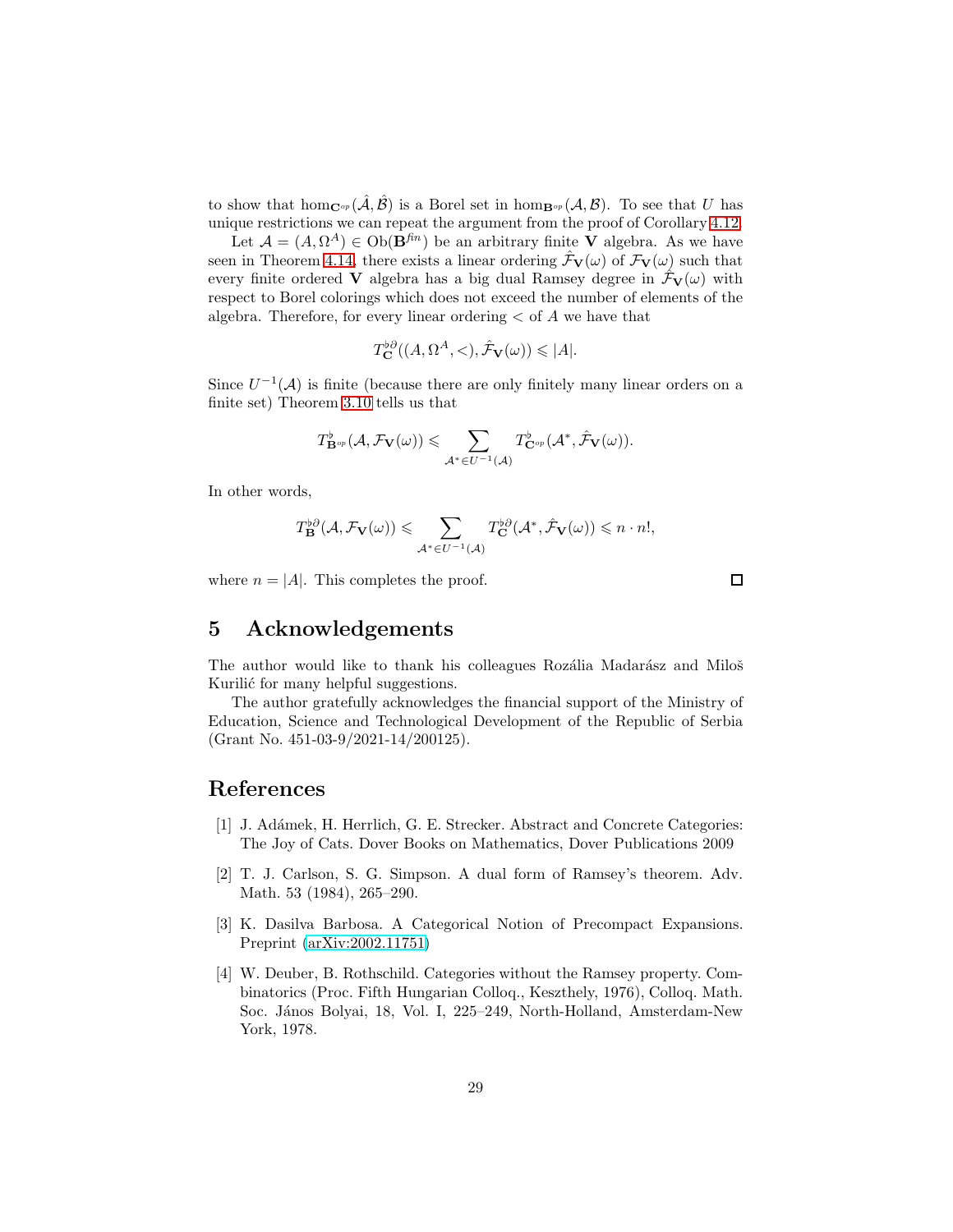to show that $\hom_{\mathbf{C}^{op}}(\hat{\mathcal{A}}, \hat{\mathcal{B}})$ is a Borel set in $\hom_{\mathbf{B}^{op}}(\mathcal{A}, \mathcal{B})$. To see that $U$ has unique restrictions we can repeat the argument from the proof of Corollary 4.12.

Let $\mathcal{A} = (A, \Omega^A) \in \mathrm{Ob}(\mathbf{B}^{fin})$ be an arbitrary finite $\mathbf{V}$ algebra. As we have seen in Theorem 4.14, there exists a linear ordering $\hat{\mathcal{F}}_{\mathbf{V}}(\omega)$ of $\mathcal{F}_{\mathbf{V}}(\omega)$ such that every finite ordered $\mathbf{V}$ algebra has a big dual Ramsey degree in $\hat{\mathcal{F}}_{\mathbf{V}}(\omega)$ with respect to Borel colorings which does not exceed the number of elements of the algebra. Therefore, for every linear ordering $<$ of $A$ we have that

$$T^{\flat\partial}_{\mathbf{C}}((A, \Omega^A, <), \hat{\mathcal{F}}_{\mathbf{V}}(\omega)) \leqslant |A|.$$

Since $U^{-1}(\mathcal{A})$ is finite (because there are only finitely many linear orders on a finite set) Theorem 3.10 tells us that

$$T^{\flat}_{\mathbf{B}^{op}}(\mathcal{A}, \mathcal{F}_{\mathbf{V}}(\omega)) \leqslant \sum_{\mathcal{A}^* \in U^{-1}(\mathcal{A})} T^{\flat}_{\mathbf{C}^{op}}(\mathcal{A}^*, \hat{\mathcal{F}}_{\mathbf{V}}(\omega)).$$

In other words,

$$T^{\flat\partial}_{\mathbf{B}}(\mathcal{A}, \mathcal{F}_{\mathbf{V}}(\omega)) \leqslant \sum_{\mathcal{A}^* \in U^{-1}(\mathcal{A})} T^{\flat\partial}_{\mathbf{C}}(\mathcal{A}^*, \hat{\mathcal{F}}_{\mathbf{V}}(\omega)) \leqslant n \cdot n!,$$

where $n = |A|$. This completes the proof. $\square$

## 5 Acknowledgements

The author would like to thank his colleagues Rozália Madarász and Miloš Kurilić for many helpful suggestions.

The author gratefully acknowledges the financial support of the Ministry of Education, Science and Technological Development of the Republic of Serbia (Grant No. 451-03-9/2021-14/200125).

## References

[1] J. Adámek, H. Herrlich, G. E. Strecker. Abstract and Concrete Categories: The Joy of Cats. Dover Books on Mathematics, Dover Publications 2009

[2] T. J. Carlson, S. G. Simpson. A dual form of Ramsey's theorem. Adv. Math. 53 (1984), 265–290.

[3] K. Dasilva Barbosa. A Categorical Notion of Precompact Expansions. Preprint (arXiv:2002.11751)

[4] W. Deuber, B. Rothschild. Categories without the Ramsey property. Combinatorics (Proc. Fifth Hungarian Colloq., Keszthely, 1976), Colloq. Math. Soc. János Bolyai, 18, Vol. I, 225–249, North-Holland, Amsterdam-New York, 1978.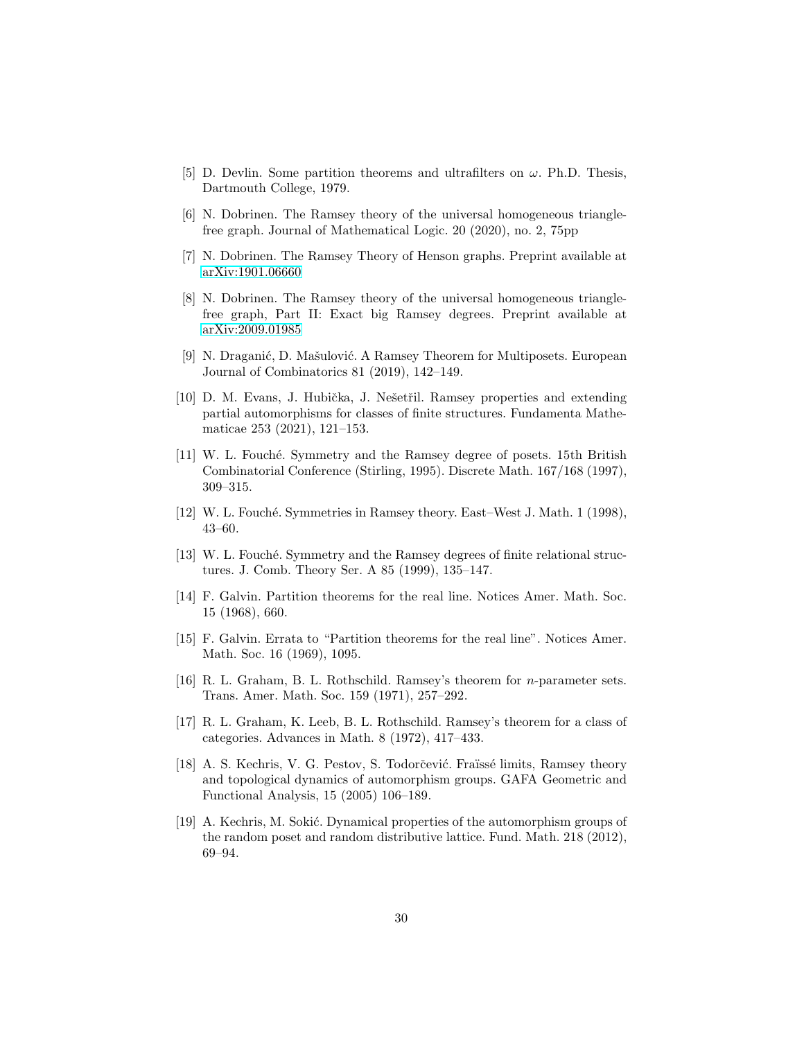[5] D. Devlin. Some partition theorems and ultrafilters on $\omega$. Ph.D. Thesis, Dartmouth College, 1979.

[6] N. Dobrinen. The Ramsey theory of the universal homogeneous triangle-free graph. Journal of Mathematical Logic. 20 (2020), no. 2, 75pp

[7] N. Dobrinen. The Ramsey Theory of Henson graphs. Preprint available at arXiv:1901.06660

[8] N. Dobrinen. The Ramsey theory of the universal homogeneous triangle-free graph, Part II: Exact big Ramsey degrees. Preprint available at arXiv:2009.01985

[9] N. Draganić, D. Mašulović. A Ramsey Theorem for Multiposets. European Journal of Combinatorics 81 (2019), 142–149.

[10] D. M. Evans, J. Hubička, J. Nešetřil. Ramsey properties and extending partial automorphisms for classes of finite structures. Fundamenta Mathematicae 253 (2021), 121–153.

[11] W. L. Fouché. Symmetry and the Ramsey degree of posets. 15th British Combinatorial Conference (Stirling, 1995). Discrete Math. 167/168 (1997), 309–315.

[12] W. L. Fouché. Symmetries in Ramsey theory. East–West J. Math. 1 (1998), 43–60.

[13] W. L. Fouché. Symmetry and the Ramsey degrees of finite relational structures. J. Comb. Theory Ser. A 85 (1999), 135–147.

[14] F. Galvin. Partition theorems for the real line. Notices Amer. Math. Soc. 15 (1968), 660.

[15] F. Galvin. Errata to "Partition theorems for the real line". Notices Amer. Math. Soc. 16 (1969), 1095.

[16] R. L. Graham, B. L. Rothschild. Ramsey's theorem for $n$-parameter sets. Trans. Amer. Math. Soc. 159 (1971), 257–292.

[17] R. L. Graham, K. Leeb, B. L. Rothschild. Ramsey's theorem for a class of categories. Advances in Math. 8 (1972), 417–433.

[18] A. S. Kechris, V. G. Pestov, S. Todorčević. Fraïssé limits, Ramsey theory and topological dynamics of automorphism groups. GAFA Geometric and Functional Analysis, 15 (2005) 106–189.

[19] A. Kechris, M. Sokić. Dynamical properties of the automorphism groups of the random poset and random distributive lattice. Fund. Math. 218 (2012), 69–94.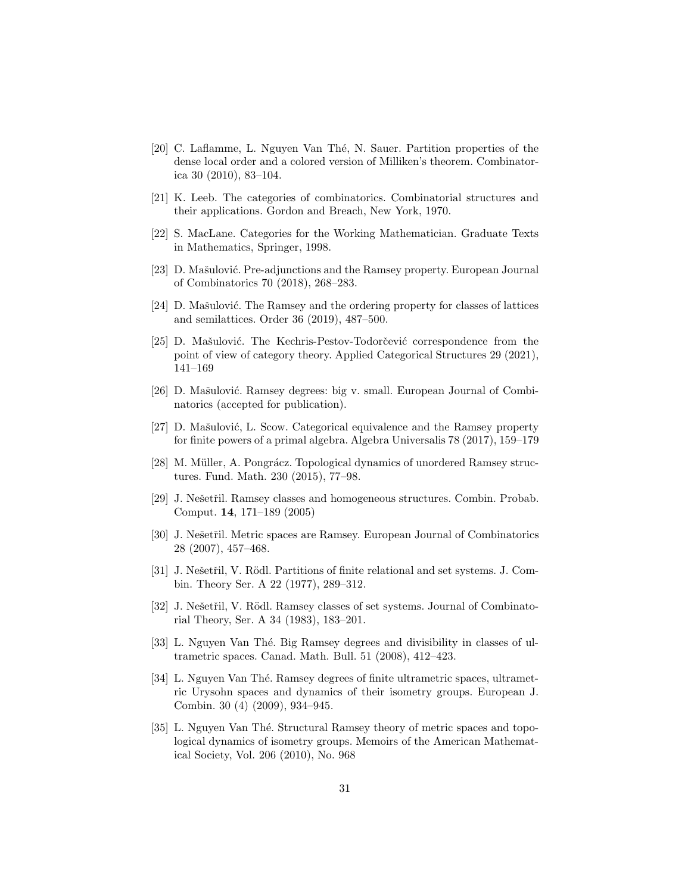[20] C. Laflamme, L. Nguyen Van Thé, N. Sauer. Partition properties of the dense local order and a colored version of Milliken's theorem. Combinatorica 30 (2010), 83–104.

[21] K. Leeb. The categories of combinatorics. Combinatorial structures and their applications. Gordon and Breach, New York, 1970.

[22] S. MacLane. Categories for the Working Mathematician. Graduate Texts in Mathematics, Springer, 1998.

[23] D. Mašulović. Pre-adjunctions and the Ramsey property. European Journal of Combinatorics 70 (2018), 268–283.

[24] D. Mašulović. The Ramsey and the ordering property for classes of lattices and semilattices. Order 36 (2019), 487–500.

[25] D. Mašulović. The Kechris-Pestov-Todorčević correspondence from the point of view of category theory. Applied Categorical Structures 29 (2021), 141–169

[26] D. Mašulović. Ramsey degrees: big v. small. European Journal of Combinatorics (accepted for publication).

[27] D. Mašulović, L. Scow. Categorical equivalence and the Ramsey property for finite powers of a primal algebra. Algebra Universalis 78 (2017), 159–179

[28] M. Müller, A. Pongrácz. Topological dynamics of unordered Ramsey structures. Fund. Math. 230 (2015), 77–98.

[29] J. Nešetřil. Ramsey classes and homogeneous structures. Combin. Probab. Comput. **14**, 171–189 (2005)

[30] J. Nešetřil. Metric spaces are Ramsey. European Journal of Combinatorics 28 (2007), 457–468.

[31] J. Nešetřil, V. Rödl. Partitions of finite relational and set systems. J. Combin. Theory Ser. A 22 (1977), 289–312.

[32] J. Nešetřil, V. Rödl. Ramsey classes of set systems. Journal of Combinatorial Theory, Ser. A 34 (1983), 183–201.

[33] L. Nguyen Van Thé. Big Ramsey degrees and divisibility in classes of ultrametric spaces. Canad. Math. Bull. 51 (2008), 412–423.

[34] L. Nguyen Van Thé. Ramsey degrees of finite ultrametric spaces, ultrametric Urysohn spaces and dynamics of their isometry groups. European J. Combin. 30 (4) (2009), 934–945.

[35] L. Nguyen Van Thé. Structural Ramsey theory of metric spaces and topological dynamics of isometry groups. Memoirs of the American Mathematical Society, Vol. 206 (2010), No. 968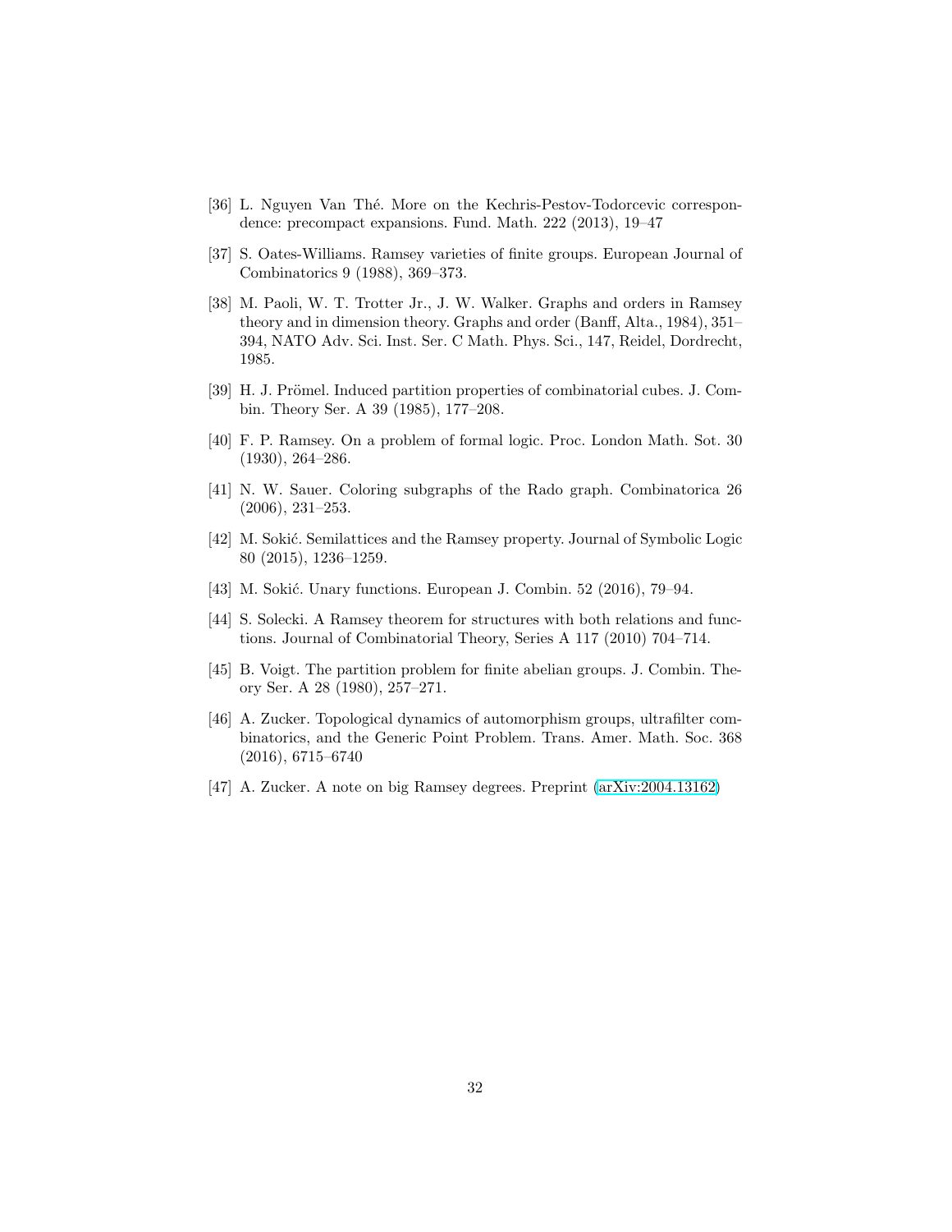[36] L. Nguyen Van Thé. More on the Kechris-Pestov-Todorcevic correspondence: precompact expansions. Fund. Math. 222 (2013), 19–47

[37] S. Oates-Williams. Ramsey varieties of finite groups. European Journal of Combinatorics 9 (1988), 369–373.

[38] M. Paoli, W. T. Trotter Jr., J. W. Walker. Graphs and orders in Ramsey theory and in dimension theory. Graphs and order (Banff, Alta., 1984), 351–394, NATO Adv. Sci. Inst. Ser. C Math. Phys. Sci., 147, Reidel, Dordrecht, 1985.

[39] H. J. Prömel. Induced partition properties of combinatorial cubes. J. Combin. Theory Ser. A 39 (1985), 177–208.

[40] F. P. Ramsey. On a problem of formal logic. Proc. London Math. Sot. 30 (1930), 264–286.

[41] N. W. Sauer. Coloring subgraphs of the Rado graph. Combinatorica 26 (2006), 231–253.

[42] M. Sokić. Semilattices and the Ramsey property. Journal of Symbolic Logic 80 (2015), 1236–1259.

[43] M. Sokić. Unary functions. European J. Combin. 52 (2016), 79–94.

[44] S. Solecki. A Ramsey theorem for structures with both relations and functions. Journal of Combinatorial Theory, Series A 117 (2010) 704–714.

[45] B. Voigt. The partition problem for finite abelian groups. J. Combin. Theory Ser. A 28 (1980), 257–271.

[46] A. Zucker. Topological dynamics of automorphism groups, ultrafilter combinatorics, and the Generic Point Problem. Trans. Amer. Math. Soc. 368 (2016), 6715–6740

[47] A. Zucker. A note on big Ramsey degrees. Preprint (arXiv:2004.13162)